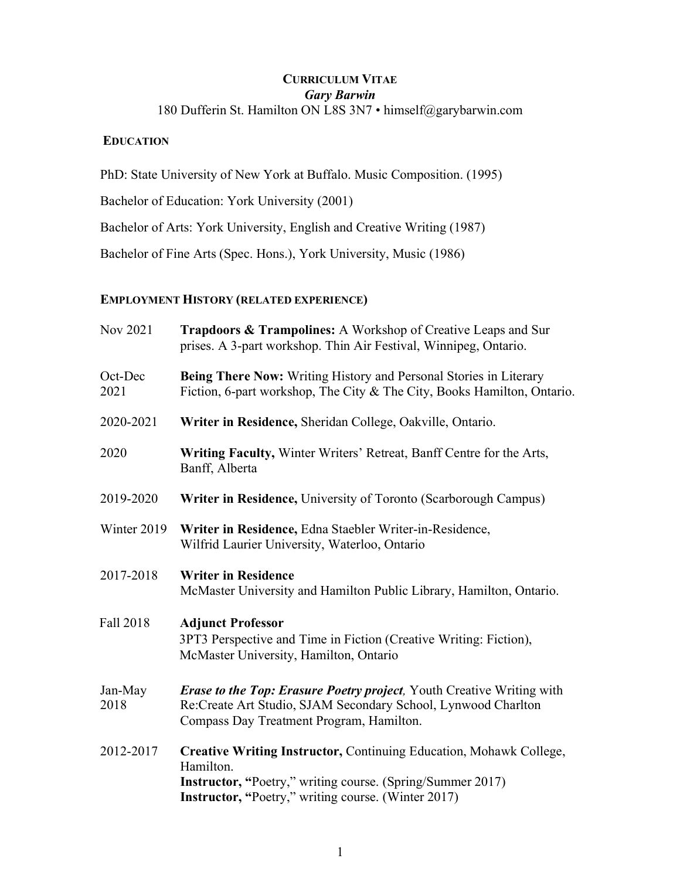# CURRICULUM VITAE

***Gary Barwin***

180 Dufferin St. Hamilton ON L8S 3N7 • himself@garybarwin.com

## EDUCATION

PhD: State University of New York at Buffalo. Music Composition. (1995)

Bachelor of Education: York University (2001)

Bachelor of Arts: York University, English and Creative Writing (1987)

Bachelor of Fine Arts (Spec. Hons.), York University, Music (1986)

## EMPLOYMENT HISTORY (RELATED EXPERIENCE)

| | |
|---|---|
| Nov 2021 | **Trapdoors & Trampolines:** A Workshop of Creative Leaps and Sur prises. A 3-part workshop. Thin Air Festival, Winnipeg, Ontario. |
| Oct-Dec 2021 | **Being There Now:** Writing History and Personal Stories in Literary Fiction, 6-part workshop, The City & The City, Books Hamilton, Ontario. |
| 2020-2021 | **Writer in Residence,** Sheridan College, Oakville, Ontario. |
| 2020 | **Writing Faculty,** Winter Writers' Retreat, Banff Centre for the Arts, Banff, Alberta |
| 2019-2020 | **Writer in Residence,** University of Toronto (Scarborough Campus) |
| Winter 2019 | **Writer in Residence,** Edna Staebler Writer-in-Residence, Wilfrid Laurier University, Waterloo, Ontario |
| 2017-2018 | **Writer in Residence** McMaster University and Hamilton Public Library, Hamilton, Ontario. |
| Fall 2018 | **Adjunct Professor** 3PT3 Perspective and Time in Fiction (Creative Writing: Fiction), McMaster University, Hamilton, Ontario |
| Jan-May 2018 | ***Erase to the Top: Erasure Poetry project,*** Youth Creative Writing with Re:Create Art Studio, SJAM Secondary School, Lynwood Charlton Compass Day Treatment Program, Hamilton. |
| 2012-2017 | **Creative Writing Instructor,** Continuing Education, Mohawk College, Hamilton.<br>**Instructor, "**Poetry," writing course. (Spring/Summer 2017)<br>**Instructor, "**Poetry," writing course. (Winter 2017) |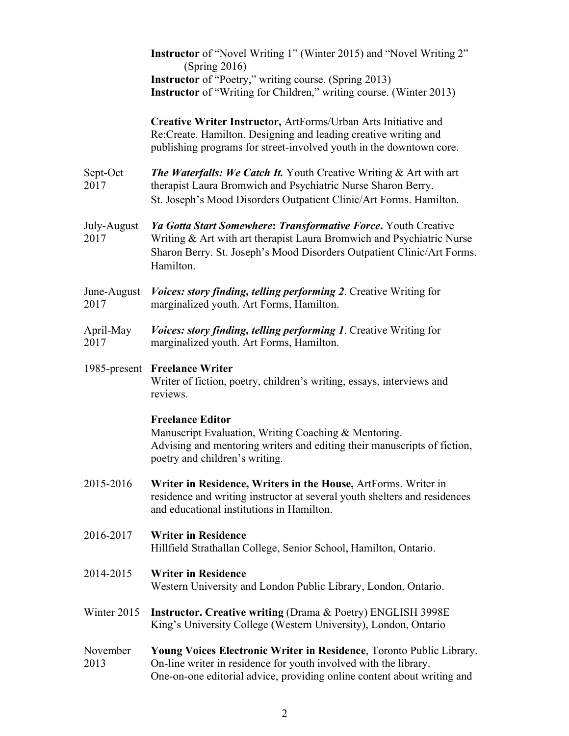**Instructor** of "Novel Writing 1" (Winter 2015) and "Novel Writing 2" (Spring 2016)
**Instructor** of "Poetry," writing course. (Spring 2013)
**Instructor** of "Writing for Children," writing course. (Winter 2013)

**Creative Writer Instructor,** ArtForms/Urban Arts Initiative and Re:Create. Hamilton. Designing and leading creative writing and publishing programs for street-involved youth in the downtown core.

Sept-Oct 2017 — ***The Waterfalls: We Catch It.*** Youth Creative Writing & Art with art therapist Laura Bromwich and Psychiatric Nurse Sharon Berry. St. Joseph's Mood Disorders Outpatient Clinic/Art Forms. Hamilton.

July-August 2017 — ***Ya Gotta Start Somewhere*: *Transformative Force.*** Youth Creative Writing & Art with art therapist Laura Bromwich and Psychiatric Nurse Sharon Berry. St. Joseph's Mood Disorders Outpatient Clinic/Art Forms. Hamilton.

June-August 2017 — ***Voices: story finding, telling performing 2***. Creative Writing for marginalized youth. Art Forms, Hamilton.

April-May 2017 — ***Voices: story finding, telling performing 1***. Creative Writing for marginalized youth. Art Forms, Hamilton.

1985-present — **Freelance Writer**
Writer of fiction, poetry, children's writing, essays, interviews and reviews.

**Freelance Editor**
Manuscript Evaluation, Writing Coaching & Mentoring.
Advising and mentoring writers and editing their manuscripts of fiction, poetry and children's writing.

2015-2016 — **Writer in Residence, Writers in the House,** ArtForms. Writer in residence and writing instructor at several youth shelters and residences and educational institutions in Hamilton.

2016-2017 — **Writer in Residence**
Hillfield Strathallan College, Senior School, Hamilton, Ontario.

2014-2015 — **Writer in Residence**
Western University and London Public Library, London, Ontario.

Winter 2015 — **Instructor. Creative writing** (Drama & Poetry) ENGLISH 3998E
King's University College (Western University), London, Ontario

November 2013 — **Young Voices Electronic Writer in Residence**, Toronto Public Library.
On-line writer in residence for youth involved with the library.
One-on-one editorial advice, providing online content about writing and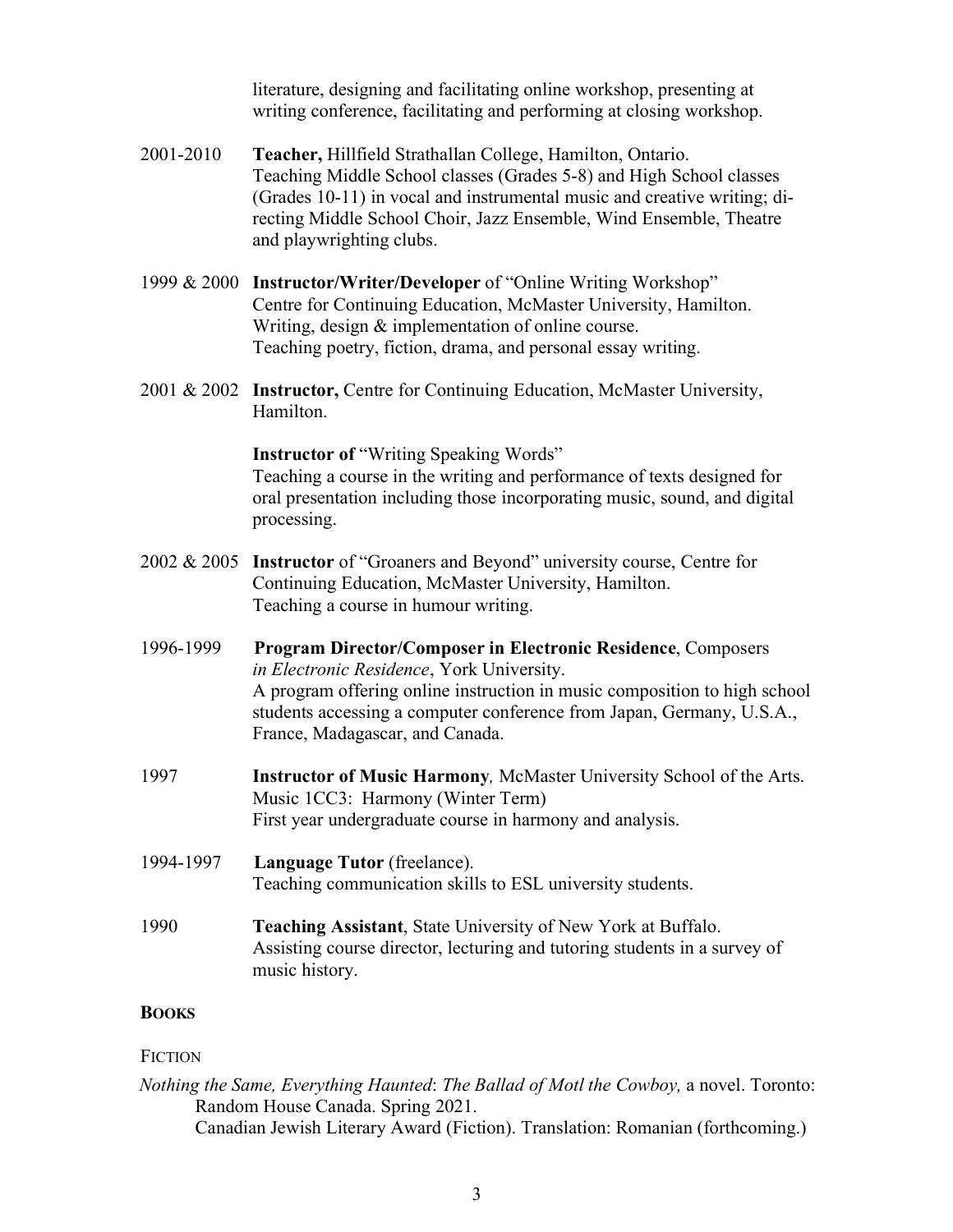literature, designing and facilitating online workshop, presenting at writing conference, facilitating and performing at closing workshop.

2001-2010 **Teacher,** Hillfield Strathallan College, Hamilton, Ontario.
Teaching Middle School classes (Grades 5-8) and High School classes (Grades 10-11) in vocal and instrumental music and creative writing; directing Middle School Choir, Jazz Ensemble, Wind Ensemble, Theatre and playwrighting clubs.

1999 & 2000 **Instructor/Writer/Developer** of "Online Writing Workshop"
Centre for Continuing Education, McMaster University, Hamilton.
Writing, design & implementation of online course.
Teaching poetry, fiction, drama, and personal essay writing.

2001 & 2002 **Instructor,** Centre for Continuing Education, McMaster University, Hamilton.

**Instructor of** "Writing Speaking Words"
Teaching a course in the writing and performance of texts designed for oral presentation including those incorporating music, sound, and digital processing.

2002 & 2005 **Instructor** of "Groaners and Beyond" university course, Centre for Continuing Education, McMaster University, Hamilton.
Teaching a course in humour writing.

1996-1999 **Program Director/Composer in Electronic Residence**, Composers *in Electronic Residence*, York University.
A program offering online instruction in music composition to high school students accessing a computer conference from Japan, Germany, U.S.A., France, Madagascar, and Canada.

1997 **Instructor of Music Harmony***,* McMaster University School of the Arts.
Music 1CC3: Harmony (Winter Term)
First year undergraduate course in harmony and analysis.

1994-1997 **Language Tutor** (freelance).
Teaching communication skills to ESL university students.

1990 **Teaching Assistant**, State University of New York at Buffalo.
Assisting course director, lecturing and tutoring students in a survey of music history.

## BOOKS

### FICTION

*Nothing the Same, Everything Haunted*: *The Ballad of Motl the Cowboy,* a novel. Toronto: Random House Canada. Spring 2021.
Canadian Jewish Literary Award (Fiction). Translation: Romanian (forthcoming.)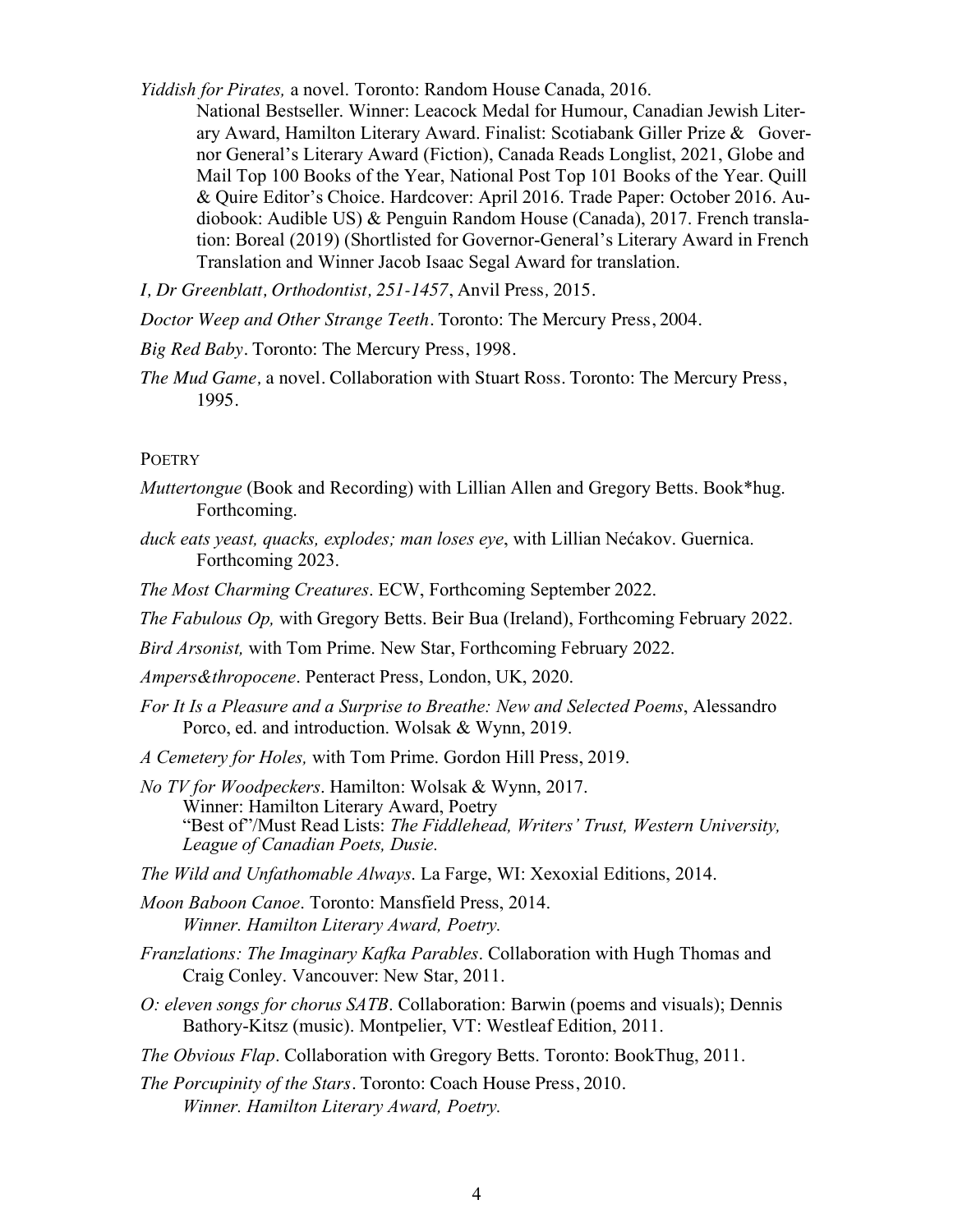*Yiddish for Pirates,* a novel. Toronto: Random House Canada, 2016.

National Bestseller. Winner: Leacock Medal for Humour, Canadian Jewish Literary Award, Hamilton Literary Award. Finalist: Scotiabank Giller Prize & Governor General's Literary Award (Fiction), Canada Reads Longlist, 2021, Globe and Mail Top 100 Books of the Year, National Post Top 101 Books of the Year. Quill & Quire Editor's Choice. Hardcover: April 2016. Trade Paper: October 2016. Audiobook: Audible US) & Penguin Random House (Canada), 2017. French translation: Boreal (2019) (Shortlisted for Governor-General's Literary Award in French Translation and Winner Jacob Isaac Segal Award for translation.

*I, Dr Greenblatt, Orthodontist, 251-1457*, Anvil Press, 2015.

*Doctor Weep and Other Strange Teeth*. Toronto: The Mercury Press, 2004.

*Big Red Baby*. Toronto: The Mercury Press, 1998.

*The Mud Game,* a novel. Collaboration with Stuart Ross. Toronto: The Mercury Press, 1995.

POETRY

*Muttertongue* (Book and Recording) with Lillian Allen and Gregory Betts. Book*hug. Forthcoming.

*duck eats yeast, quacks, explodes; man loses eye*, with Lillian Nećakov. Guernica. Forthcoming 2023.

*The Most Charming Creatures*. ECW, Forthcoming September 2022.

*The Fabulous Op,* with Gregory Betts. Beir Bua (Ireland), Forthcoming February 2022.

*Bird Arsonist,* with Tom Prime. New Star, Forthcoming February 2022.

*Ampers&thropocene*. Penteract Press, London, UK, 2020.

*For It Is a Pleasure and a Surprise to Breathe: New and Selected Poems*, Alessandro Porco, ed. and introduction. Wolsak & Wynn, 2019.

*A Cemetery for Holes,* with Tom Prime. Gordon Hill Press, 2019.

*No TV for Woodpeckers*. Hamilton: Wolsak & Wynn, 2017.
Winner: Hamilton Literary Award, Poetry
"Best of"/Must Read Lists: *The Fiddlehead, Writers' Trust, Western University, League of Canadian Poets, Dusie.*

*The Wild and Unfathomable Always*. La Farge, WI: Xexoxial Editions, 2014.

*Moon Baboon Canoe*. Toronto: Mansfield Press, 2014.
*Winner. Hamilton Literary Award, Poetry.*

*Franzlations: The Imaginary Kafka Parables*. Collaboration with Hugh Thomas and Craig Conley. Vancouver: New Star, 2011.

*O: eleven songs for chorus SATB*. Collaboration: Barwin (poems and visuals); Dennis Bathory-Kitsz (music). Montpelier, VT: Westleaf Edition, 2011.

*The Obvious Flap*. Collaboration with Gregory Betts. Toronto: BookThug, 2011.

*The Porcupinity of the Stars*. Toronto: Coach House Press, 2010.
*Winner. Hamilton Literary Award, Poetry.*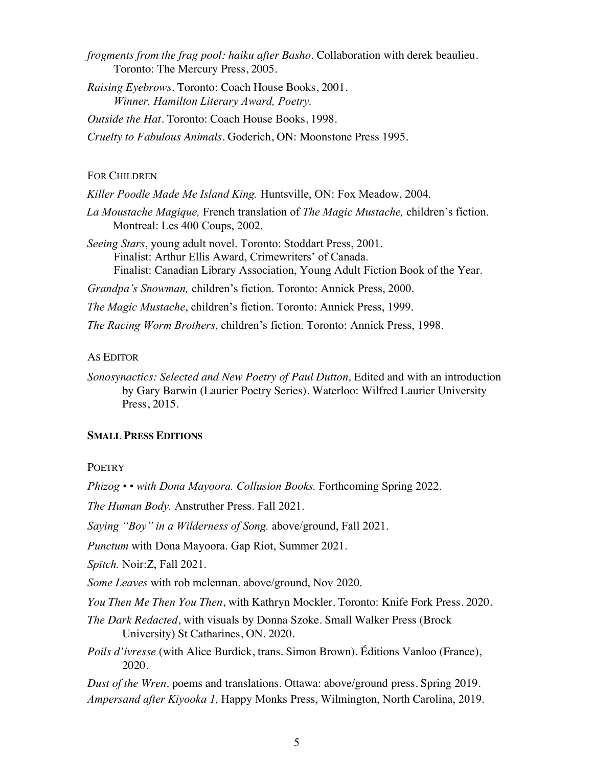*frogments from the frag pool: haiku after Basho*. Collaboration with derek beaulieu. Toronto: The Mercury Press, 2005.

*Raising Eyebrows*. Toronto: Coach House Books, 2001.
*Winner. Hamilton Literary Award, Poetry.*

*Outside the Hat*. Toronto: Coach House Books, 1998.

*Cruelty to Fabulous Animals*. Goderich, ON: Moonstone Press 1995.

FOR CHILDREN

*Killer Poodle Made Me Island King.* Huntsville, ON: Fox Meadow, 2004.

*La Moustache Magique,* French translation of *The Magic Mustache,* children's fiction. Montreal: Les 400 Coups, 2002.

*Seeing Stars*, young adult novel. Toronto: Stoddart Press, 2001.
Finalist: Arthur Ellis Award, Crimewriters' of Canada.
Finalist: Canadian Library Association, Young Adult Fiction Book of the Year.

*Grandpa's Snowman,* children's fiction. Toronto: Annick Press, 2000.

*The Magic Mustache*, children's fiction. Toronto: Annick Press, 1999.

*The Racing Worm Brothers*, children's fiction. Toronto: Annick Press, 1998.

AS EDITOR

*Sonosynactics: Selected and New Poetry of Paul Dutton,* Edited and with an introduction by Gary Barwin (Laurier Poetry Series). Waterloo: Wilfred Laurier University Press, 2015.

**SMALL PRESS EDITIONS**

POETRY

*Phizog • • with Dona Mayoora. Collusion Books.* Forthcoming Spring 2022.

*The Human Body.* Anstruther Press. Fall 2021.

*Saying "Boy" in a Wilderness of Song.* above/ground, Fall 2021.

*Punctum* with Dona Mayoora. Gap Riot, Summer 2021.

*Spītch.* Noir:Z, Fall 2021.

*Some Leaves* with rob mclennan. above/ground, Nov 2020.

*You Then Me Then You Then*, with Kathryn Mockler. Toronto: Knife Fork Press. 2020.

*The Dark Redacted*, with visuals by Donna Szoke. Small Walker Press (Brock University) St Catharines, ON. 2020.

*Poils d'ivresse* (with Alice Burdick, trans. Simon Brown). Éditions Vanloo (France), 2020.

*Dust of the Wren,* poems and translations. Ottawa: above/ground press. Spring 2019.

*Ampersand after Kiyooka 1,* Happy Monks Press, Wilmington, North Carolina, 2019.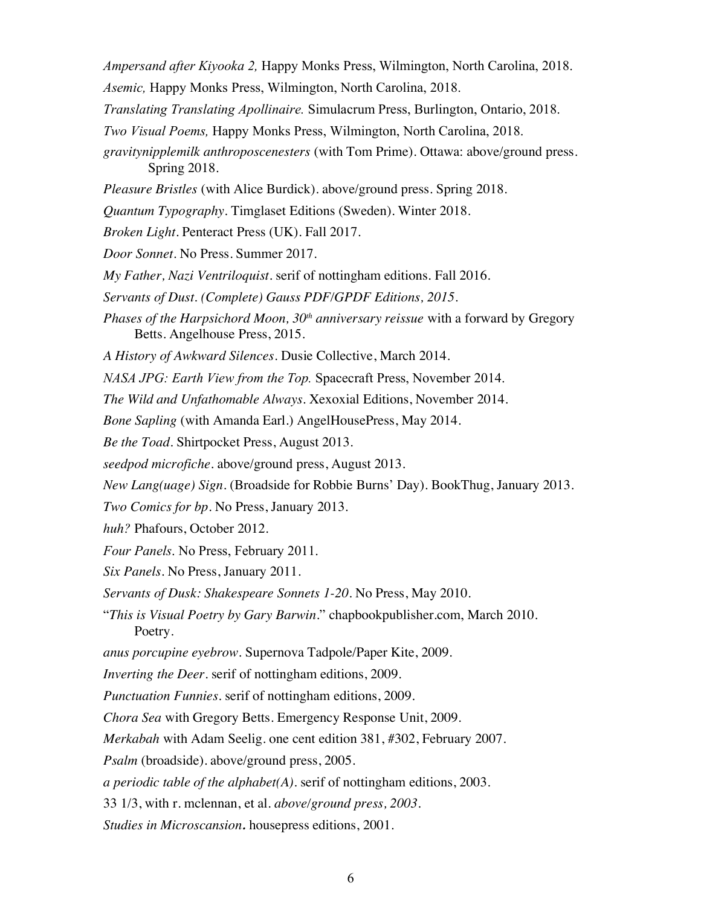*Ampersand after Kiyooka 2,* Happy Monks Press, Wilmington, North Carolina, 2018.

*Asemic,* Happy Monks Press, Wilmington, North Carolina, 2018.

*Translating Translating Apollinaire.* Simulacrum Press, Burlington, Ontario, 2018.

*Two Visual Poems,* Happy Monks Press, Wilmington, North Carolina, 2018.

*gravitynipplemilk anthroposcenesters* (with Tom Prime). Ottawa: above/ground press. Spring 2018.

*Pleasure Bristles* (with Alice Burdick). above/ground press. Spring 2018.

*Quantum Typography*. Timglaset Editions (Sweden). Winter 2018.

*Broken Light*. Penteract Press (UK). Fall 2017.

*Door Sonnet*. No Press. Summer 2017.

*My Father, Nazi Ventriloquist*. serif of nottingham editions. Fall 2016.

*Servants of Dust. (Complete) Gauss PDF/GPDF Editions, 2015.*

*Phases of the Harpsichord Moon, 30th anniversary reissue* with a forward by Gregory Betts. Angelhouse Press, 2015.

*A History of Awkward Silences*. Dusie Collective, March 2014.

*NASA JPG: Earth View from the Top.* Spacecraft Press, November 2014.

*The Wild and Unfathomable Always*. Xexoxial Editions, November 2014.

*Bone Sapling* (with Amanda Earl.) AngelHousePress, May 2014.

*Be the Toad*. Shirtpocket Press, August 2013.

*seedpod microfiche*. above/ground press, August 2013.

*New Lang(uage) Sign*. (Broadside for Robbie Burns' Day). BookThug, January 2013.

*Two Comics for bp*. No Press, January 2013.

*huh?* Phafours, October 2012.

*Four Panels*. No Press, February 2011.

*Six Panels*. No Press, January 2011.

*Servants of Dusk: Shakespeare Sonnets 1-20*. No Press, May 2010.

"*This is Visual Poetry by Gary Barwin*." chapbookpublisher.com, March 2010. Poetry.

*anus porcupine eyebrow*. Supernova Tadpole/Paper Kite, 2009.

*Inverting the Deer*. serif of nottingham editions, 2009.

*Punctuation Funnies*. serif of nottingham editions, 2009.

*Chora Sea* with Gregory Betts. Emergency Response Unit, 2009.

*Merkabah* with Adam Seelig. one cent edition 381, #302, February 2007.

*Psalm* (broadside). above/ground press, 2005.

*a periodic table of the alphabet(A)*. serif of nottingham editions, 2003.

33 1/3, with r. mclennan, et al. *above/ground press, 2003*.

*Studies in Microscansion***.** housepress editions, 2001.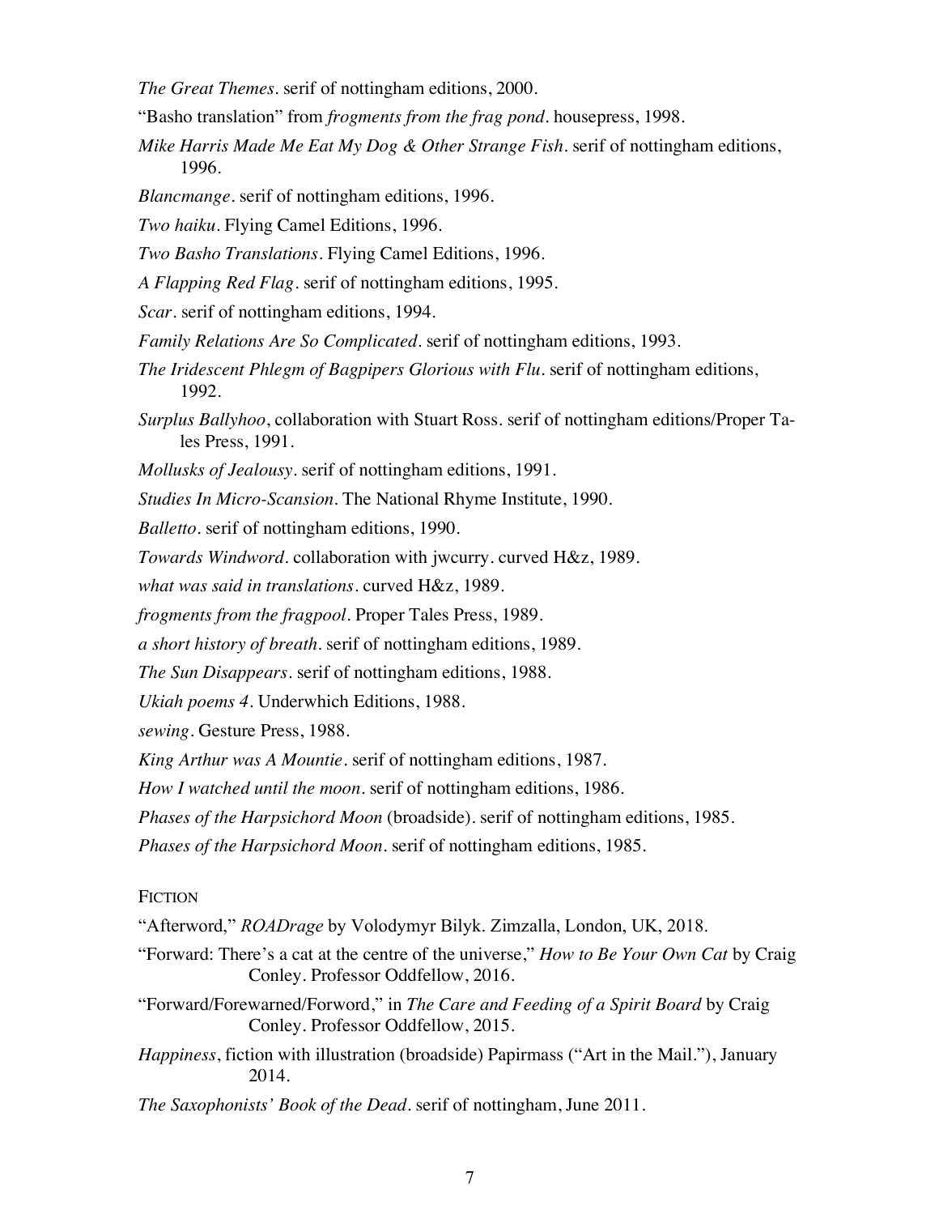*The Great Themes*. serif of nottingham editions, 2000.

"Basho translation" from *frogments from the frag pond*. housepress, 1998.

*Mike Harris Made Me Eat My Dog & Other Strange Fish*. serif of nottingham editions, 1996.

*Blancmange*. serif of nottingham editions, 1996.

*Two haiku*. Flying Camel Editions, 1996.

*Two Basho Translations*. Flying Camel Editions, 1996.

*A Flapping Red Flag*. serif of nottingham editions, 1995.

*Scar*. serif of nottingham editions, 1994.

*Family Relations Are So Complicated*. serif of nottingham editions, 1993.

*The Iridescent Phlegm of Bagpipers Glorious with Flu*. serif of nottingham editions, 1992.

*Surplus Ballyhoo*, collaboration with Stuart Ross. serif of nottingham editions/Proper Tales Press, 1991.

*Mollusks of Jealousy*. serif of nottingham editions, 1991.

*Studies In Micro-Scansion*. The National Rhyme Institute, 1990.

*Balletto*. serif of nottingham editions, 1990.

*Towards Windword*. collaboration with jwcurry. curved H&z, 1989.

*what was said in translations*. curved H&z, 1989.

*frogments from the fragpool*. Proper Tales Press, 1989.

*a short history of breath*. serif of nottingham editions, 1989.

*The Sun Disappears*. serif of nottingham editions, 1988.

*Ukiah poems 4*. Underwhich Editions, 1988.

*sewing*. Gesture Press, 1988.

*King Arthur was A Mountie*. serif of nottingham editions, 1987.

*How I watched until the moon*. serif of nottingham editions, 1986.

*Phases of the Harpsichord Moon* (broadside). serif of nottingham editions, 1985.

*Phases of the Harpsichord Moon*. serif of nottingham editions, 1985.

FICTION

"Afterword," *ROADrage* by Volodymyr Bilyk. Zimzalla, London, UK, 2018.

"Forward: There's a cat at the centre of the universe," *How to Be Your Own Cat* by Craig Conley. Professor Oddfellow, 2016.

"Forward/Forewarned/Forword," in *The Care and Feeding of a Spirit Board* by Craig Conley. Professor Oddfellow, 2015.

*Happiness*, fiction with illustration (broadside) Papirmass ("Art in the Mail."), January 2014.

*The Saxophonists' Book of the Dead*. serif of nottingham, June 2011.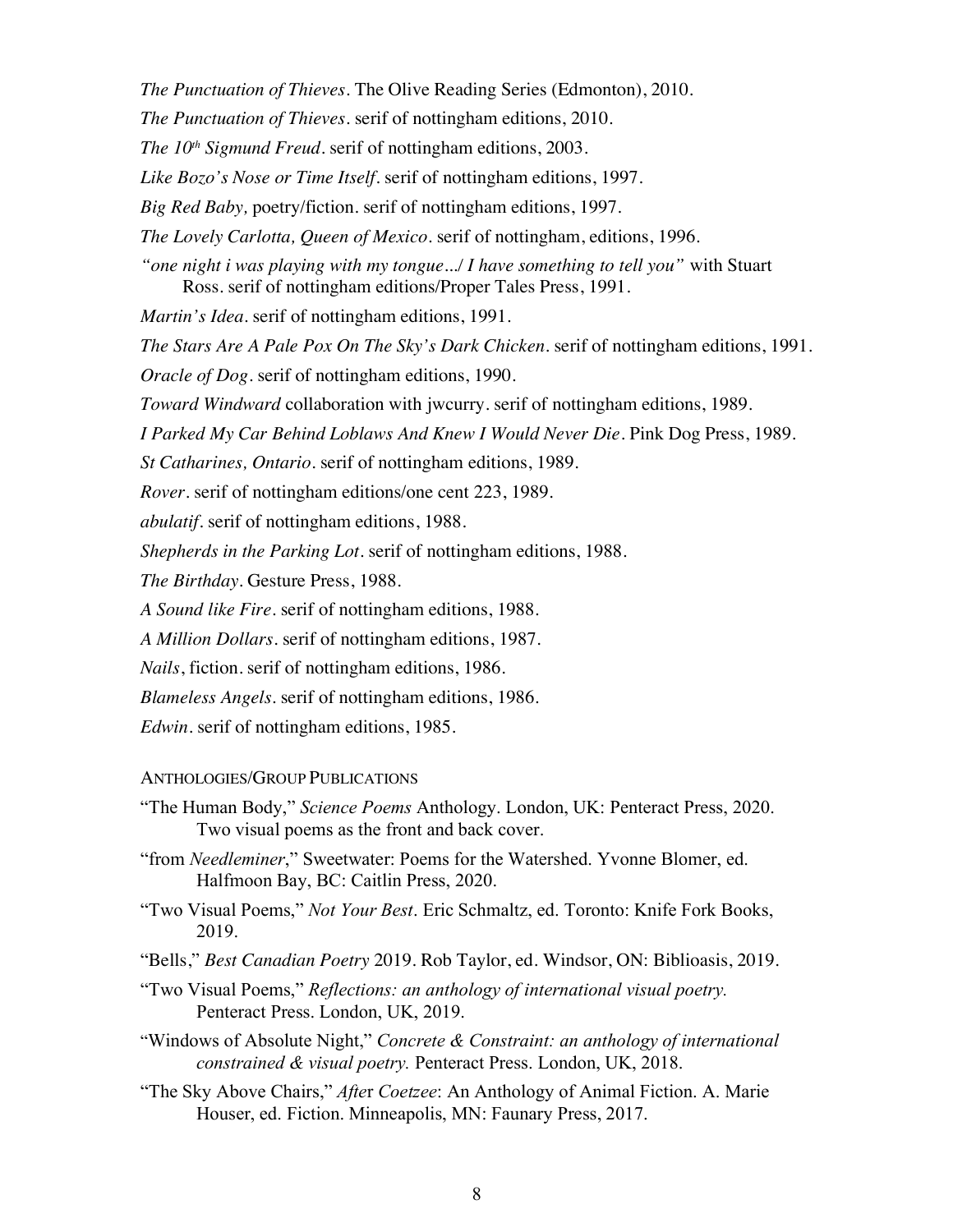*The Punctuation of Thieves*. The Olive Reading Series (Edmonton), 2010.

*The Punctuation of Thieves*. serif of nottingham editions, 2010.

*The 10th Sigmund Freud*. serif of nottingham editions, 2003.

*Like Bozo's Nose or Time Itself*. serif of nottingham editions, 1997.

*Big Red Baby,* poetry/fiction. serif of nottingham editions, 1997.

*The Lovely Carlotta, Queen of Mexico*. serif of nottingham, editions, 1996.

*"one night i was playing with my tongue.../ I have something to tell you"* with Stuart Ross. serif of nottingham editions/Proper Tales Press, 1991.

*Martin's Idea*. serif of nottingham editions, 1991.

*The Stars Are A Pale Pox On The Sky's Dark Chicken*. serif of nottingham editions, 1991.

*Oracle of Dog*. serif of nottingham editions, 1990.

*Toward Windward* collaboration with jwcurry. serif of nottingham editions, 1989.

*I Parked My Car Behind Loblaws And Knew I Would Never Die*. Pink Dog Press, 1989.

*St Catharines, Ontario*. serif of nottingham editions, 1989.

*Rover*. serif of nottingham editions/one cent 223, 1989.

*abulatif*. serif of nottingham editions, 1988.

*Shepherds in the Parking Lot*. serif of nottingham editions, 1988.

*The Birthday*. Gesture Press, 1988.

*A Sound like Fire*. serif of nottingham editions, 1988.

*A Million Dollars*. serif of nottingham editions, 1987.

*Nails*, fiction. serif of nottingham editions, 1986.

*Blameless Angels*. serif of nottingham editions, 1986.

*Edwin*. serif of nottingham editions, 1985.

## ANTHOLOGIES/GROUP PUBLICATIONS

"The Human Body," *Science Poems* Anthology. London, UK: Penteract Press, 2020. Two visual poems as the front and back cover.

"from *Needleminer*," Sweetwater: Poems for the Watershed. Yvonne Blomer, ed. Halfmoon Bay, BC: Caitlin Press, 2020.

"Two Visual Poems," *Not Your Best*. Eric Schmaltz, ed. Toronto: Knife Fork Books, 2019.

"Bells," *Best Canadian Poetry* 2019. Rob Taylor, ed. Windsor, ON: Biblioasis, 2019.

"Two Visual Poems," *Reflections: an anthology of international visual poetry.* Penteract Press. London, UK, 2019.

"Windows of Absolute Night," *Concrete & Constraint: an anthology of international constrained & visual poetry.* Penteract Press. London, UK, 2018.

"The Sky Above Chairs," *After Coetzee*: An Anthology of Animal Fiction. A. Marie Houser, ed. Fiction. Minneapolis, MN: Faunary Press, 2017.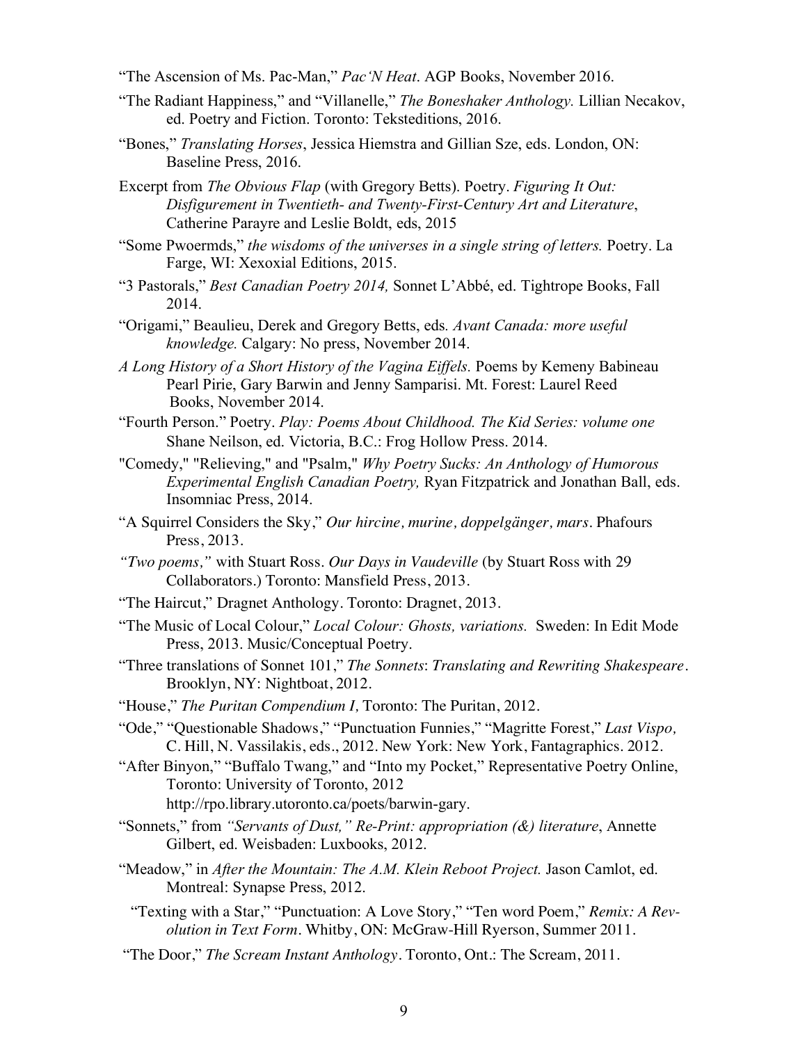"The Ascension of Ms. Pac-Man," *Pac'N Heat*. AGP Books, November 2016.

"The Radiant Happiness," and "Villanelle," *The Boneshaker Anthology.* Lillian Necakov, ed. Poetry and Fiction. Toronto: Teksteditions, 2016.

"Bones," *Translating Horses*, Jessica Hiemstra and Gillian Sze, eds. London, ON: Baseline Press, 2016.

Excerpt from *The Obvious Flap* (with Gregory Betts). Poetry. *Figuring It Out: Disfigurement in Twentieth- and Twenty-First-Century Art and Literature*, Catherine Parayre and Leslie Boldt, eds, 2015

"Some Pwoermds," *the wisdoms of the universes in a single string of letters.* Poetry. La Farge, WI: Xexoxial Editions, 2015.

"3 Pastorals," *Best Canadian Poetry 2014,* Sonnet L'Abbé, ed. Tightrope Books, Fall 2014.

"Origami," Beaulieu, Derek and Gregory Betts, eds. *Avant Canada: more useful knowledge.* Calgary: No press, November 2014.

*A Long History of a Short History of the Vagina Eiffels.* Poems by Kemeny Babineau Pearl Pirie, Gary Barwin and Jenny Samparisi. Mt. Forest: Laurel Reed Books, November 2014.

"Fourth Person." Poetry. *Play: Poems About Childhood. The Kid Series: volume one* Shane Neilson, ed. Victoria, B.C.: Frog Hollow Press. 2014.

"Comedy," "Relieving," and "Psalm," *Why Poetry Sucks: An Anthology of Humorous Experimental English Canadian Poetry,* Ryan Fitzpatrick and Jonathan Ball, eds. Insomniac Press, 2014.

"A Squirrel Considers the Sky," *Our hircine, murine, doppelgänger, mars*. Phafours Press, 2013.

*"Two poems,"* with Stuart Ross. *Our Days in Vaudeville* (by Stuart Ross with 29 Collaborators.) Toronto: Mansfield Press, 2013.

"The Haircut," Dragnet Anthology. Toronto: Dragnet, 2013.

"The Music of Local Colour," *Local Colour: Ghosts, variations.* Sweden: In Edit Mode Press, 2013. Music/Conceptual Poetry.

"Three translations of Sonnet 101," *The Sonnets*: *Translating and Rewriting Shakespeare*. Brooklyn, NY: Nightboat, 2012.

"House," *The Puritan Compendium I,* Toronto: The Puritan, 2012.

"Ode," "Questionable Shadows," "Punctuation Funnies," "Magritte Forest," *Last Vispo,* C. Hill, N. Vassilakis, eds., 2012. New York: New York, Fantagraphics. 2012.

"After Binyon," "Buffalo Twang," and "Into my Pocket," Representative Poetry Online, Toronto: University of Toronto, 2012 http://rpo.library.utoronto.ca/poets/barwin-gary.

"Sonnets," from *"Servants of Dust," Re-Print: appropriation (&) literature*, Annette Gilbert, ed. Weisbaden: Luxbooks, 2012.

"Meadow," in *After the Mountain: The A.M. Klein Reboot Project.* Jason Camlot, ed. Montreal: Synapse Press, 2012.

"Texting with a Star," "Punctuation: A Love Story," "Ten word Poem," *Remix: A Revolution in Text Form*. Whitby, ON: McGraw-Hill Ryerson, Summer 2011.

"The Door," *The Scream Instant Anthology*. Toronto, Ont.: The Scream, 2011.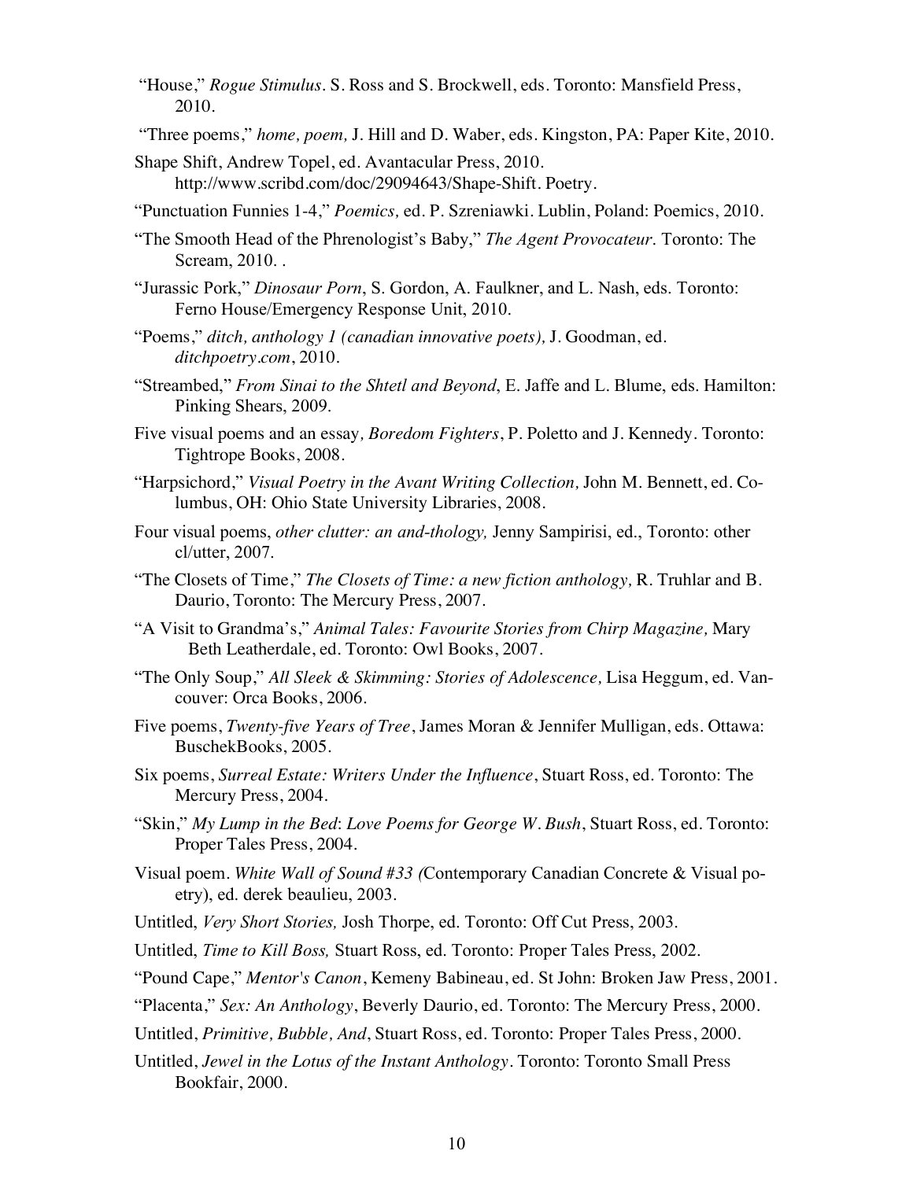"House," *Rogue Stimulus*. S. Ross and S. Brockwell, eds. Toronto: Mansfield Press, 2010.

"Three poems," *home, poem,* J. Hill and D. Waber, eds. Kingston, PA: Paper Kite, 2010.

Shape Shift, Andrew Topel, ed. Avantacular Press, 2010. http://www.scribd.com/doc/29094643/Shape-Shift. Poetry.

"Punctuation Funnies 1-4," *Poemics,* ed. P. Szreniawki. Lublin, Poland: Poemics, 2010.

"The Smooth Head of the Phrenologist's Baby," *The Agent Provocateur.* Toronto: The Scream, 2010. .

"Jurassic Pork," *Dinosaur Porn*, S. Gordon, A. Faulkner, and L. Nash, eds. Toronto: Ferno House/Emergency Response Unit, 2010.

"Poems," *ditch, anthology 1 (canadian innovative poets),* J. Goodman, ed. *ditchpoetry.com*, 2010.

"Streambed," *From Sinai to the Shtetl and Beyond*, E. Jaffe and L. Blume, eds. Hamilton: Pinking Shears, 2009.

Five visual poems and an essay*, Boredom Fighters*, P. Poletto and J. Kennedy. Toronto: Tightrope Books, 2008.

"Harpsichord," *Visual Poetry in the Avant Writing Collection,* John M. Bennett, ed. Columbus, OH: Ohio State University Libraries, 2008.

Four visual poems, *other clutter: an and-thology,* Jenny Sampirisi, ed., Toronto: other cl/utter, 2007.

"The Closets of Time," *The Closets of Time: a new fiction anthology,* R. Truhlar and B. Daurio, Toronto: The Mercury Press, 2007.

"A Visit to Grandma's," *Animal Tales: Favourite Stories from Chirp Magazine,* Mary Beth Leatherdale, ed. Toronto: Owl Books, 2007.

"The Only Soup," *All Sleek & Skimming: Stories of Adolescence,* Lisa Heggum, ed. Vancouver: Orca Books, 2006.

Five poems, *Twenty-five Years of Tree*, James Moran & Jennifer Mulligan, eds. Ottawa: BuschekBooks, 2005.

Six poems, *Surreal Estate: Writers Under the Influence*, Stuart Ross, ed. Toronto: The Mercury Press, 2004.

"Skin," *My Lump in the Bed*: *Love Poems for George W. Bush*, Stuart Ross, ed. Toronto: Proper Tales Press, 2004.

Visual poem. *White Wall of Sound #33 (*Contemporary Canadian Concrete & Visual poetry), ed. derek beaulieu, 2003.

Untitled, *Very Short Stories,* Josh Thorpe, ed. Toronto: Off Cut Press, 2003.

Untitled, *Time to Kill Boss,* Stuart Ross, ed. Toronto: Proper Tales Press, 2002.

"Pound Cape," *Mentor's Canon*, Kemeny Babineau, ed. St John: Broken Jaw Press, 2001.

"Placenta," *Sex: An Anthology*, Beverly Daurio, ed. Toronto: The Mercury Press, 2000.

Untitled, *Primitive, Bubble, And*, Stuart Ross, ed. Toronto: Proper Tales Press, 2000.

Untitled, *Jewel in the Lotus of the Instant Anthology*. Toronto: Toronto Small Press Bookfair, 2000.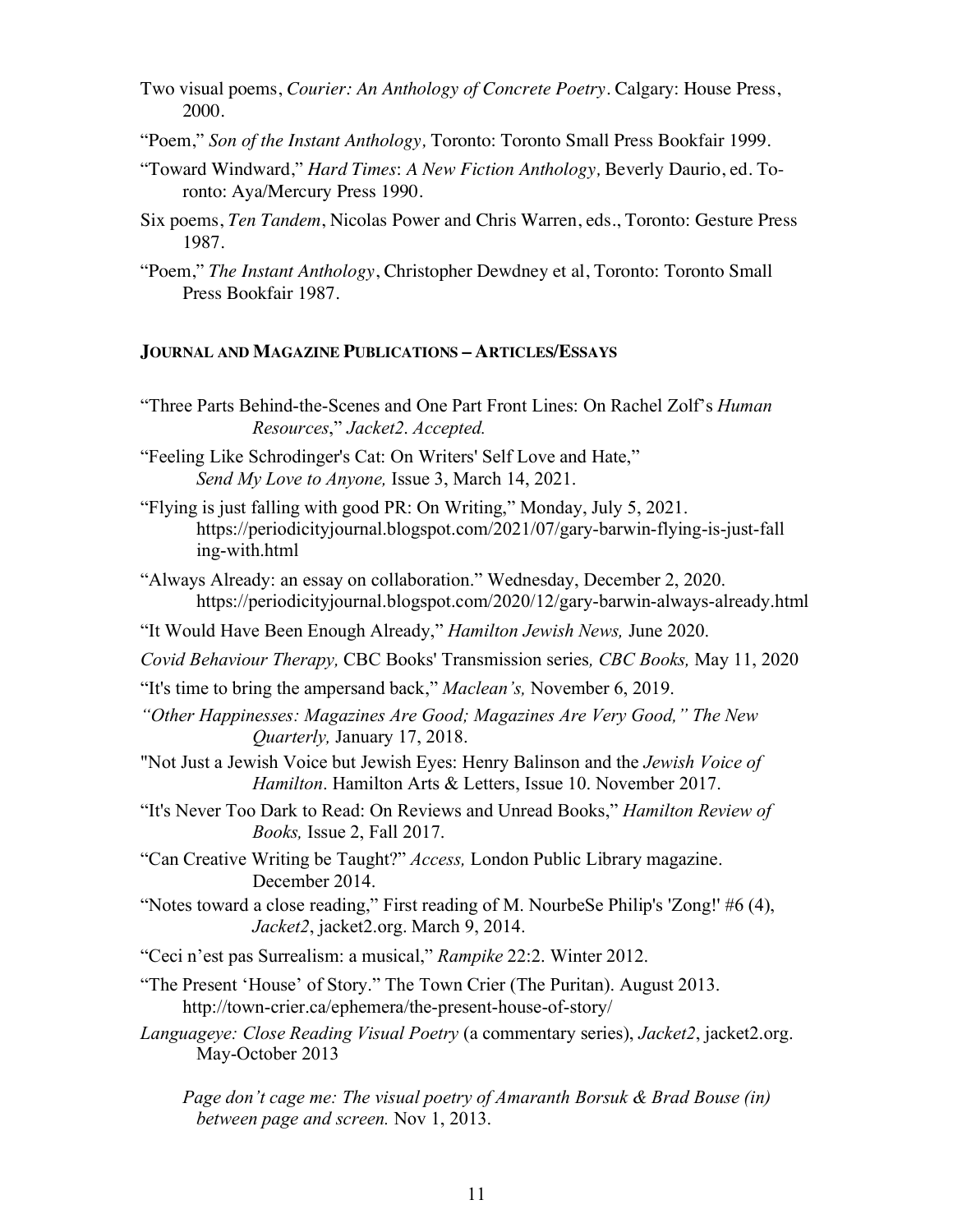Two visual poems, *Courier: An Anthology of Concrete Poetry*. Calgary: House Press, 2000.

"Poem," *Son of the Instant Anthology,* Toronto: Toronto Small Press Bookfair 1999.

"Toward Windward," *Hard Times*: *A New Fiction Anthology,* Beverly Daurio, ed. Toronto: Aya/Mercury Press 1990.

Six poems, *Ten Tandem*, Nicolas Power and Chris Warren, eds., Toronto: Gesture Press 1987.

"Poem," *The Instant Anthology*, Christopher Dewdney et al, Toronto: Toronto Small Press Bookfair 1987.

**JOURNAL AND MAGAZINE PUBLICATIONS – ARTICLES/ESSAYS**

"Three Parts Behind-the-Scenes and One Part Front Lines: On Rachel Zolf's *Human Resources*," *Jacket2*. *Accepted.*

"Feeling Like Schrodinger's Cat: On Writers' Self Love and Hate," *Send My Love to Anyone,* Issue 3, March 14, 2021.

"Flying is just falling with good PR: On Writing," Monday, July 5, 2021. https://periodicityjournal.blogspot.com/2021/07/gary-barwin-flying-is-just-falling-with.html

"Always Already: an essay on collaboration." Wednesday, December 2, 2020. https://periodicityjournal.blogspot.com/2020/12/gary-barwin-always-already.html

"It Would Have Been Enough Already," *Hamilton Jewish News,* June 2020.

*Covid Behaviour Therapy,* CBC Books' Transmission series*, CBC Books,* May 11, 2020

"It's time to bring the ampersand back," *Maclean's,* November 6, 2019.

*"Other Happinesses: Magazines Are Good; Magazines Are Very Good," The New Quarterly,* January 17, 2018.

"Not Just a Jewish Voice but Jewish Eyes: Henry Balinson and the *Jewish Voice of Hamilton*. Hamilton Arts & Letters, Issue 10. November 2017.

"It's Never Too Dark to Read: On Reviews and Unread Books," *Hamilton Review of Books,* Issue 2, Fall 2017.

"Can Creative Writing be Taught?" *Access,* London Public Library magazine. December 2014.

"Notes toward a close reading," First reading of M. NourbeSe Philip's 'Zong!' #6 (4), *Jacket2*, jacket2.org. March 9, 2014.

"Ceci n'est pas Surrealism: a musical," *Rampike* 22:2. Winter 2012.

"The Present 'House' of Story." The Town Crier (The Puritan). August 2013. http://town-crier.ca/ephemera/the-present-house-of-story/

*Languageye: Close Reading Visual Poetry* (a commentary series), *Jacket2*, jacket2.org. May-October 2013

*Page don't cage me: The visual poetry of Amaranth Borsuk & Brad Bouse (in) between page and screen.* Nov 1, 2013.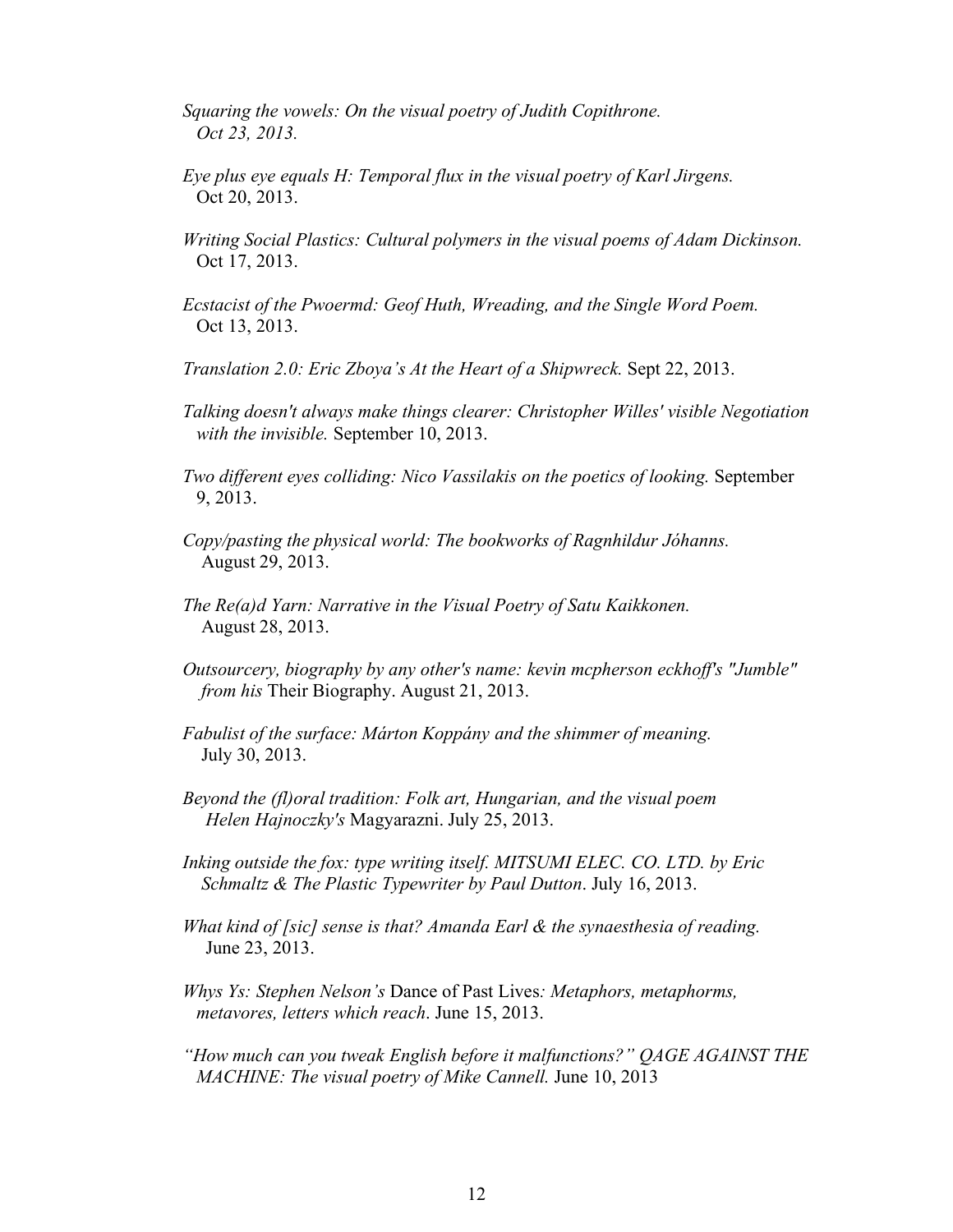*Squaring the vowels: On the visual poetry of Judith Copithrone. Oct 23, 2013.*

*Eye plus eye equals H: Temporal flux in the visual poetry of Karl Jirgens.* Oct 20, 2013.

*Writing Social Plastics: Cultural polymers in the visual poems of Adam Dickinson.* Oct 17, 2013.

*Ecstacist of the Pwoermd: Geof Huth, Wreading, and the Single Word Poem.* Oct 13, 2013.

*Translation 2.0: Eric Zboya's At the Heart of a Shipwreck.* Sept 22, 2013.

*Talking doesn't always make things clearer: Christopher Willes' visible Negotiation with the invisible.* September 10, 2013.

*Two different eyes colliding: Nico Vassilakis on the poetics of looking.* September 9, 2013.

*Copy/pasting the physical world: The bookworks of Ragnhildur Jóhanns.* August 29, 2013.

*The Re(a)d Yarn: Narrative in the Visual Poetry of Satu Kaikkonen.* August 28, 2013.

*Outsourcery, biography by any other's name: kevin mcpherson eckhoff's "Jumble" from his* Their Biography. August 21, 2013.

*Fabulist of the surface: Márton Koppány and the shimmer of meaning.* July 30, 2013.

*Beyond the (fl)oral tradition: Folk art, Hungarian, and the visual poem Helen Hajnoczky's* Magyarazni. July 25, 2013.

*Inking outside the fox: type writing itself. MITSUMI ELEC. CO. LTD. by Eric Schmaltz & The Plastic Typewriter by Paul Dutton*. July 16, 2013.

*What kind of [sic] sense is that? Amanda Earl & the synaesthesia of reading.* June 23, 2013.

*Whys Ys: Stephen Nelson's* Dance of Past Lives*: Metaphors, metaphorms, metavores, letters which reach*. June 15, 2013.

*"How much can you tweak English before it malfunctions?" QAGE AGAINST THE MACHINE: The visual poetry of Mike Cannell.* June 10, 2013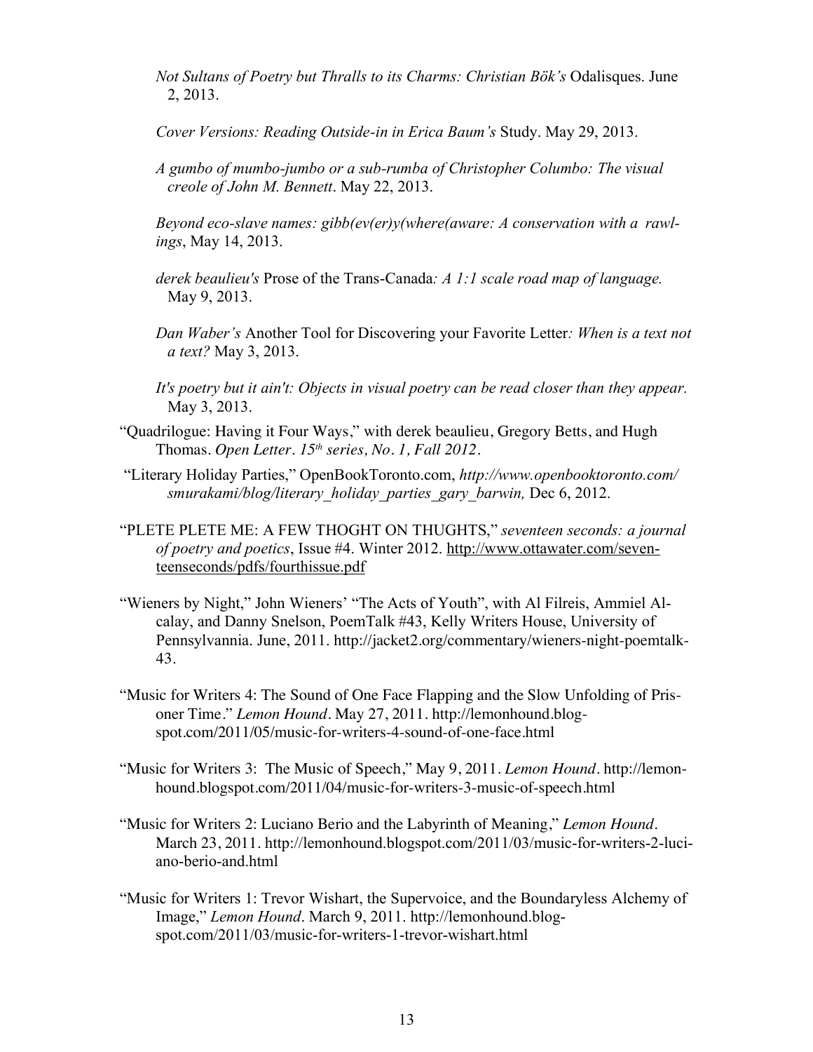*Not Sultans of Poetry but Thralls to its Charms: Christian Bök's* Odalisques. June 2, 2013.

*Cover Versions: Reading Outside-in in Erica Baum's* Study. May 29, 2013.

*A gumbo of mumbo-jumbo or a sub-rumba of Christopher Columbo: The visual creole of John M. Bennett*. May 22, 2013.

*Beyond eco-slave names: gibb(ev(er)y(where(aware: A conservation with a rawlings*, May 14, 2013.

*derek beaulieu's* Prose of the Trans-Canada*: A 1:1 scale road map of language.* May 9, 2013.

*Dan Waber's* Another Tool for Discovering your Favorite Letter*: When is a text not a text?* May 3, 2013.

*It's poetry but it ain't: Objects in visual poetry can be read closer than they appear.* May 3, 2013.

"Quadrilogue: Having it Four Ways," with derek beaulieu, Gregory Betts, and Hugh Thomas. *Open Letter. 15th series, No. 1, Fall 2012.*

"Literary Holiday Parties," OpenBookToronto.com, *http://www.openbooktoronto.com/smurakami/blog/literary_holiday_parties_gary_barwin,* Dec 6, 2012.

"PLETE PLETE ME: A FEW THOGHT ON THUGHTS," *seventeen seconds: a journal of poetry and poetics*, Issue #4. Winter 2012. http://www.ottawater.com/seventeenseconds/pdfs/fourthissue.pdf

"Wieners by Night," John Wieners' "The Acts of Youth", with Al Filreis, Ammiel Alcalay, and Danny Snelson, PoemTalk #43, Kelly Writers House, University of Pennsylvannia. June, 2011. http://jacket2.org/commentary/wieners-night-poemtalk-43.

"Music for Writers 4: The Sound of One Face Flapping and the Slow Unfolding of Prisoner Time." *Lemon Hound*. May 27, 2011. http://lemonhound.blogspot.com/2011/05/music-for-writers-4-sound-of-one-face.html

"Music for Writers 3: The Music of Speech," May 9, 2011. *Lemon Hound*. http://lemonhound.blogspot.com/2011/04/music-for-writers-3-music-of-speech.html

"Music for Writers 2: Luciano Berio and the Labyrinth of Meaning," *Lemon Hound*. March 23, 2011. http://lemonhound.blogspot.com/2011/03/music-for-writers-2-luciano-berio-and.html

"Music for Writers 1: Trevor Wishart, the Supervoice, and the Boundaryless Alchemy of Image," *Lemon Hound*. March 9, 2011. http://lemonhound.blogspot.com/2011/03/music-for-writers-1-trevor-wishart.html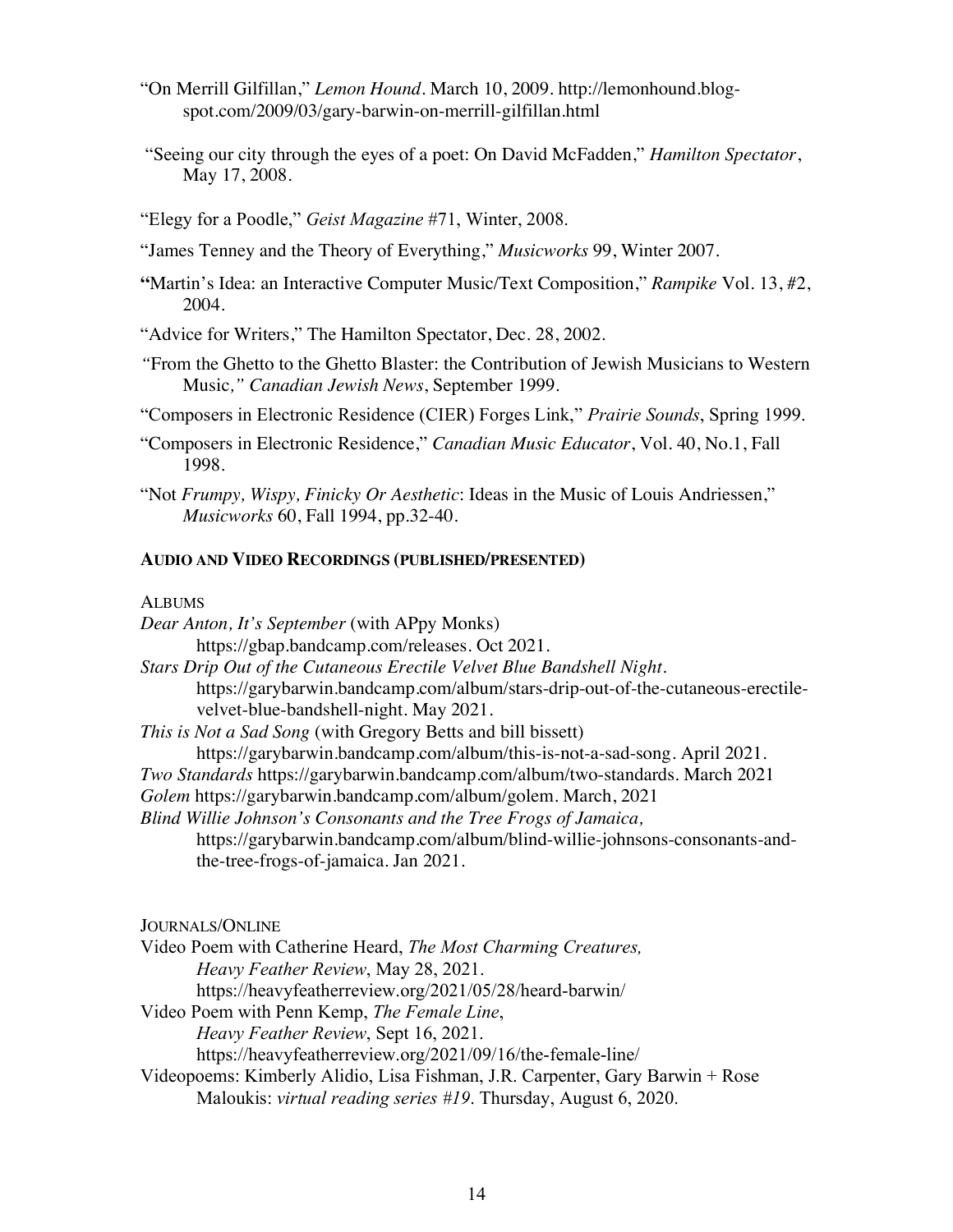"On Merrill Gilfillan," *Lemon Hound*. March 10, 2009. http://lemonhound.blog-spot.com/2009/03/gary-barwin-on-merrill-gilfillan.html

"Seeing our city through the eyes of a poet: On David McFadden," *Hamilton Spectator*, May 17, 2008.

"Elegy for a Poodle," *Geist Magazine* #71, Winter, 2008.

"James Tenney and the Theory of Everything," *Musicworks* 99, Winter 2007.

**"**Martin's Idea: an Interactive Computer Music/Text Composition," *Rampike* Vol. 13, #2, 2004.

"Advice for Writers," The Hamilton Spectator, Dec. 28, 2002.

*"*From the Ghetto to the Ghetto Blaster: the Contribution of Jewish Musicians to Western Music,*" Canadian Jewish News*, September 1999.

"Composers in Electronic Residence (CIER) Forges Link," *Prairie Sounds*, Spring 1999.

"Composers in Electronic Residence," *Canadian Music Educator*, Vol. 40, No.1, Fall 1998.

"Not *Frumpy, Wispy, Finicky Or Aesthetic*: Ideas in the Music of Louis Andriessen," *Musicworks* 60, Fall 1994, pp.32-40.

**AUDIO AND VIDEO RECORDINGS (PUBLISHED/PRESENTED)**

ALBUMS

*Dear Anton, It's September* (with APpy Monks)
https://gbap.bandcamp.com/releases. Oct 2021.

*Stars Drip Out of the Cutaneous Erectile Velvet Blue Bandshell Night*.
https://garybarwin.bandcamp.com/album/stars-drip-out-of-the-cutaneous-erectile-velvet-blue-bandshell-night. May 2021.

*This is Not a Sad Song* (with Gregory Betts and bill bissett)
https://garybarwin.bandcamp.com/album/this-is-not-a-sad-song. April 2021.

*Two Standards* https://garybarwin.bandcamp.com/album/two-standards. March 2021

*Golem* https://garybarwin.bandcamp.com/album/golem. March, 2021

*Blind Willie Johnson's Consonants and the Tree Frogs of Jamaica,*
https://garybarwin.bandcamp.com/album/blind-willie-johnsons-consonants-and-the-tree-frogs-of-jamaica. Jan 2021.

JOURNALS/ONLINE

Video Poem with Catherine Heard, *The Most Charming Creatures, Heavy Feather Review*, May 28, 2021.
https://heavyfeatherreview.org/2021/05/28/heard-barwin/

Video Poem with Penn Kemp, *The Female Line*, *Heavy Feather Review*, Sept 16, 2021.
https://heavyfeatherreview.org/2021/09/16/the-female-line/

Videopoems: Kimberly Alidio, Lisa Fishman, J.R. Carpenter, Gary Barwin + Rose Maloukis: *virtual reading series #19*. Thursday, August 6, 2020.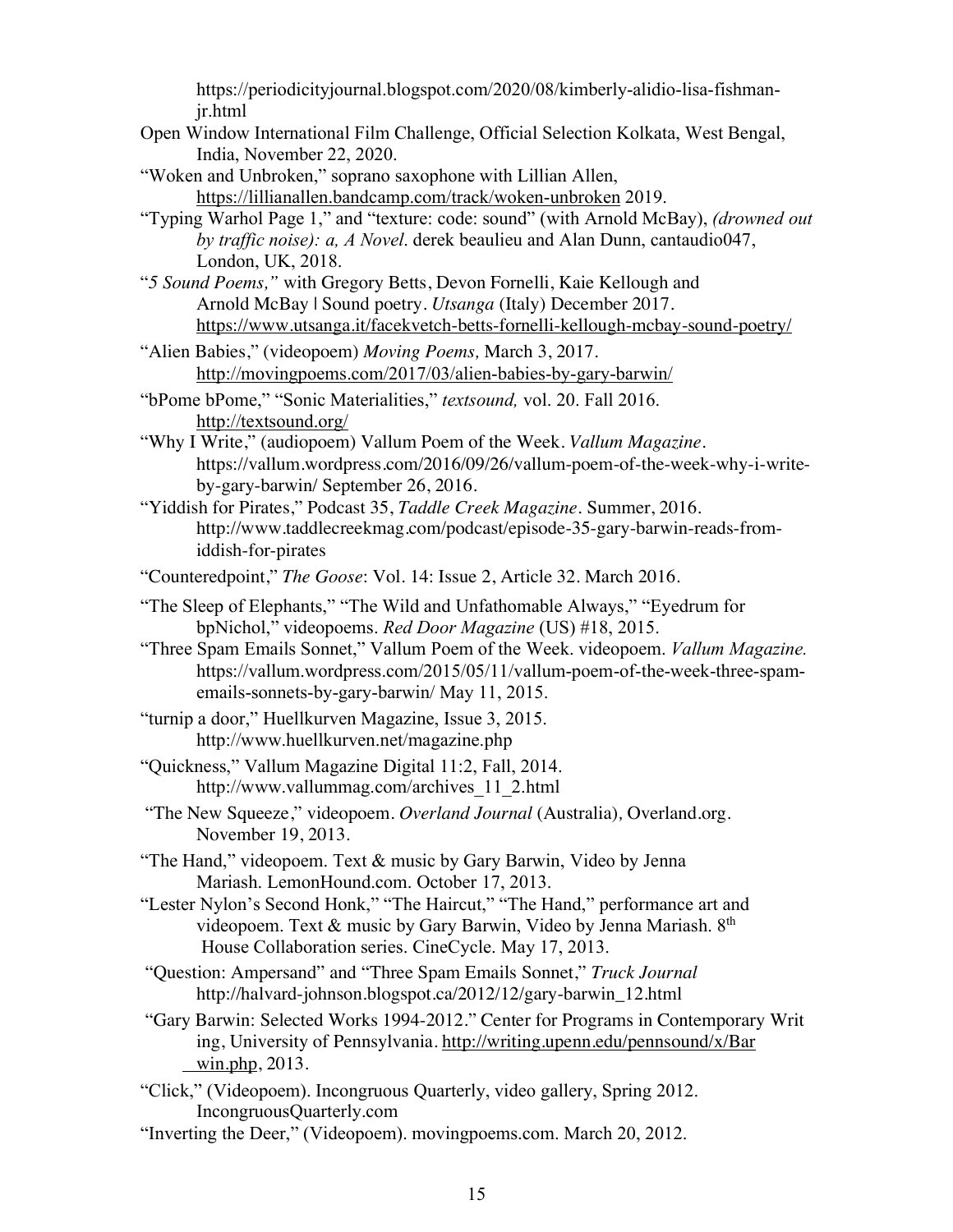https://periodicityjournal.blogspot.com/2020/08/kimberly-alidio-lisa-fishman-jr.html

Open Window International Film Challenge, Official Selection Kolkata, West Bengal, India, November 22, 2020.

"Woken and Unbroken," soprano saxophone with Lillian Allen, https://lillianallen.bandcamp.com/track/woken-unbroken 2019.

"Typing Warhol Page 1," and "texture: code: sound" (with Arnold McBay), *(drowned out by traffic noise): a, A Novel*. derek beaulieu and Alan Dunn, cantaudio047, London, UK, 2018.

"*5 Sound Poems,"* with Gregory Betts, Devon Fornelli, Kaie Kellough and Arnold McBay | Sound poetry. *Utsanga* (Italy) December 2017. https://www.utsanga.it/facekvetch-betts-fornelli-kellough-mcbay-sound-poetry/

"Alien Babies," (videopoem) *Moving Poems,* March 3, 2017. http://movingpoems.com/2017/03/alien-babies-by-gary-barwin/

"bPome bPome," "Sonic Materialities," *textsound,* vol. 20. Fall 2016. http://textsound.org/

"Why I Write," (audiopoem) Vallum Poem of the Week. *Vallum Magazine*. https://vallum.wordpress.com/2016/09/26/vallum-poem-of-the-week-why-i-write-by-gary-barwin/ September 26, 2016.

"Yiddish for Pirates," Podcast 35, *Taddle Creek Magazine*. Summer, 2016. http://www.taddlecreekmag.com/podcast/episode-35-gary-barwin-reads-from-iddish-for-pirates

"Counteredpoint," *The Goose*: Vol. 14: Issue 2, Article 32. March 2016.

"The Sleep of Elephants," "The Wild and Unfathomable Always," "Eyedrum for bpNichol," videopoems. *Red Door Magazine* (US) #18, 2015.

"Three Spam Emails Sonnet," Vallum Poem of the Week. videopoem. *Vallum Magazine.* https://vallum.wordpress.com/2015/05/11/vallum-poem-of-the-week-three-spam-emails-sonnets-by-gary-barwin/ May 11, 2015.

"turnip a door," Huellkurven Magazine, Issue 3, 2015. http://www.huellkurven.net/magazine.php

"Quickness," Vallum Magazine Digital 11:2, Fall, 2014. http://www.vallummag.com/archives_11_2.html

"The New Squeeze," videopoem. *Overland Journal* (Australia)*,* Overland.org. November 19, 2013.

"The Hand," videopoem. Text & music by Gary Barwin, Video by Jenna Mariash. LemonHound.com. October 17, 2013.

"Lester Nylon's Second Honk," "The Haircut," "The Hand," performance art and videopoem. Text & music by Gary Barwin, Video by Jenna Mariash. 8th House Collaboration series. CineCycle. May 17, 2013.

"Question: Ampersand" and "Three Spam Emails Sonnet," *Truck Journal* http://halvard-johnson.blogspot.ca/2012/12/gary-barwin_12.html

"Gary Barwin: Selected Works 1994-2012." Center for Programs in Contemporary Writing, University of Pennsylvania. http://writing.upenn.edu/pennsound/x/Barwin.php, 2013.

"Click," (Videopoem). Incongruous Quarterly, video gallery, Spring 2012. IncongruousQuarterly.com

"Inverting the Deer," (Videopoem). movingpoems.com. March 20, 2012.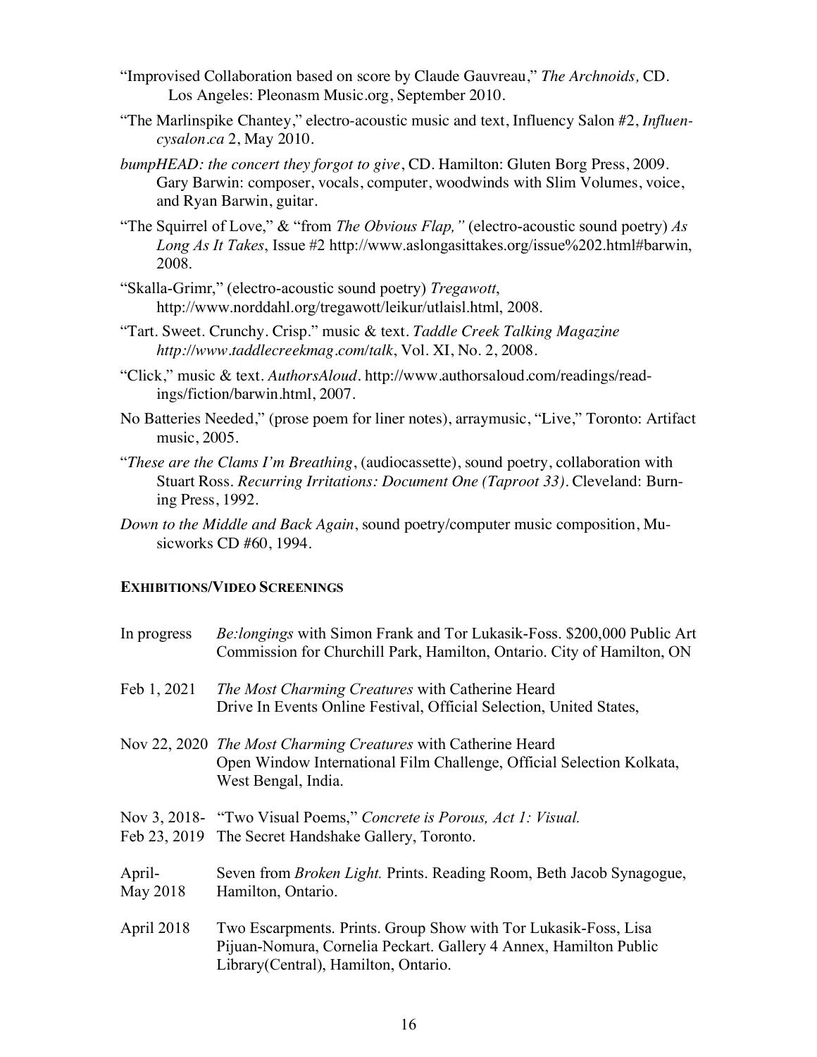"Improvised Collaboration based on score by Claude Gauvreau," *The Archnoids,* CD. Los Angeles: Pleonasm Music.org, September 2010.

"The Marlinspike Chantey," electro-acoustic music and text, Influency Salon #2, *Influencysalon.ca* 2, May 2010.

*bumpHEAD: the concert they forgot to give*, CD. Hamilton: Gluten Borg Press, 2009. Gary Barwin: composer, vocals, computer, woodwinds with Slim Volumes, voice, and Ryan Barwin, guitar.

"The Squirrel of Love," & "from *The Obvious Flap,"* (electro-acoustic sound poetry) *As Long As It Takes*, Issue #2 http://www.aslongasittakes.org/issue%202.html#barwin, 2008.

"Skalla-Grimr," (electro-acoustic sound poetry) *Tregawott*, http://www.norddahl.org/tregawott/leikur/utlaisl.html, 2008.

"Tart. Sweet. Crunchy. Crisp." music & text. *Taddle Creek Talking Magazine http://www.taddlecreekmag.com/talk*, Vol. XI, No. 2, 2008.

"Click," music & text. *AuthorsAloud*. http://www.authorsaloud.com/readings/readings/fiction/barwin.html, 2007.

No Batteries Needed," (prose poem for liner notes), arraymusic, "Live," Toronto: Artifact music, 2005.

"*These are the Clams I'm Breathing*, (audiocassette), sound poetry, collaboration with Stuart Ross. *Recurring Irritations: Document One (Taproot 33)*. Cleveland: Burning Press, 1992.

*Down to the Middle and Back Again*, sound poetry/computer music composition, Musicworks CD #60, 1994.

#### EXHIBITIONS/VIDEO SCREENINGS

| | |
|---|---|
| In progress | *Be:longings* with Simon Frank and Tor Lukasik-Foss. $200,000 Public Art Commission for Churchill Park, Hamilton, Ontario. City of Hamilton, ON |
| Feb 1, 2021 | *The Most Charming Creatures* with Catherine Heard<br>Drive In Events Online Festival, Official Selection, United States, |
| Nov 22, 2020 | *The Most Charming Creatures* with Catherine Heard<br>Open Window International Film Challenge, Official Selection Kolkata, West Bengal, India. |
| Nov 3, 2018- Feb 23, 2019 | "Two Visual Poems," *Concrete is Porous, Act 1: Visual.*<br>The Secret Handshake Gallery, Toronto. |
| April- May 2018 | Seven from *Broken Light.* Prints. Reading Room, Beth Jacob Synagogue, Hamilton, Ontario. |
| April 2018 | Two Escarpments. Prints. Group Show with Tor Lukasik-Foss, Lisa Pijuan-Nomura, Cornelia Peckart. Gallery 4 Annex, Hamilton Public Library(Central), Hamilton, Ontario. |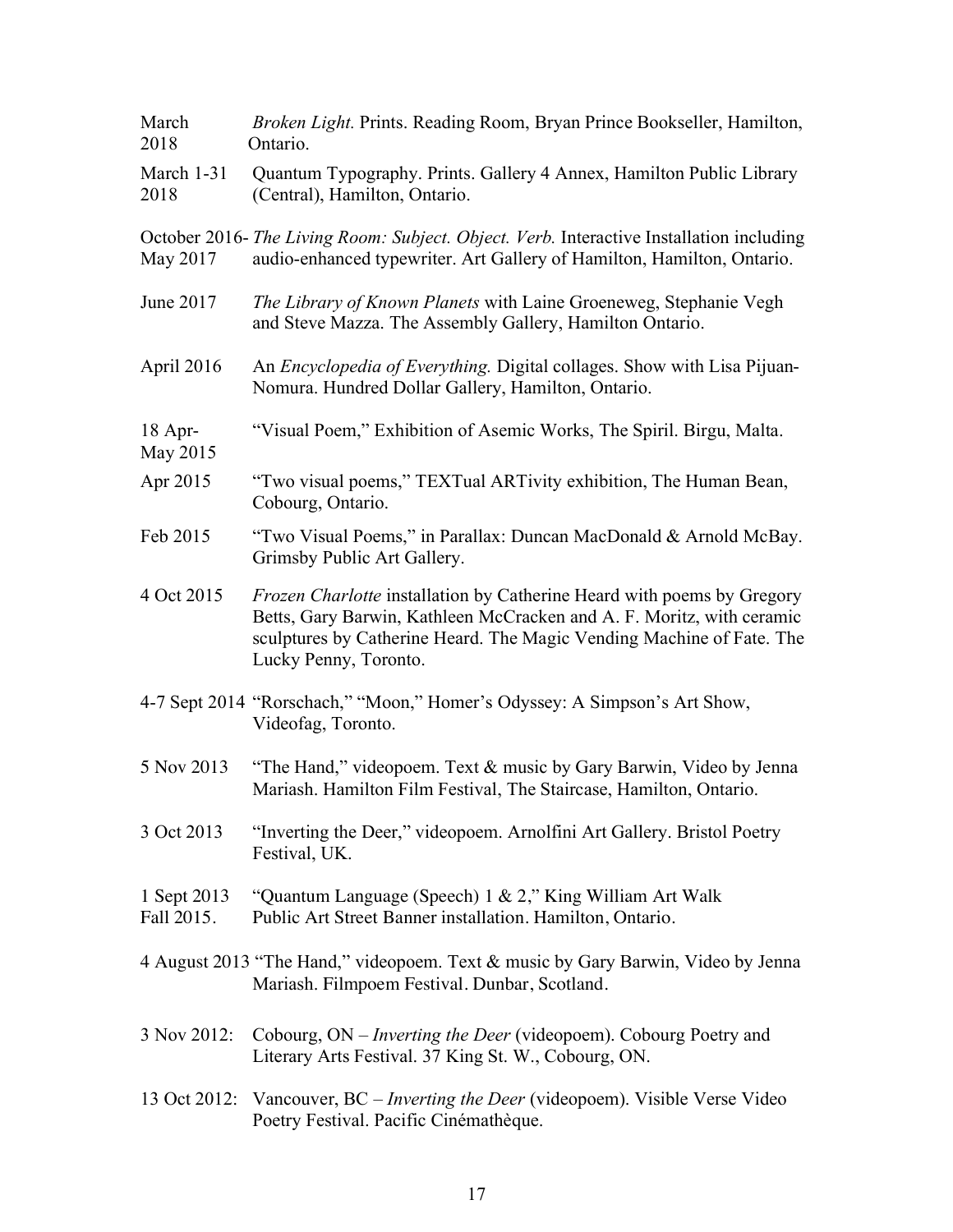| | |
|---|---|
| March 2018 | *Broken Light.* Prints. Reading Room, Bryan Prince Bookseller, Hamilton, Ontario. |
| March 1-31 2018 | Quantum Typography. Prints. Gallery 4 Annex, Hamilton Public Library (Central), Hamilton, Ontario. |
| October 2016-May 2017 | *The Living Room: Subject. Object. Verb.* Interactive Installation including audio-enhanced typewriter. Art Gallery of Hamilton, Hamilton, Ontario. |
| June 2017 | *The Library of Known Planets* with Laine Groeneweg, Stephanie Vegh and Steve Mazza. The Assembly Gallery, Hamilton Ontario. |
| April 2016 | An *Encyclopedia of Everything.* Digital collages. Show with Lisa Pijuan-Nomura. Hundred Dollar Gallery, Hamilton, Ontario. |
| 18 Apr-May 2015 | "Visual Poem," Exhibition of Asemic Works, The Spiril. Birgu, Malta. |
| Apr 2015 | "Two visual poems," TEXTual ARTivity exhibition, The Human Bean, Cobourg, Ontario. |
| Feb 2015 | "Two Visual Poems," in Parallax: Duncan MacDonald & Arnold McBay. Grimsby Public Art Gallery. |
| 4 Oct 2015 | *Frozen Charlotte* installation by Catherine Heard with poems by Gregory Betts, Gary Barwin, Kathleen McCracken and A. F. Moritz, with ceramic sculptures by Catherine Heard. The Magic Vending Machine of Fate. The Lucky Penny, Toronto. |
| 4-7 Sept 2014 | "Rorschach," "Moon," Homer's Odyssey: A Simpson's Art Show, Videofag, Toronto. |
| 5 Nov 2013 | "The Hand," videopoem. Text & music by Gary Barwin, Video by Jenna Mariash. Hamilton Film Festival, The Staircase, Hamilton, Ontario. |
| 3 Oct 2013 | "Inverting the Deer," videopoem. Arnolfini Art Gallery. Bristol Poetry Festival, UK. |
| 1 Sept 2013 Fall 2015. | "Quantum Language (Speech) 1 & 2," King William Art Walk Public Art Street Banner installation. Hamilton, Ontario. |
| 4 August 2013 | "The Hand," videopoem. Text & music by Gary Barwin, Video by Jenna Mariash. Filmpoem Festival. Dunbar, Scotland. |
| 3 Nov 2012: | Cobourg, ON – *Inverting the Deer* (videopoem). Cobourg Poetry and Literary Arts Festival. 37 King St. W., Cobourg, ON. |
| 13 Oct 2012: | Vancouver, BC – *Inverting the Deer* (videopoem). Visible Verse Video Poetry Festival. Pacific Cinémathèque. |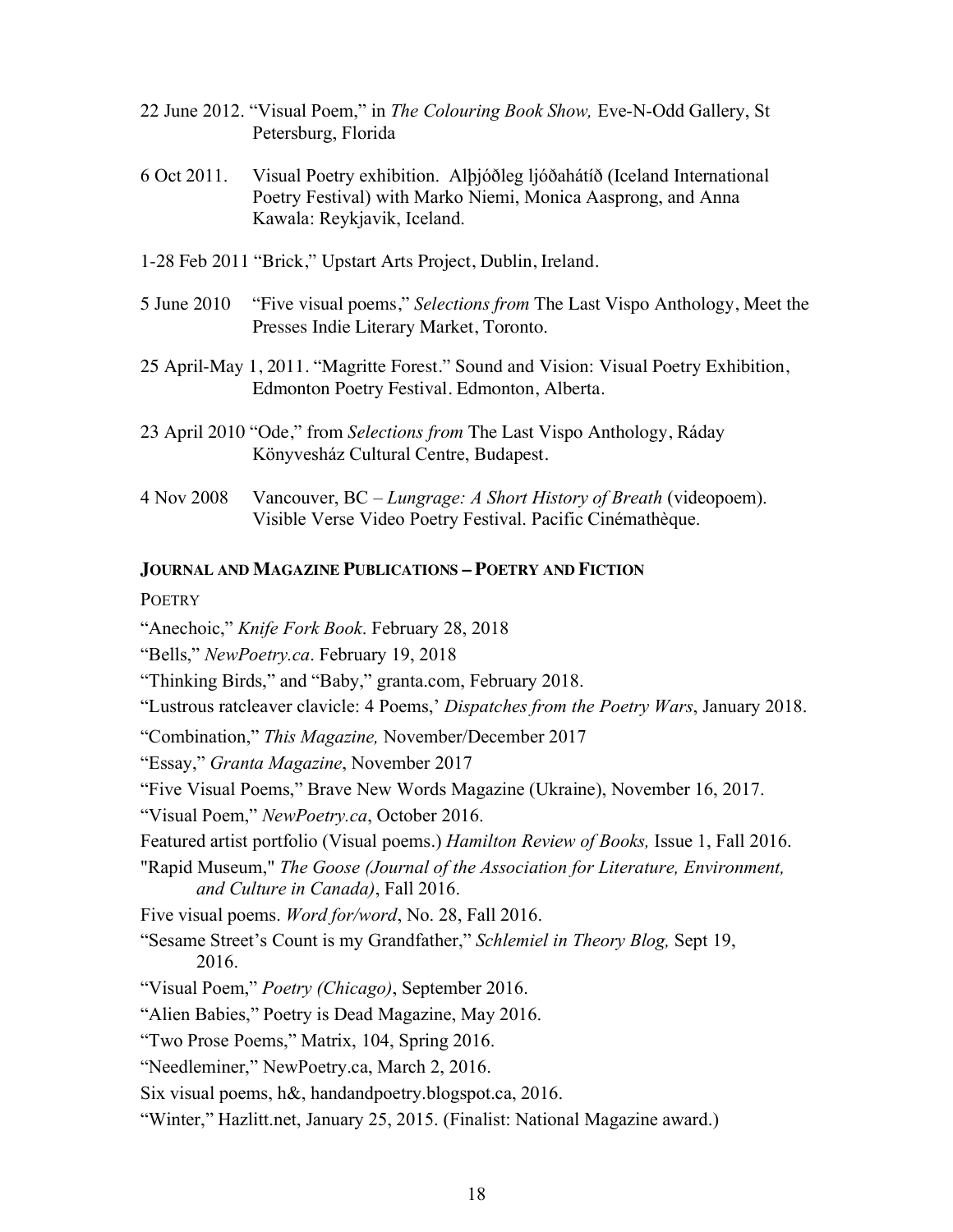22 June 2012. "Visual Poem," in *The Colouring Book Show,* Eve-N-Odd Gallery, St Petersburg, Florida

6 Oct 2011. Visual Poetry exhibition. Alþjóðleg ljóðahátíð (Iceland International Poetry Festival) with Marko Niemi, Monica Aasprong, and Anna Kawala: Reykjavik, Iceland.

1-28 Feb 2011 "Brick," Upstart Arts Project, Dublin, Ireland.

5 June 2010 "Five visual poems," *Selections from* The Last Vispo Anthology, Meet the Presses Indie Literary Market, Toronto.

25 April-May 1, 2011. "Magritte Forest." Sound and Vision: Visual Poetry Exhibition, Edmonton Poetry Festival. Edmonton, Alberta.

23 April 2010 "Ode," from *Selections from* The Last Vispo Anthology, Ráday Könyvesház Cultural Centre, Budapest.

4 Nov 2008 Vancouver, BC – *Lungrage: A Short History of Breath* (videopoem). Visible Verse Video Poetry Festival. Pacific Cinémathèque.

## JOURNAL AND MAGAZINE PUBLICATIONS – POETRY AND FICTION

POETRY

"Anechoic," *Knife Fork Book*. February 28, 2018

"Bells," *NewPoetry.ca*. February 19, 2018

"Thinking Birds," and "Baby," granta.com, February 2018.

"Lustrous ratcleaver clavicle: 4 Poems,' *Dispatches from the Poetry Wars*, January 2018.

"Combination," *This Magazine,* November/December 2017

"Essay," *Granta Magazine*, November 2017

"Five Visual Poems," Brave New Words Magazine (Ukraine), November 16, 2017.

"Visual Poem," *NewPoetry.ca*, October 2016.

Featured artist portfolio (Visual poems.) *Hamilton Review of Books,* Issue 1, Fall 2016.

"Rapid Museum," *The Goose (Journal of the Association for Literature, Environment, and Culture in Canada)*, Fall 2016.

Five visual poems. *Word for/word*, No. 28, Fall 2016.

"Sesame Street's Count is my Grandfather," *Schlemiel in Theory Blog,* Sept 19, 2016.

"Visual Poem," *Poetry (Chicago)*, September 2016.

"Alien Babies," Poetry is Dead Magazine, May 2016.

"Two Prose Poems," Matrix, 104, Spring 2016.

"Needleminer," NewPoetry.ca, March 2, 2016.

Six visual poems, h&, handandpoetry.blogspot.ca, 2016.

"Winter," Hazlitt.net, January 25, 2015. (Finalist: National Magazine award.)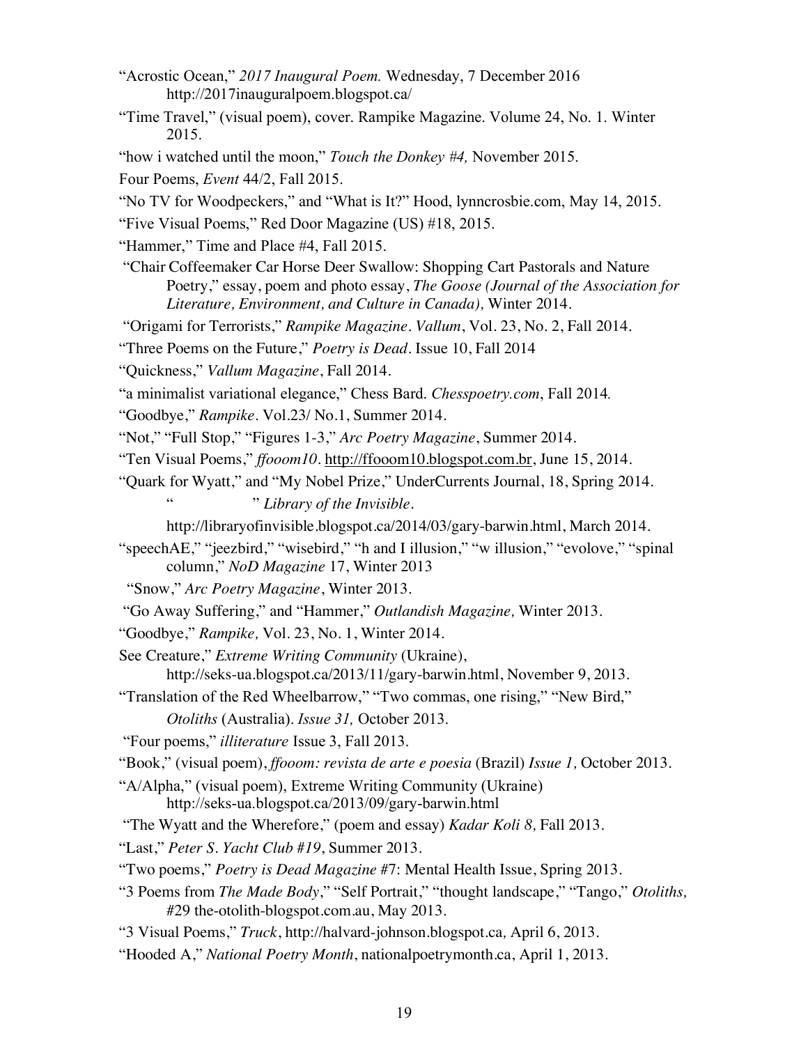"Acrostic Ocean," *2017 Inaugural Poem.* Wednesday, 7 December 2016 http://2017inauguralpoem.blogspot.ca/

"Time Travel," (visual poem), cover. Rampike Magazine. Volume 24, No. 1. Winter 2015.

"how i watched until the moon," *Touch the Donkey #4,* November 2015.

Four Poems, *Event* 44/2, Fall 2015.

"No TV for Woodpeckers," and "What is It?" Hood, lynncrosbie.com, May 14, 2015.

"Five Visual Poems," Red Door Magazine (US) #18, 2015.

"Hammer," Time and Place #4, Fall 2015.

"Chair Coffeemaker Car Horse Deer Swallow: Shopping Cart Pastorals and Nature Poetry," essay, poem and photo essay, *The Goose (Journal of the Association for Literature, Environment, and Culture in Canada),* Winter 2014.

"Origami for Terrorists," *Rampike Magazine*. *Vallum*, Vol. 23, No. 2, Fall 2014.

"Three Poems on the Future," *Poetry is Dead*. Issue 10, Fall 2014

"Quickness," *Vallum Magazine*, Fall 2014.

"a minimalist variational elegance," Chess Bard. *Chesspoetry.com*, Fall 2014*.*

"Goodbye," *Rampike*. Vol.23/ No.1, Summer 2014.

"Not," "Full Stop," "Figures 1-3," *Arc Poetry Magazine*, Summer 2014.

"Ten Visual Poems," *ffooom10*. http://ffooom10.blogspot.com.br, June 15, 2014.

"Quark for Wyatt," and "My Nobel Prize," UnderCurrents Journal, 18, Spring 2014.

"                    " *Library of the Invisible*. http://libraryofinvisible.blogspot.ca/2014/03/gary-barwin.html, March 2014.

"speechAE," "jeezbird," "wisebird," "h and I illusion," "w illusion," "evolove," "spinal column," *NoD Magazine* 17, Winter 2013

"Snow," *Arc Poetry Magazine*, Winter 2013.

"Go Away Suffering," and "Hammer," *Outlandish Magazine,* Winter 2013.

"Goodbye," *Rampike,* Vol. 23, No. 1, Winter 2014.

See Creature," *Extreme Writing Community* (Ukraine), http://seks-ua.blogspot.ca/2013/11/gary-barwin.html, November 9, 2013.

"Translation of the Red Wheelbarrow," "Two commas, one rising," "New Bird," *Otoliths* (Australia). *Issue 31,* October 2013.

"Four poems," *illiterature* Issue 3, Fall 2013.

"Book," (visual poem), *ffooom: revista de arte e poesia* (Brazil) *Issue 1,* October 2013.

"A/Alpha," (visual poem), Extreme Writing Community (Ukraine) http://seks-ua.blogspot.ca/2013/09/gary-barwin.html

"The Wyatt and the Wherefore," (poem and essay) *Kadar Koli 8,* Fall 2013.

"Last," *Peter S. Yacht Club #19*, Summer 2013.

"Two poems," *Poetry is Dead Magazine* #7: Mental Health Issue, Spring 2013.

"3 Poems from *The Made Body*," "Self Portrait," "thought landscape," "Tango," *Otoliths,* #29 the-otolith-blogspot.com.au, May 2013.

"3 Visual Poems," *Truck*, http://halvard-johnson.blogspot.ca*,* April 6, 2013.

"Hooded A," *National Poetry Month*, nationalpoetrymonth.ca, April 1, 2013.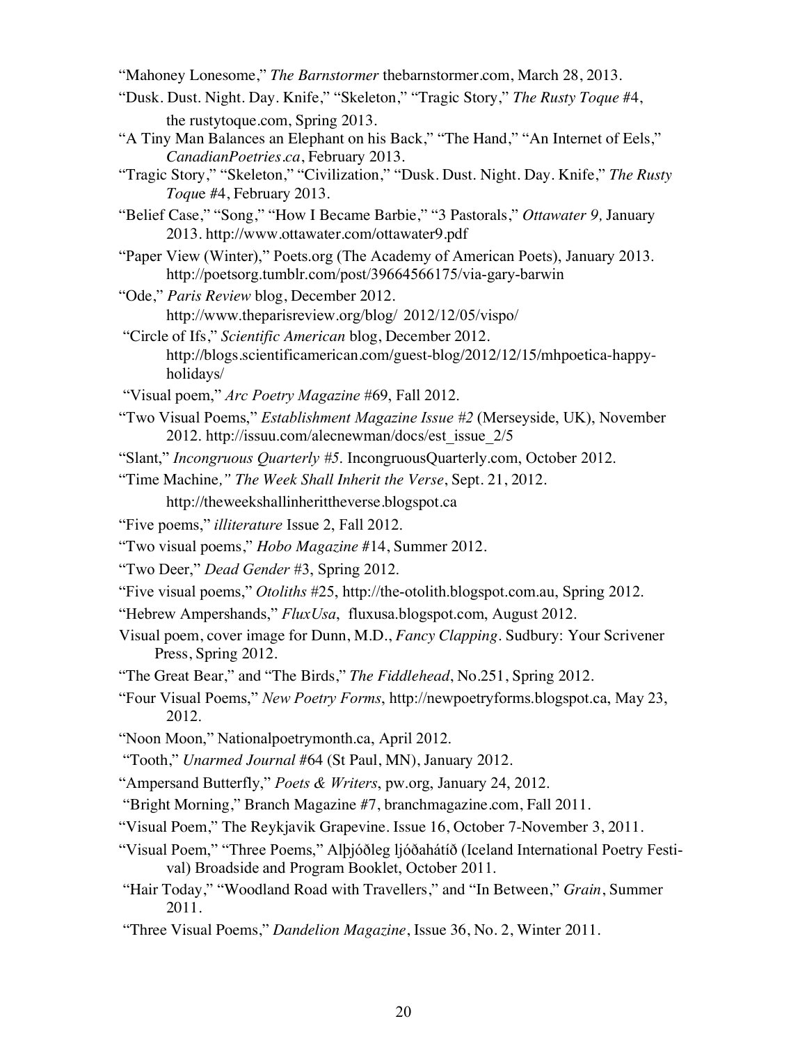"Mahoney Lonesome," *The Barnstormer* thebarnstormer.com, March 28, 2013.

"Dusk. Dust. Night. Day. Knife," "Skeleton," "Tragic Story," *The Rusty Toque* #4, the rustytoque.com, Spring 2013.

"A Tiny Man Balances an Elephant on his Back," "The Hand," "An Internet of Eels," *CanadianPoetries.ca*, February 2013.

"Tragic Story," "Skeleton," "Civilization," "Dusk. Dust. Night. Day. Knife," *The Rusty Toque* #4, February 2013.

"Belief Case," "Song," "How I Became Barbie," "3 Pastorals," *Ottawater 9,* January 2013. http://www.ottawater.com/ottawater9.pdf

"Paper View (Winter)," Poets.org (The Academy of American Poets), January 2013. http://poetsorg.tumblr.com/post/39664566175/via-gary-barwin

"Ode," *Paris Review* blog, December 2012. http://www.theparisreview.org/blog/ 2012/12/05/vispo/

"Circle of Ifs," *Scientific American* blog, December 2012. http://blogs.scientificamerican.com/guest-blog/2012/12/15/mhpoetica-happy-holidays/

"Visual poem," *Arc Poetry Magazine* #69, Fall 2012.

"Two Visual Poems," *Establishment Magazine Issue #2* (Merseyside, UK), November 2012. http://issuu.com/alecnewman/docs/est_issue_2/5

"Slant," *Incongruous Quarterly #5.* IncongruousQuarterly.com, October 2012.

"Time Machine*," The Week Shall Inherit the Verse*, Sept. 21, 2012. http://theweekshallinherittheverse.blogspot.ca

"Five poems," *illiterature* Issue 2, Fall 2012.

"Two visual poems," *Hobo Magazine* #14, Summer 2012.

"Two Deer," *Dead Gender* #3, Spring 2012.

"Five visual poems," *Otoliths* #25, http://the-otolith.blogspot.com.au, Spring 2012.

"Hebrew Ampershands," *FluxUsa*, fluxusa.blogspot.com, August 2012.

Visual poem, cover image for Dunn, M.D., *Fancy Clapping*. Sudbury: Your Scrivener Press, Spring 2012.

"The Great Bear," and "The Birds," *The Fiddlehead*, No.251, Spring 2012.

"Four Visual Poems," *New Poetry Forms*, http://newpoetryforms.blogspot.ca, May 23, 2012.

"Noon Moon," Nationalpoetrymonth.ca, April 2012.

"Tooth," *Unarmed Journal* #64 (St Paul, MN), January 2012.

"Ampersand Butterfly," *Poets & Writers*, pw.org, January 24, 2012.

"Bright Morning," Branch Magazine #7, branchmagazine.com, Fall 2011.

"Visual Poem," The Reykjavik Grapevine. Issue 16, October 7-November 3, 2011.

"Visual Poem," "Three Poems," Alþjóðleg ljóðahátíð (Iceland International Poetry Festival) Broadside and Program Booklet, October 2011.

"Hair Today," "Woodland Road with Travellers," and "In Between," *Grain*, Summer 2011.

"Three Visual Poems," *Dandelion Magazine*, Issue 36, No. 2, Winter 2011.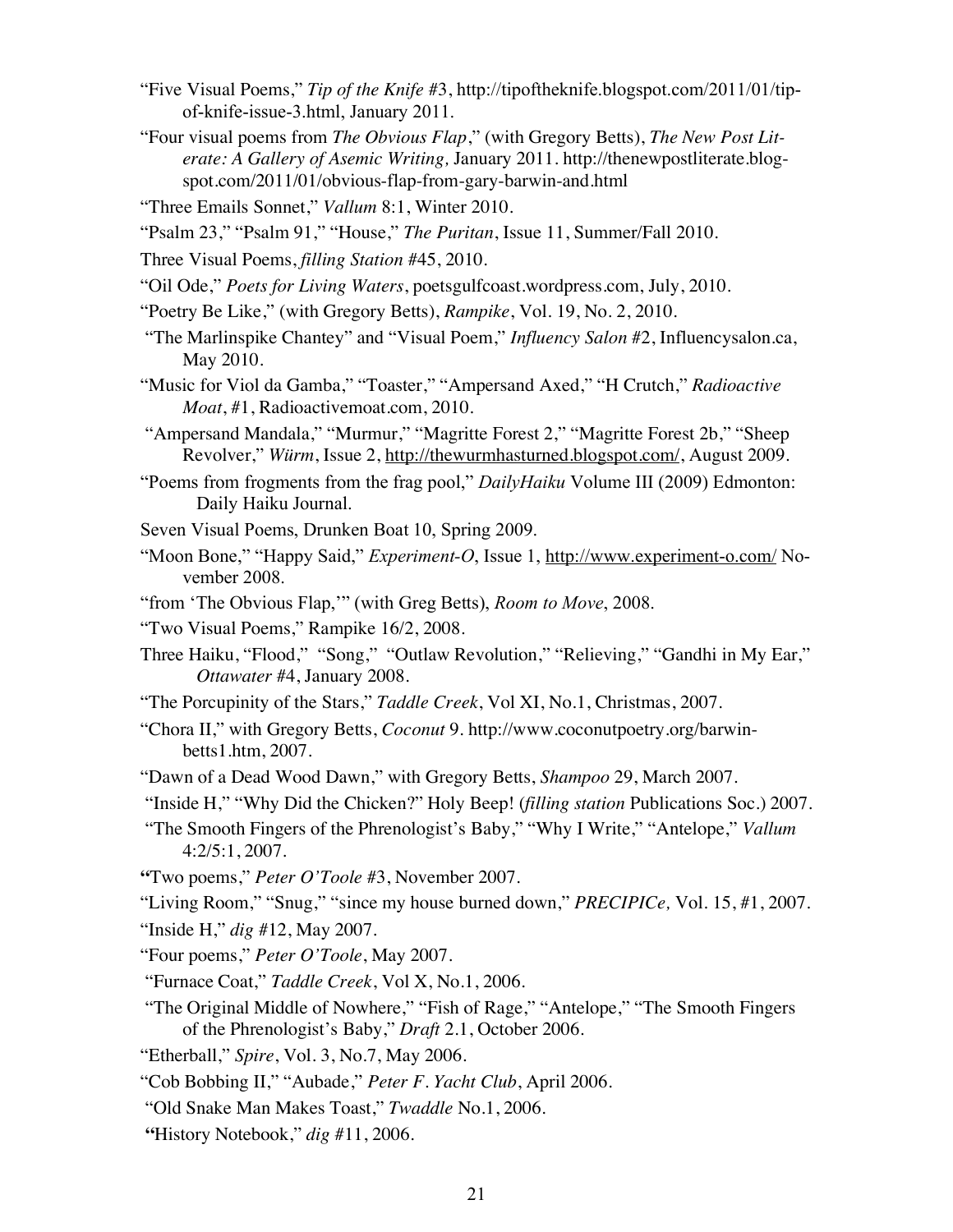"Five Visual Poems," *Tip of the Knife* #3, http://tipoftheknife.blogspot.com/2011/01/tip-of-knife-issue-3.html, January 2011.

"Four visual poems from *The Obvious Flap*," (with Gregory Betts), *The New Post Literate: A Gallery of Asemic Writing,* January 2011. http://thenewpostliterate.blogspot.com/2011/01/obvious-flap-from-gary-barwin-and.html

"Three Emails Sonnet," *Vallum* 8:1, Winter 2010.

"Psalm 23," "Psalm 91," "House," *The Puritan*, Issue 11, Summer/Fall 2010.

Three Visual Poems, *filling Station* #45, 2010.

"Oil Ode," *Poets for Living Waters*, poetsgulfcoast.wordpress.com, July, 2010.

"Poetry Be Like," (with Gregory Betts), *Rampike*, Vol. 19, No. 2, 2010.

"The Marlinspike Chantey" and "Visual Poem," *Influency Salon* #2, Influencysalon.ca, May 2010.

"Music for Viol da Gamba," "Toaster," "Ampersand Axed," "H Crutch," *Radioactive Moat*, #1, Radioactivemoat.com, 2010.

"Ampersand Mandala," "Murmur," "Magritte Forest 2," "Magritte Forest 2b," "Sheep Revolver," *Würm*, Issue 2, http://thewurmhasturned.blogspot.com/, August 2009.

"Poems from frogments from the frag pool," *DailyHaiku* Volume III (2009) Edmonton: Daily Haiku Journal.

Seven Visual Poems, Drunken Boat 10, Spring 2009.

"Moon Bone," "Happy Said," *Experiment-O*, Issue 1, http://www.experiment-o.com/ November 2008.

"from 'The Obvious Flap,'" (with Greg Betts), *Room to Move*, 2008.

"Two Visual Poems," Rampike 16/2, 2008.

Three Haiku, "Flood," "Song," "Outlaw Revolution," "Relieving," "Gandhi in My Ear," *Ottawater* #4, January 2008.

"The Porcupinity of the Stars," *Taddle Creek*, Vol XI, No.1, Christmas, 2007.

"Chora II," with Gregory Betts, *Coconut* 9. http://www.coconutpoetry.org/barwin-betts1.htm, 2007.

"Dawn of a Dead Wood Dawn," with Gregory Betts, *Shampoo* 29, March 2007.

"Inside H," "Why Did the Chicken?" Holy Beep! (*filling station* Publications Soc.) 2007.

"The Smooth Fingers of the Phrenologist's Baby," "Why I Write," "Antelope," *Vallum* 4:2/5:1, 2007.

**"**Two poems," *Peter O'Toole* #3, November 2007.

"Living Room," "Snug," "since my house burned down," *PRECIPICe,* Vol. 15, #1, 2007.

"Inside H," *dig* #12, May 2007.

"Four poems," *Peter O'Toole*, May 2007.

"Furnace Coat," *Taddle Creek*, Vol X, No.1, 2006.

"The Original Middle of Nowhere," "Fish of Rage," "Antelope," "The Smooth Fingers of the Phrenologist's Baby," *Draft* 2.1, October 2006.

"Etherball," *Spire*, Vol. 3, No.7, May 2006.

"Cob Bobbing II," "Aubade," *Peter F. Yacht Club*, April 2006.

"Old Snake Man Makes Toast," *Twaddle* No.1, 2006.

**"**History Notebook," *dig* #11, 2006.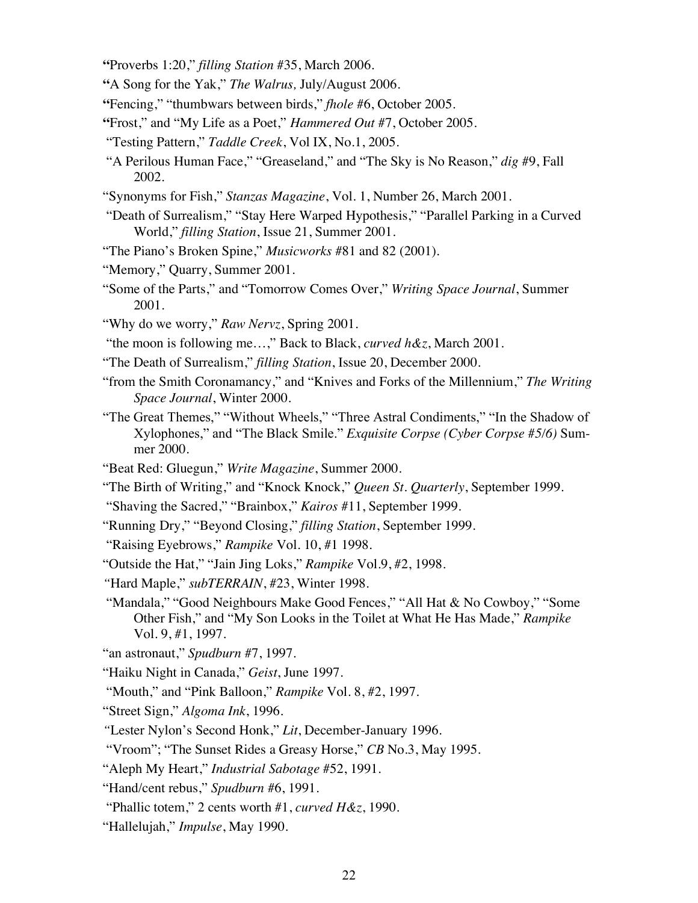"Proverbs 1:20," *filling Station* #35, March 2006.

"A Song for the Yak," *The Walrus,* July/August 2006.

"Fencing," "thumbwars between birds," *fhole* #6, October 2005.

"Frost," and "My Life as a Poet," *Hammered Out* #7, October 2005.

"Testing Pattern," *Taddle Creek*, Vol IX, No.1, 2005.

"A Perilous Human Face," "Greaseland," and "The Sky is No Reason," *dig* #9, Fall 2002.

"Synonyms for Fish," *Stanzas Magazine*, Vol. 1, Number 26, March 2001.

"Death of Surrealism," "Stay Here Warped Hypothesis," "Parallel Parking in a Curved World," *filling Station*, Issue 21, Summer 2001.

"The Piano's Broken Spine," *Musicworks* #81 and 82 (2001).

"Memory," Quarry, Summer 2001.

"Some of the Parts," and "Tomorrow Comes Over," *Writing Space Journal*, Summer 2001.

"Why do we worry," *Raw Nervz*, Spring 2001.

"the moon is following me…," Back to Black, *curved h&z*, March 2001.

"The Death of Surrealism," *filling Station*, Issue 20, December 2000.

"from the Smith Coronamancy," and "Knives and Forks of the Millennium," *The Writing Space Journal*, Winter 2000.

"The Great Themes," "Without Wheels," "Three Astral Condiments," "In the Shadow of Xylophones," and "The Black Smile." *Exquisite Corpse (Cyber Corpse #5/6)* Summer 2000.

"Beat Red: Gluegun," *Write Magazine*, Summer 2000.

"The Birth of Writing," and "Knock Knock," *Queen St. Quarterly*, September 1999.

"Shaving the Sacred," "Brainbox," *Kairos* #11, September 1999.

"Running Dry," "Beyond Closing," *filling Station*, September 1999.

"Raising Eyebrows," *Rampike* Vol. 10, #1 1998.

"Outside the Hat," "Jain Jing Loks," *Rampike* Vol.9, #2, 1998.

"Hard Maple," *subTERRAIN*, #23, Winter 1998.

"Mandala," "Good Neighbours Make Good Fences," "All Hat & No Cowboy," "Some Other Fish," and "My Son Looks in the Toilet at What He Has Made," *Rampike* Vol. 9, #1, 1997.

"an astronaut," *Spudburn* #7, 1997.

"Haiku Night in Canada," *Geist*, June 1997.

"Mouth," and "Pink Balloon," *Rampike* Vol. 8, #2, 1997.

"Street Sign," *Algoma Ink*, 1996.

"Lester Nylon's Second Honk," *Lit*, December-January 1996.

"Vroom"; "The Sunset Rides a Greasy Horse," *CB* No.3, May 1995.

"Aleph My Heart," *Industrial Sabotage* #52, 1991.

"Hand/cent rebus," *Spudburn* #6, 1991.

"Phallic totem," 2 cents worth #1, *curved H&z*, 1990.

"Hallelujah," *Impulse*, May 1990.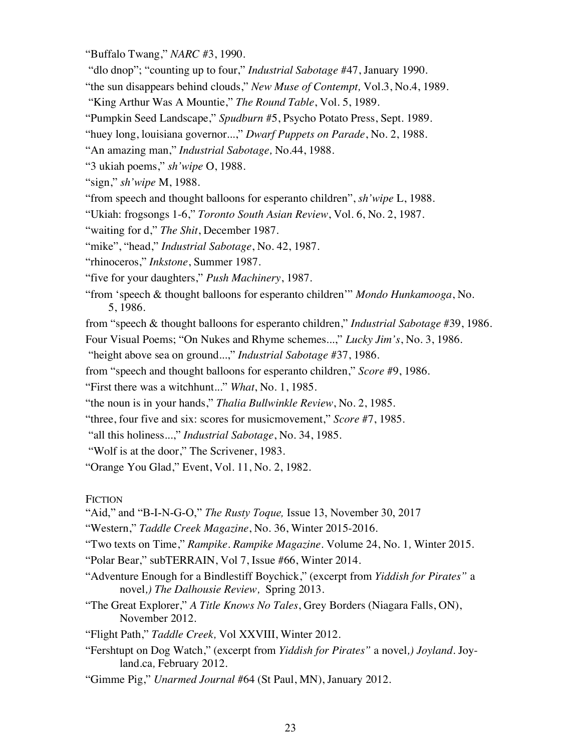"Buffalo Twang," *NARC* #3, 1990.

"dlo dnop"; "counting up to four," *Industrial Sabotage* #47, January 1990.

"the sun disappears behind clouds," *New Muse of Contempt,* Vol.3, No.4, 1989.

"King Arthur Was A Mountie," *The Round Table*, Vol. 5, 1989.

"Pumpkin Seed Landscape," *Spudburn* #5, Psycho Potato Press, Sept. 1989.

"huey long, louisiana governor...," *Dwarf Puppets on Parade*, No. 2, 1988.

"An amazing man," *Industrial Sabotage,* No.44, 1988.

"3 ukiah poems," *sh'wipe* O, 1988.

"sign," *sh'wipe* M, 1988.

"from speech and thought balloons for esperanto children", *sh'wipe* L, 1988.

"Ukiah: frogsongs 1-6," *Toronto South Asian Review*, Vol. 6, No. 2, 1987.

"waiting for d," *The Shit*, December 1987.

"mike", "head," *Industrial Sabotage*, No. 42, 1987.

"rhinoceros," *Inkstone*, Summer 1987.

"five for your daughters," *Push Machinery*, 1987.

"from 'speech & thought balloons for esperanto children'" *Mondo Hunkamooga*, No. 5, 1986.

from "speech & thought balloons for esperanto children," *Industrial Sabotage* #39, 1986.

Four Visual Poems; "On Nukes and Rhyme schemes...," *Lucky Jim's*, No. 3, 1986.

"height above sea on ground...," *Industrial Sabotage* #37, 1986.

from "speech and thought balloons for esperanto children," *Score* #9, 1986.

"First there was a witchhunt..." *What*, No. 1, 1985.

"the noun is in your hands," *Thalia Bullwinkle Review*, No. 2, 1985.

"three, four five and six: scores for musicmovement," *Score* #7, 1985.

"all this holiness...," *Industrial Sabotage*, No. 34, 1985.

"Wolf is at the door," The Scrivener, 1983.

"Orange You Glad," Event, Vol. 11, No. 2, 1982.

FICTION

"Aid," and "B-I-N-G-O," *The Rusty Toque,* Issue 13, November 30, 2017

"Western," *Taddle Creek Magazine*, No. 36, Winter 2015-2016.

"Two texts on Time," *Rampike*. *Rampike Magazine*. Volume 24, No. 1, Winter 2015.

"Polar Bear," subTERRAIN, Vol 7, Issue #66, Winter 2014.

"Adventure Enough for a Bindlestiff Boychick," (excerpt from *Yiddish for Pirates"* a novel,*) The Dalhousie Review,* Spring 2013.

"The Great Explorer," *A Title Knows No Tales*, Grey Borders (Niagara Falls, ON), November 2012.

"Flight Path," *Taddle Creek,* Vol XXVIII, Winter 2012.

"Fershtupt on Dog Watch," (excerpt from *Yiddish for Pirates"* a novel,*) Joyland*. Joyland.ca, February 2012.

"Gimme Pig," *Unarmed Journal* #64 (St Paul, MN), January 2012.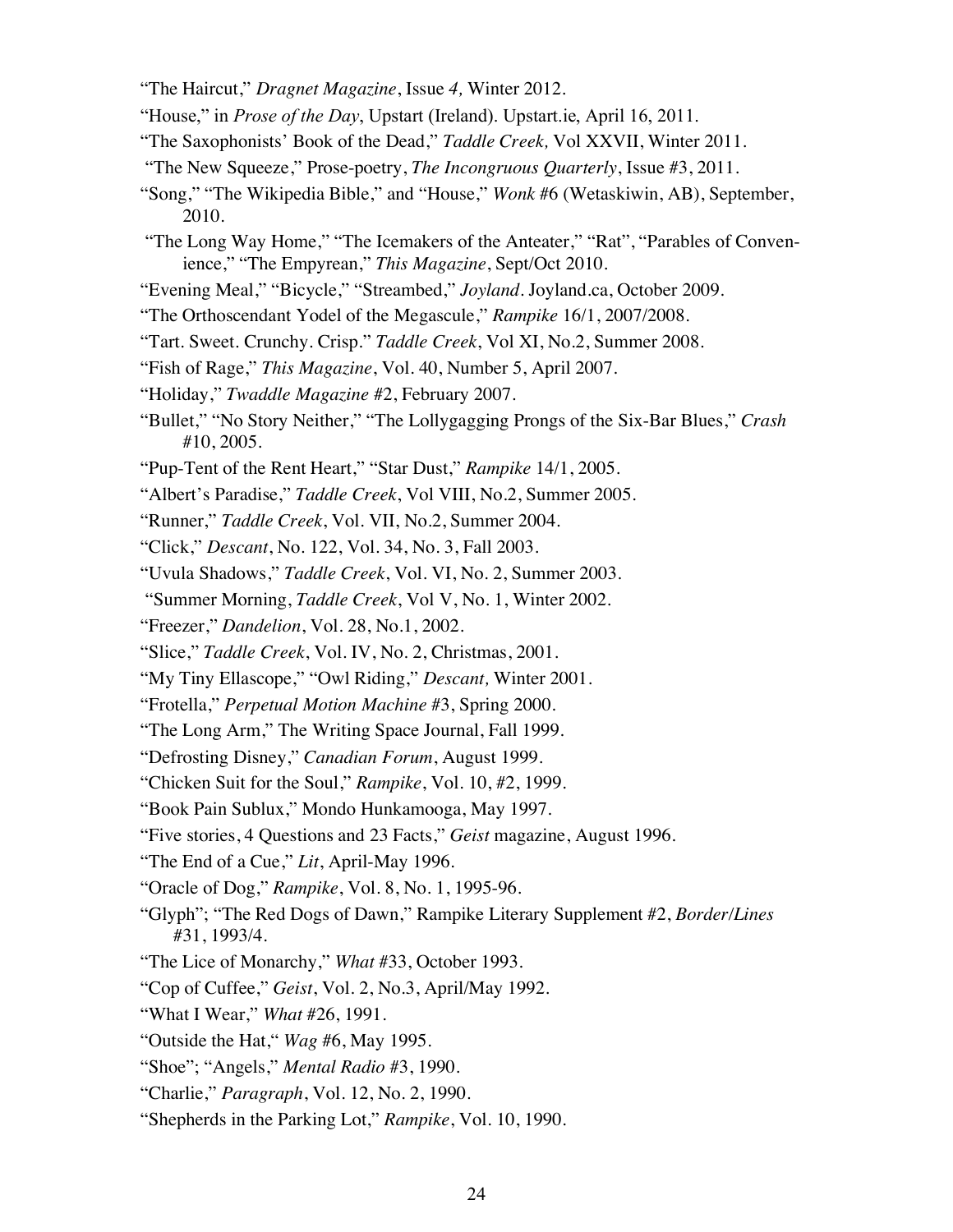"The Haircut," *Dragnet Magazine*, Issue *4,* Winter 2012.

"House," in *Prose of the Day*, Upstart (Ireland). Upstart.ie, April 16, 2011.

"The Saxophonists' Book of the Dead," *Taddle Creek,* Vol XXVII, Winter 2011.

"The New Squeeze," Prose-poetry, *The Incongruous Quarterly*, Issue #3, 2011.

"Song," "The Wikipedia Bible," and "House," *Wonk* #6 (Wetaskiwin, AB), September, 2010.

"The Long Way Home," "The Icemakers of the Anteater," "Rat", "Parables of Convenience," "The Empyrean," *This Magazine*, Sept/Oct 2010.

"Evening Meal," "Bicycle," "Streambed," *Joyland*. Joyland.ca, October 2009.

"The Orthoscendant Yodel of the Megascule," *Rampike* 16/1, 2007/2008.

"Tart. Sweet. Crunchy. Crisp." *Taddle Creek*, Vol XI, No.2, Summer 2008.

"Fish of Rage," *This Magazine*, Vol. 40, Number 5, April 2007.

"Holiday," *Twaddle Magazine* #2, February 2007.

"Bullet," "No Story Neither," "The Lollygagging Prongs of the Six-Bar Blues," *Crash* #10, 2005.

"Pup-Tent of the Rent Heart," "Star Dust," *Rampike* 14/1, 2005.

"Albert's Paradise," *Taddle Creek*, Vol VIII, No.2, Summer 2005.

"Runner," *Taddle Creek*, Vol. VII, No.2, Summer 2004.

"Click," *Descant*, No. 122, Vol. 34, No. 3, Fall 2003.

"Uvula Shadows," *Taddle Creek*, Vol. VI, No. 2, Summer 2003.

"Summer Morning, *Taddle Creek*, Vol V, No. 1, Winter 2002.

"Freezer," *Dandelion*, Vol. 28, No.1, 2002.

"Slice," *Taddle Creek*, Vol. IV, No. 2, Christmas, 2001.

"My Tiny Ellascope," "Owl Riding," *Descant,* Winter 2001.

"Frotella," *Perpetual Motion Machine* #3, Spring 2000.

"The Long Arm," The Writing Space Journal, Fall 1999.

"Defrosting Disney," *Canadian Forum*, August 1999.

"Chicken Suit for the Soul," *Rampike*, Vol. 10, #2, 1999.

"Book Pain Sublux," Mondo Hunkamooga, May 1997.

"Five stories, 4 Questions and 23 Facts," *Geist* magazine, August 1996.

"The End of a Cue," *Lit*, April-May 1996.

"Oracle of Dog," *Rampike*, Vol. 8, No. 1, 1995-96.

"Glyph"; "The Red Dogs of Dawn," Rampike Literary Supplement #2, *Border/Lines* #31, 1993/4.

"The Lice of Monarchy," *What* #33, October 1993.

"Cop of Cuffee," *Geist*, Vol. 2, No.3, April/May 1992.

"What I Wear," *What* #26, 1991.

"Outside the Hat," *Wag* #6, May 1995.

"Shoe"; "Angels," *Mental Radio* #3, 1990.

"Charlie," *Paragraph*, Vol. 12, No. 2, 1990.

"Shepherds in the Parking Lot," *Rampike*, Vol. 10, 1990.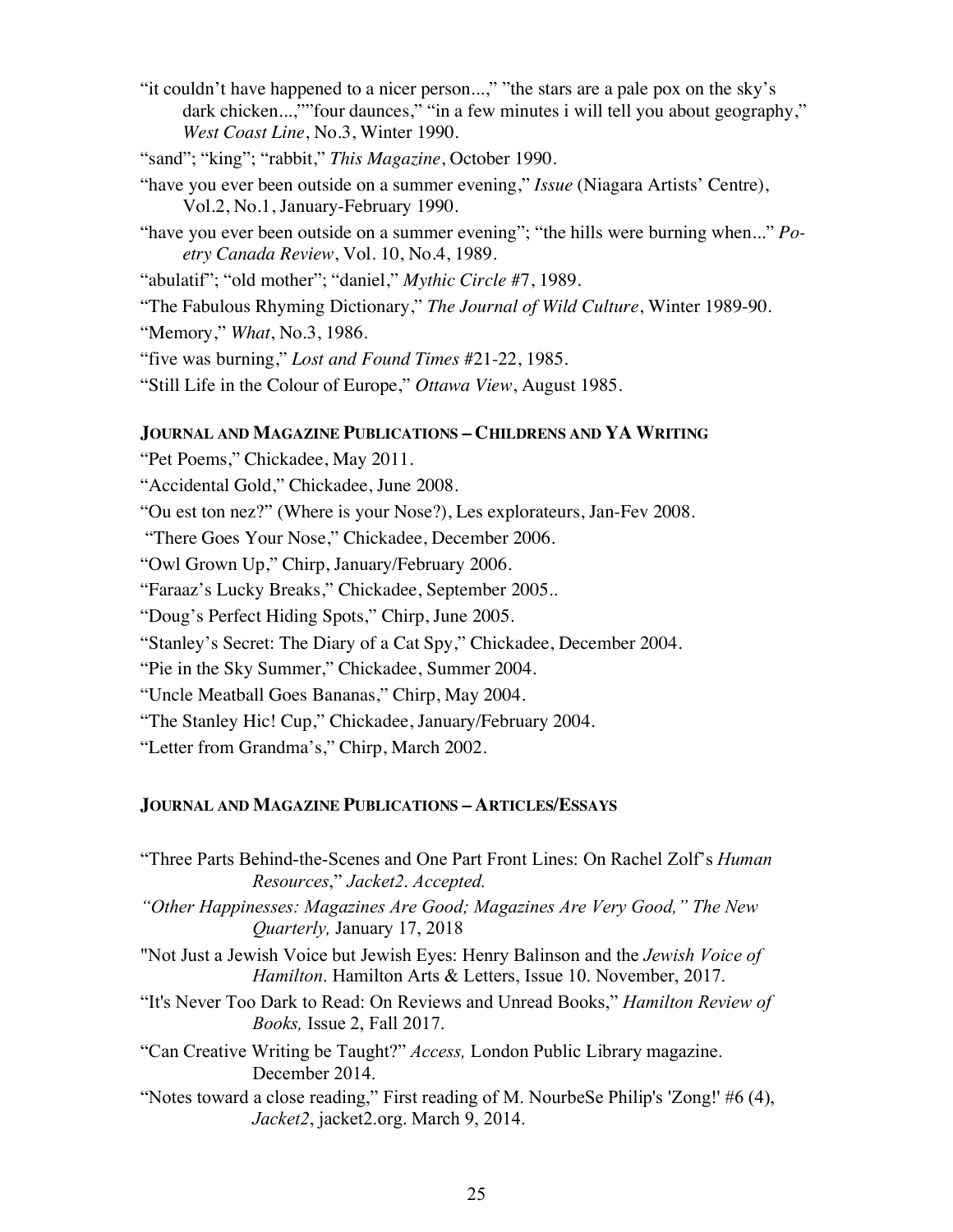"it couldn't have happened to a nicer person...," "the stars are a pale pox on the sky's dark chicken...,""four daunces," "in a few minutes i will tell you about geography," *West Coast Line*, No.3, Winter 1990.

"sand"; "king"; "rabbit," *This Magazine*, October 1990.

"have you ever been outside on a summer evening," *Issue* (Niagara Artists' Centre), Vol.2, No.1, January-February 1990.

"have you ever been outside on a summer evening"; "the hills were burning when..." *Poetry Canada Review*, Vol. 10, No.4, 1989.

"abulatif"; "old mother"; "daniel," *Mythic Circle* #7, 1989.

"The Fabulous Rhyming Dictionary," *The Journal of Wild Culture*, Winter 1989-90.

"Memory," *What*, No.3, 1986.

"five was burning," *Lost and Found Times* #21-22, 1985.

"Still Life in the Colour of Europe," *Ottawa View*, August 1985.

### JOURNAL AND MAGAZINE PUBLICATIONS – CHILDRENS AND YA WRITING

"Pet Poems," Chickadee, May 2011.

"Accidental Gold," Chickadee, June 2008.

"Ou est ton nez?" (Where is your Nose?), Les explorateurs, Jan-Fev 2008.

"There Goes Your Nose," Chickadee, December 2006.

"Owl Grown Up," Chirp, January/February 2006.

"Faraaz's Lucky Breaks," Chickadee, September 2005..

"Doug's Perfect Hiding Spots," Chirp, June 2005.

"Stanley's Secret: The Diary of a Cat Spy," Chickadee, December 2004.

"Pie in the Sky Summer," Chickadee, Summer 2004.

"Uncle Meatball Goes Bananas," Chirp, May 2004.

"The Stanley Hic! Cup," Chickadee, January/February 2004.

"Letter from Grandma's," Chirp, March 2002.

### JOURNAL AND MAGAZINE PUBLICATIONS – ARTICLES/ESSAYS

"Three Parts Behind-the-Scenes and One Part Front Lines: On Rachel Zolf's *Human Resources*," *Jacket2. Accepted.*

*"Other Happinesses: Magazines Are Good; Magazines Are Very Good," The New Quarterly,* January 17, 2018

"Not Just a Jewish Voice but Jewish Eyes: Henry Balinson and the *Jewish Voice of Hamilton*. Hamilton Arts & Letters, Issue 10. November, 2017.

"It's Never Too Dark to Read: On Reviews and Unread Books," *Hamilton Review of Books,* Issue 2, Fall 2017.

"Can Creative Writing be Taught?" *Access,* London Public Library magazine. December 2014.

"Notes toward a close reading," First reading of M. NourbeSe Philip's 'Zong!' #6 (4), *Jacket2*, jacket2.org. March 9, 2014.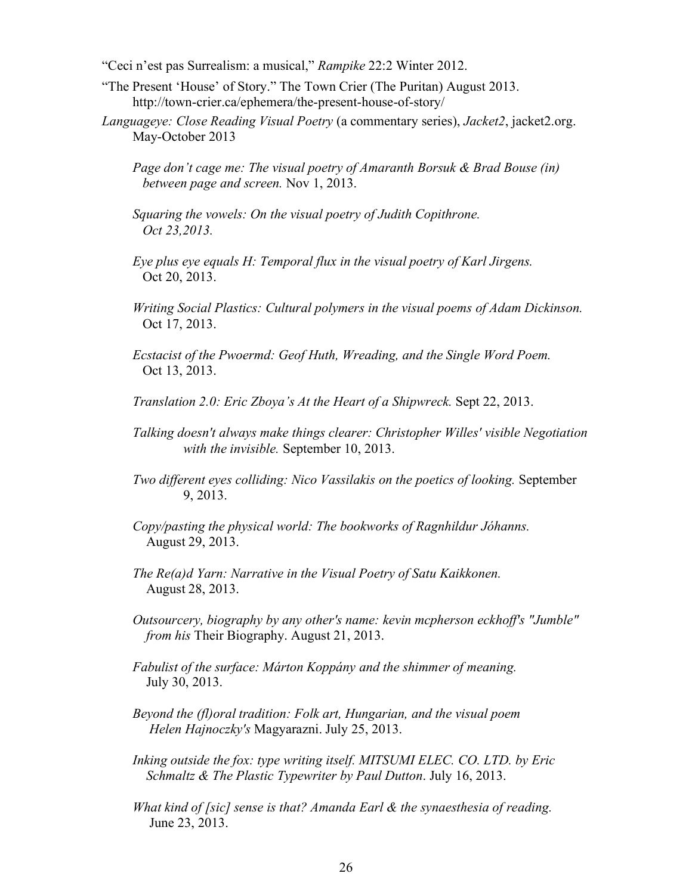"Ceci n'est pas Surrealism: a musical," *Rampike* 22:2 Winter 2012.

"The Present 'House' of Story." The Town Crier (The Puritan) August 2013. http://town-crier.ca/ephemera/the-present-house-of-story/

*Languageye: Close Reading Visual Poetry* (a commentary series), *Jacket2*, jacket2.org. May-October 2013

*Page don't cage me: The visual poetry of Amaranth Borsuk & Brad Bouse (in) between page and screen.* Nov 1, 2013.

*Squaring the vowels: On the visual poetry of Judith Copithrone. Oct 23,2013.*

*Eye plus eye equals H: Temporal flux in the visual poetry of Karl Jirgens.* Oct 20, 2013.

*Writing Social Plastics: Cultural polymers in the visual poems of Adam Dickinson.* Oct 17, 2013.

*Ecstacist of the Pwoermd: Geof Huth, Wreading, and the Single Word Poem.* Oct 13, 2013.

*Translation 2.0: Eric Zboya's At the Heart of a Shipwreck.* Sept 22, 2013.

*Talking doesn't always make things clearer: Christopher Willes' visible Negotiation with the invisible.* September 10, 2013.

*Two different eyes colliding: Nico Vassilakis on the poetics of looking.* September 9, 2013.

*Copy/pasting the physical world: The bookworks of Ragnhildur Jóhanns.* August 29, 2013.

*The Re(a)d Yarn: Narrative in the Visual Poetry of Satu Kaikkonen.* August 28, 2013.

*Outsourcery, biography by any other's name: kevin mcpherson eckhoff's "Jumble" from his* Their Biography. August 21, 2013.

*Fabulist of the surface: Márton Koppány and the shimmer of meaning.* July 30, 2013.

*Beyond the (fl)oral tradition: Folk art, Hungarian, and the visual poem Helen Hajnoczky's* Magyarazni. July 25, 2013.

*Inking outside the fox: type writing itself. MITSUMI ELEC. CO. LTD. by Eric Schmaltz & The Plastic Typewriter by Paul Dutton*. July 16, 2013.

*What kind of [sic] sense is that? Amanda Earl & the synaesthesia of reading.* June 23, 2013.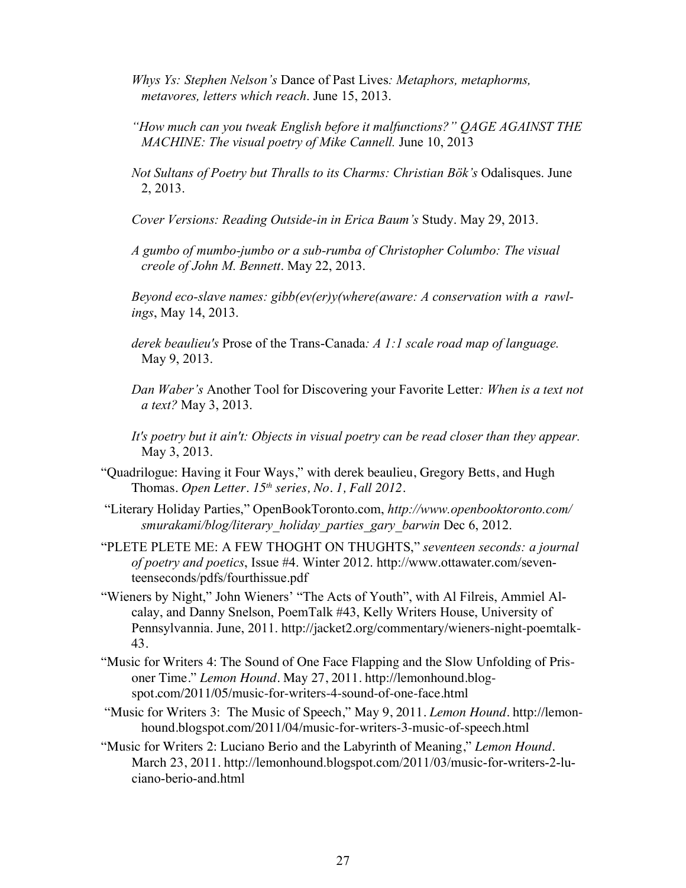*Whys Ys: Stephen Nelson's* Dance of Past Lives*: Metaphors, metaphorms, metavores, letters which reach*. June 15, 2013.

*"How much can you tweak English before it malfunctions?" QAGE AGAINST THE MACHINE: The visual poetry of Mike Cannell.* June 10, 2013

*Not Sultans of Poetry but Thralls to its Charms: Christian Bök's* Odalisques. June 2, 2013.

*Cover Versions: Reading Outside-in in Erica Baum's* Study. May 29, 2013.

*A gumbo of mumbo-jumbo or a sub-rumba of Christopher Columbo: The visual creole of John M. Bennett*. May 22, 2013.

*Beyond eco-slave names: gibb(ev(er)y(where(aware: A conservation with a rawlings*, May 14, 2013.

*derek beaulieu's* Prose of the Trans-Canada*: A 1:1 scale road map of language.* May 9, 2013.

*Dan Waber's* Another Tool for Discovering your Favorite Letter*: When is a text not a text?* May 3, 2013.

*It's poetry but it ain't: Objects in visual poetry can be read closer than they appear.* May 3, 2013.

"Quadrilogue: Having it Four Ways," with derek beaulieu, Gregory Betts, and Hugh Thomas. *Open Letter. 15th series, No. 1, Fall 2012*.

"Literary Holiday Parties," OpenBookToronto.com, *http://www.openbooktoronto.com/smurakami/blog/literary_holiday_parties_gary_barwin* Dec 6, 2012.

"PLETE PLETE ME: A FEW THOGHT ON THUGHTS," *seventeen seconds: a journal of poetry and poetics*, Issue #4. Winter 2012. http://www.ottawater.com/seventeenseconds/pdfs/fourthissue.pdf

"Wieners by Night," John Wieners' "The Acts of Youth", with Al Filreis, Ammiel Alcalay, and Danny Snelson, PoemTalk #43, Kelly Writers House, University of Pennsylvannia. June, 2011. http://jacket2.org/commentary/wieners-night-poemtalk-43.

"Music for Writers 4: The Sound of One Face Flapping and the Slow Unfolding of Prisoner Time." *Lemon Hound*. May 27, 2011. http://lemonhound.blogspot.com/2011/05/music-for-writers-4-sound-of-one-face.html

"Music for Writers 3: The Music of Speech," May 9, 2011. *Lemon Hound*. http://lemonhound.blogspot.com/2011/04/music-for-writers-3-music-of-speech.html

"Music for Writers 2: Luciano Berio and the Labyrinth of Meaning," *Lemon Hound*. March 23, 2011. http://lemonhound.blogspot.com/2011/03/music-for-writers-2-luciano-berio-and.html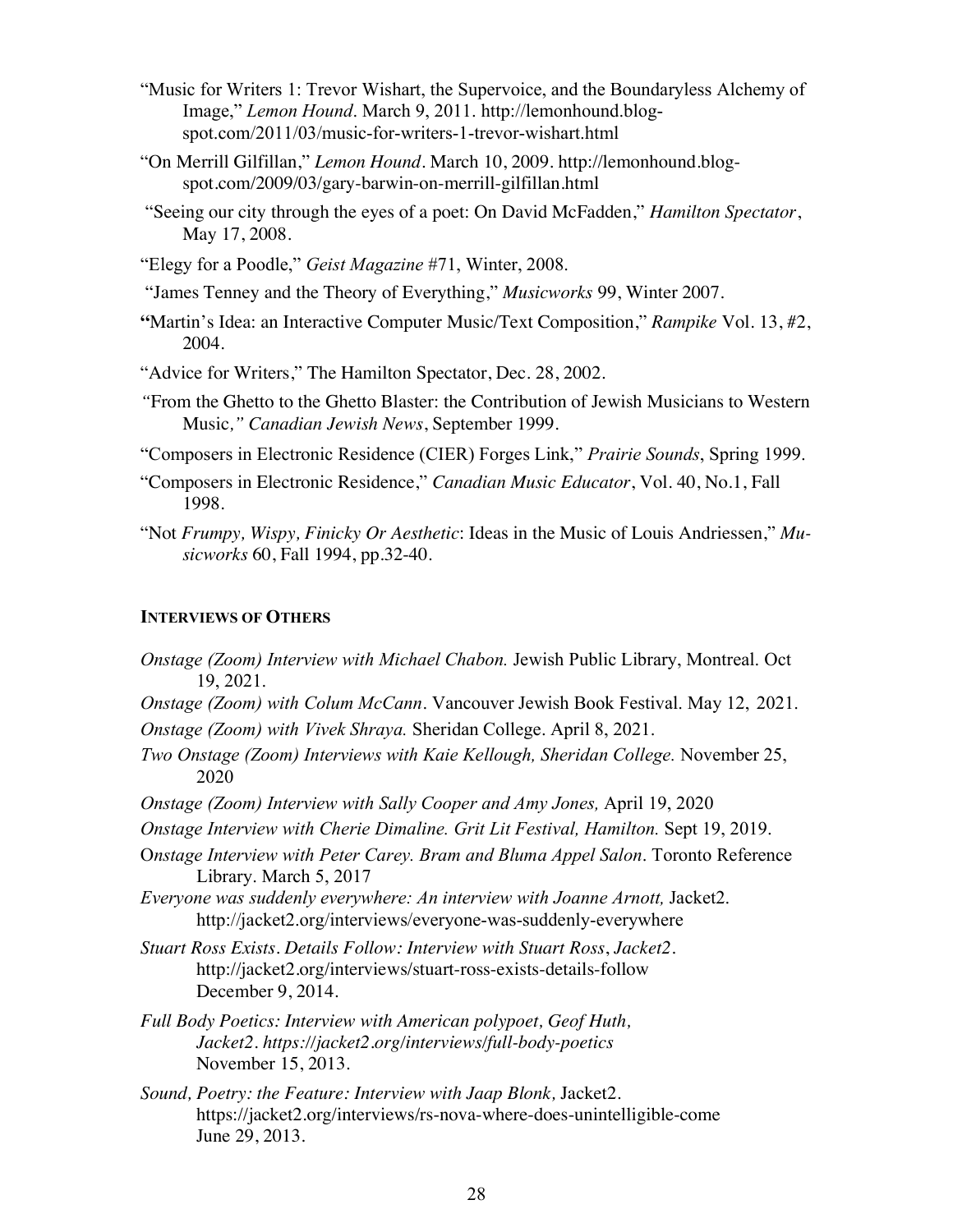"Music for Writers 1: Trevor Wishart, the Supervoice, and the Boundaryless Alchemy of Image," *Lemon Hound*. March 9, 2011. http://lemonhound.blogspot.com/2011/03/music-for-writers-1-trevor-wishart.html

"On Merrill Gilfillan," *Lemon Hound*. March 10, 2009. http://lemonhound.blogspot.com/2009/03/gary-barwin-on-merrill-gilfillan.html

"Seeing our city through the eyes of a poet: On David McFadden," *Hamilton Spectator*, May 17, 2008.

"Elegy for a Poodle," *Geist Magazine* #71, Winter, 2008.

"James Tenney and the Theory of Everything," *Musicworks* 99, Winter 2007.

"Martin's Idea: an Interactive Computer Music/Text Composition," *Rampike* Vol. 13, #2, 2004.

"Advice for Writers," The Hamilton Spectator, Dec. 28, 2002.

"From the Ghetto to the Ghetto Blaster: the Contribution of Jewish Musicians to Western Music," *Canadian Jewish News*, September 1999.

"Composers in Electronic Residence (CIER) Forges Link," *Prairie Sounds*, Spring 1999.

"Composers in Electronic Residence," *Canadian Music Educator*, Vol. 40, No.1, Fall 1998.

"Not *Frumpy, Wispy, Finicky Or Aesthetic*: Ideas in the Music of Louis Andriessen," *Musicworks* 60, Fall 1994, pp.32-40.

**INTERVIEWS OF OTHERS**

*Onstage (Zoom) Interview with Michael Chabon.* Jewish Public Library, Montreal. Oct 19, 2021.

*Onstage (Zoom) with Colum McCann*. Vancouver Jewish Book Festival. May 12, 2021.

*Onstage (Zoom) with Vivek Shraya.* Sheridan College. April 8, 2021.

*Two Onstage (Zoom) Interviews with Kaie Kellough, Sheridan College.* November 25, 2020

*Onstage (Zoom) Interview with Sally Cooper and Amy Jones,* April 19, 2020

*Onstage Interview with Cherie Dimaline. Grit Lit Festival, Hamilton.* Sept 19, 2019.

O*nstage Interview with Peter Carey. Bram and Bluma Appel Salon*. Toronto Reference Library. March 5, 2017

*Everyone was suddenly everywhere: An interview with Joanne Arnott,* Jacket2. http://jacket2.org/interviews/everyone-was-suddenly-everywhere

*Stuart Ross Exists. Details Follow: Interview with Stuart Ross*, *Jacket2*. http://jacket2.org/interviews/stuart-ross-exists-details-follow December 9, 2014.

*Full Body Poetics: Interview with American polypoet, Geof Huth, Jacket2. https://jacket2.org/interviews/full-body-poetics* November 15, 2013.

*Sound, Poetry: the Feature: Interview with Jaap Blonk,* Jacket2. https://jacket2.org/interviews/rs-nova-where-does-unintelligible-come June 29, 2013.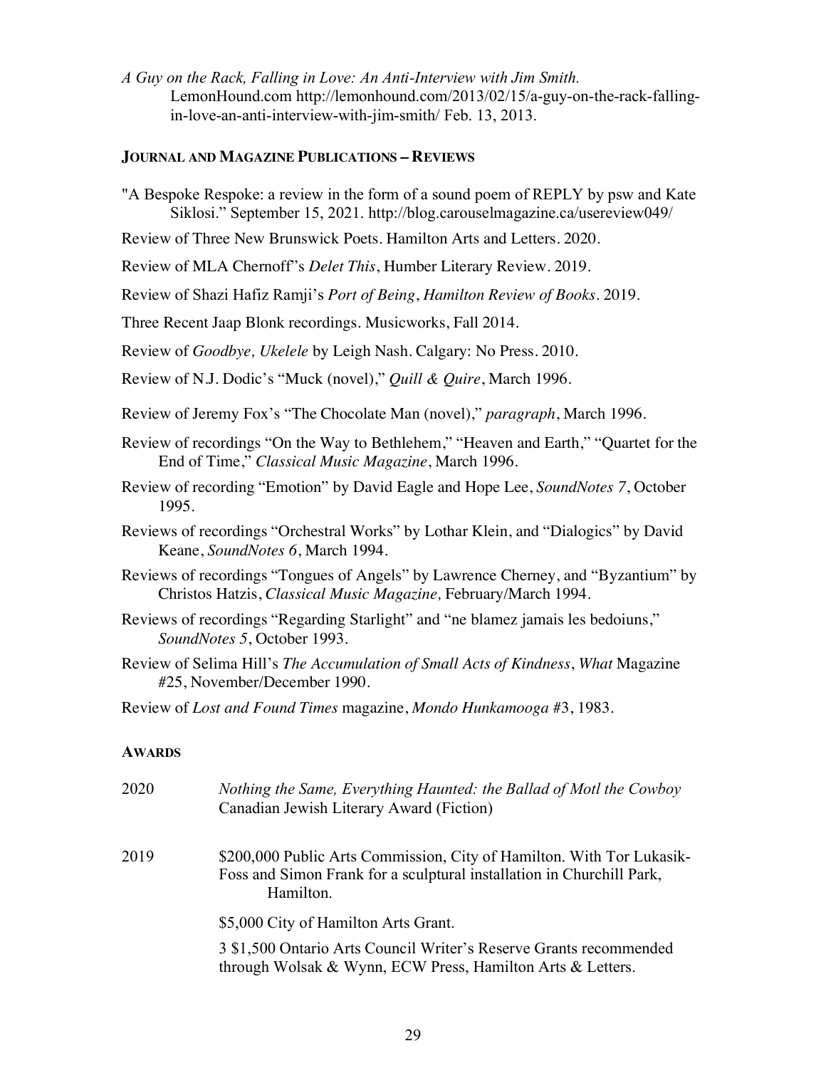*A Guy on the Rack, Falling in Love: An Anti-Interview with Jim Smith.* LemonHound.com http://lemonhound.com/2013/02/15/a-guy-on-the-rack-falling-in-love-an-anti-interview-with-jim-smith/ Feb. 13, 2013.

### JOURNAL AND MAGAZINE PUBLICATIONS – REVIEWS

"A Bespoke Respoke: a review in the form of a sound poem of REPLY by psw and Kate Siklosi." September 15, 2021. http://blog.carouselmagazine.ca/usereview049/

Review of Three New Brunswick Poets. Hamilton Arts and Letters. 2020.

Review of MLA Chernoff's *Delet This*, Humber Literary Review. 2019.

Review of Shazi Hafiz Ramji's *Port of Being*, *Hamilton Review of Books*. 2019.

Three Recent Jaap Blonk recordings. Musicworks, Fall 2014.

Review of *Goodbye, Ukelele* by Leigh Nash. Calgary: No Press. 2010.

Review of N.J. Dodic's "Muck (novel)," *Quill & Quire*, March 1996.

Review of Jeremy Fox's "The Chocolate Man (novel)," *paragraph*, March 1996.

Review of recordings "On the Way to Bethlehem," "Heaven and Earth," "Quartet for the End of Time," *Classical Music Magazine*, March 1996.

Review of recording "Emotion" by David Eagle and Hope Lee, *SoundNotes 7*, October 1995.

Reviews of recordings "Orchestral Works" by Lothar Klein, and "Dialogics" by David Keane, *SoundNotes 6*, March 1994.

Reviews of recordings "Tongues of Angels" by Lawrence Cherney, and "Byzantium" by Christos Hatzis, *Classical Music Magazine,* February/March 1994.

Reviews of recordings "Regarding Starlight" and "ne blamez jamais les bedoiuns," *SoundNotes 5*, October 1993.

Review of Selima Hill's *The Accumulation of Small Acts of Kindness*, *What* Magazine #25, November/December 1990.

Review of *Lost and Found Times* magazine, *Mondo Hunkamooga* #3, 1983.

### AWARDS

2020 — *Nothing the Same, Everything Haunted: the Ballad of Motl the Cowboy* Canadian Jewish Literary Award (Fiction)

2019 — $200,000 Public Arts Commission, City of Hamilton. With Tor Lukasik-Foss and Simon Frank for a sculptural installation in Churchill Park, Hamilton.

$5,000 City of Hamilton Arts Grant.

3 $1,500 Ontario Arts Council Writer's Reserve Grants recommended through Wolsak & Wynn, ECW Press, Hamilton Arts & Letters.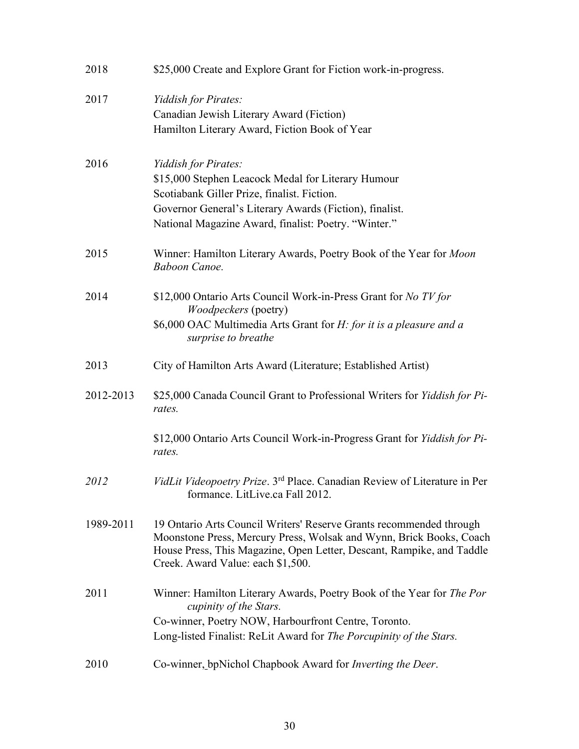2018 $25,000 Create and Explore Grant for Fiction work-in-progress.

2017 *Yiddish for Pirates:*
Canadian Jewish Literary Award (Fiction)
Hamilton Literary Award, Fiction Book of Year

2016 *Yiddish for Pirates:*
$15,000 Stephen Leacock Medal for Literary Humour
Scotiabank Giller Prize, finalist. Fiction.
Governor General's Literary Awards (Fiction), finalist.
National Magazine Award, finalist: Poetry. "Winter."

2015 Winner: Hamilton Literary Awards, Poetry Book of the Year for *Moon Baboon Canoe.*

2014 $12,000 Ontario Arts Council Work-in-Press Grant for *No TV for Woodpeckers* (poetry)
$6,000 OAC Multimedia Arts Grant for *H: for it is a pleasure and a surprise to breathe*

2013 City of Hamilton Arts Award (Literature; Established Artist)

2012-2013 $25,000 Canada Council Grant to Professional Writers for *Yiddish for Pirates.*

$12,000 Ontario Arts Council Work-in-Progress Grant for *Yiddish for Pirates.*

*2012* *VidLit Videopoetry Prize*. 3rd Place. Canadian Review of Literature in Performance. LitLive.ca Fall 2012.

1989-2011 19 Ontario Arts Council Writers' Reserve Grants recommended through Moonstone Press, Mercury Press, Wolsak and Wynn, Brick Books, Coach House Press, This Magazine, Open Letter, Descant, Rampike, and Taddle Creek. Award Value: each $1,500.

2011 Winner: Hamilton Literary Awards, Poetry Book of the Year for *The Porcupinity of the Stars.*
Co-winner, Poetry NOW, Harbourfront Centre, Toronto.
Long-listed Finalist: ReLit Award for *The Porcupinity of the Stars.*

2010 Co-winner, bpNichol Chapbook Award for *Inverting the Deer*.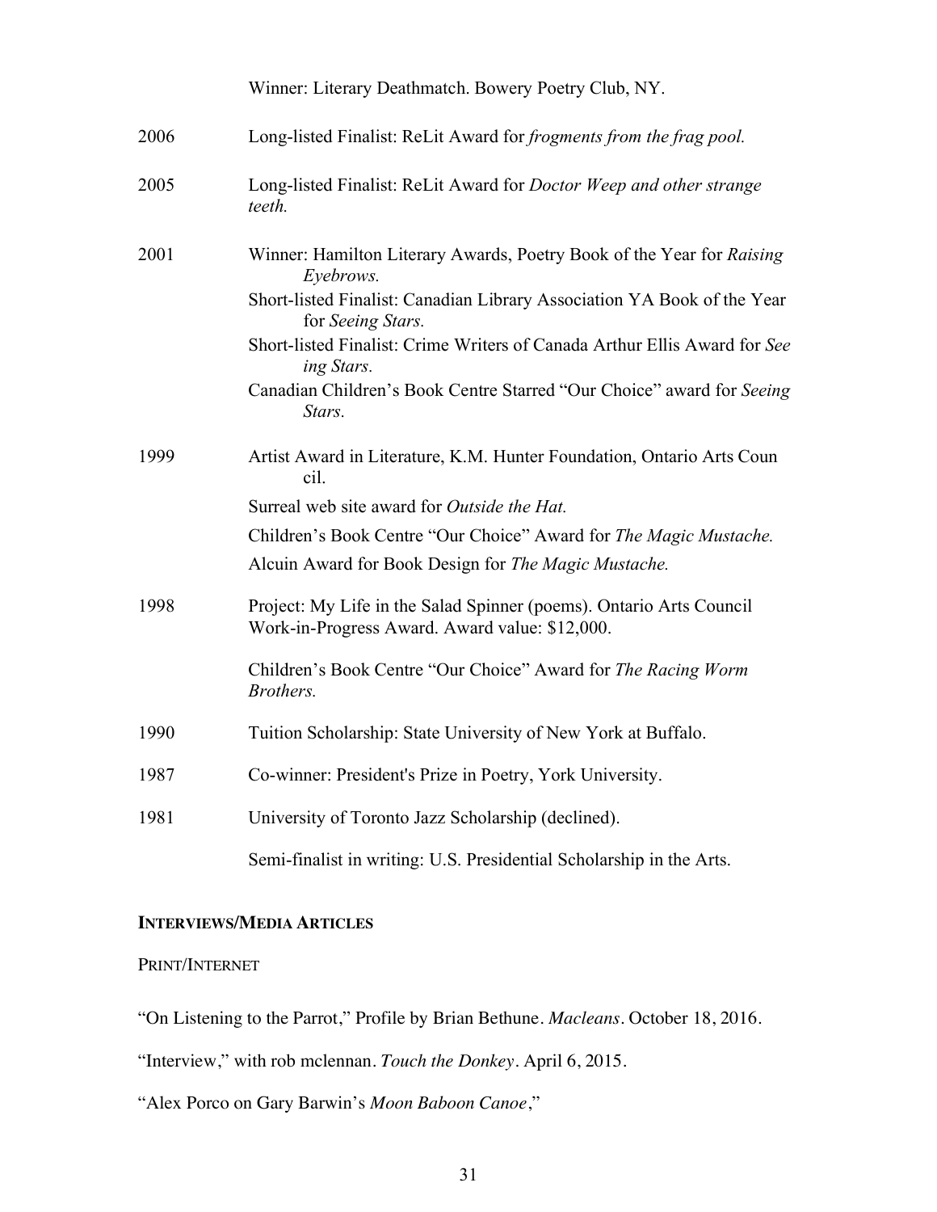Winner: Literary Deathmatch. Bowery Poetry Club, NY.

2006 Long-listed Finalist: ReLit Award for *frogments from the frag pool.*

2005 Long-listed Finalist: ReLit Award for *Doctor Weep and other strange teeth.*

2001 Winner: Hamilton Literary Awards, Poetry Book of the Year for *Raising Eyebrows.*

Short-listed Finalist: Canadian Library Association YA Book of the Year for *Seeing Stars.*

Short-listed Finalist: Crime Writers of Canada Arthur Ellis Award for *Seeing Stars.*

Canadian Children's Book Centre Starred "Our Choice" award for *Seeing Stars.*

1999 Artist Award in Literature, K.M. Hunter Foundation, Ontario Arts Council.

Surreal web site award for *Outside the Hat.*

Children's Book Centre "Our Choice" Award for *The Magic Mustache.*

Alcuin Award for Book Design for *The Magic Mustache.*

1998 Project: My Life in the Salad Spinner (poems). Ontario Arts Council Work-in-Progress Award. Award value: $12,000.

Children's Book Centre "Our Choice" Award for *The Racing Worm Brothers.*

1990 Tuition Scholarship: State University of New York at Buffalo.

1987 Co-winner: President's Prize in Poetry, York University.

1981 University of Toronto Jazz Scholarship (declined).

Semi-finalist in writing: U.S. Presidential Scholarship in the Arts.

## INTERVIEWS/MEDIA ARTICLES

### PRINT/INTERNET

"On Listening to the Parrot," Profile by Brian Bethune. *Macleans*. October 18, 2016.

"Interview," with rob mclennan. *Touch the Donkey*. April 6, 2015.

"Alex Porco on Gary Barwin's *Moon Baboon Canoe*,"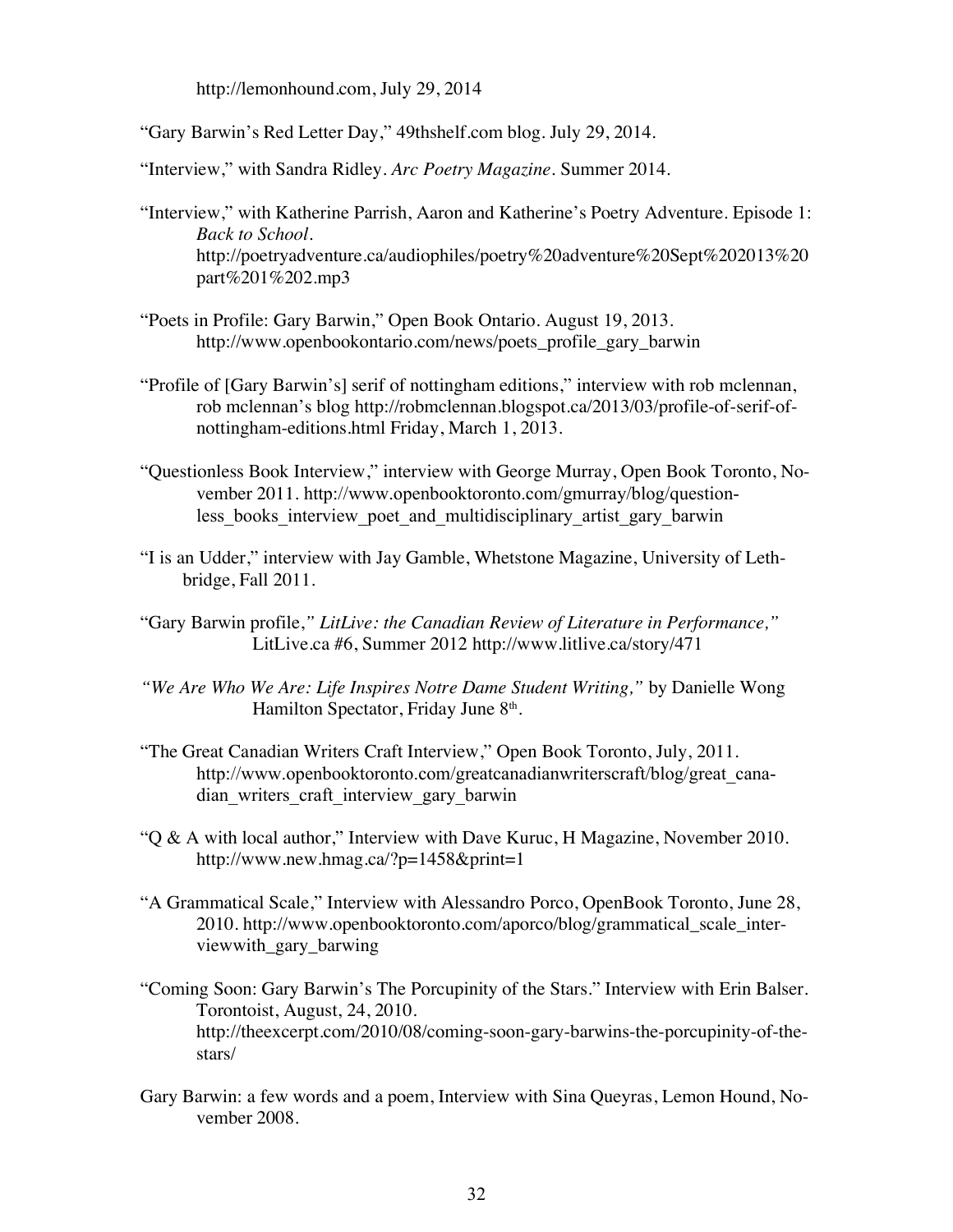http://lemonhound.com, July 29, 2014

“Gary Barwin’s Red Letter Day,” 49thshelf.com blog. July 29, 2014.

“Interview,” with Sandra Ridley. *Arc Poetry Magazine*. Summer 2014.

“Interview,” with Katherine Parrish, Aaron and Katherine’s Poetry Adventure. Episode 1: *Back to School*. http://poetryadventure.ca/audiophiles/poetry%20adventure%20Sept%202013%20part%201%202.mp3

“Poets in Profile: Gary Barwin,” Open Book Ontario. August 19, 2013. http://www.openbookontario.com/news/poets_profile_gary_barwin

“Profile of [Gary Barwin’s] serif of nottingham editions,” interview with rob mclennan, rob mclennan’s blog http://robmclennan.blogspot.ca/2013/03/profile-of-serif-of-nottingham-editions.html Friday, March 1, 2013.

“Questionless Book Interview,” interview with George Murray, Open Book Toronto, November 2011. http://www.openbooktoronto.com/gmurray/blog/questionless_books_interview_poet_and_multidisciplinary_artist_gary_barwin

“I is an Udder,” interview with Jay Gamble, Whetstone Magazine, University of Lethbridge, Fall 2011.

“Gary Barwin profile,*” LitLive: the Canadian Review of Literature in Performance,”* LitLive.ca #6, Summer 2012 http://www.litlive.ca/story/471

*“We Are Who We Are: Life Inspires Notre Dame Student Writing,”* by Danielle Wong Hamilton Spectator, Friday June 8th.

“The Great Canadian Writers Craft Interview,” Open Book Toronto, July, 2011. http://www.openbooktoronto.com/greatcanadianwriterscraft/blog/great_canadian_writers_craft_interview_gary_barwin

“Q & A with local author,” Interview with Dave Kuruc, H Magazine, November 2010. http://www.new.hmag.ca/?p=1458&print=1

“A Grammatical Scale,” Interview with Alessandro Porco, OpenBook Toronto, June 28, 2010. http://www.openbooktoronto.com/aporco/blog/grammatical_scale_interviewwith_gary_barwing

“Coming Soon: Gary Barwin’s The Porcupinity of the Stars.” Interview with Erin Balser. Torontoist, August, 24, 2010. http://theexcerpt.com/2010/08/coming-soon-gary-barwins-the-porcupinity-of-the-stars/

Gary Barwin: a few words and a poem, Interview with Sina Queyras, Lemon Hound, November 2008.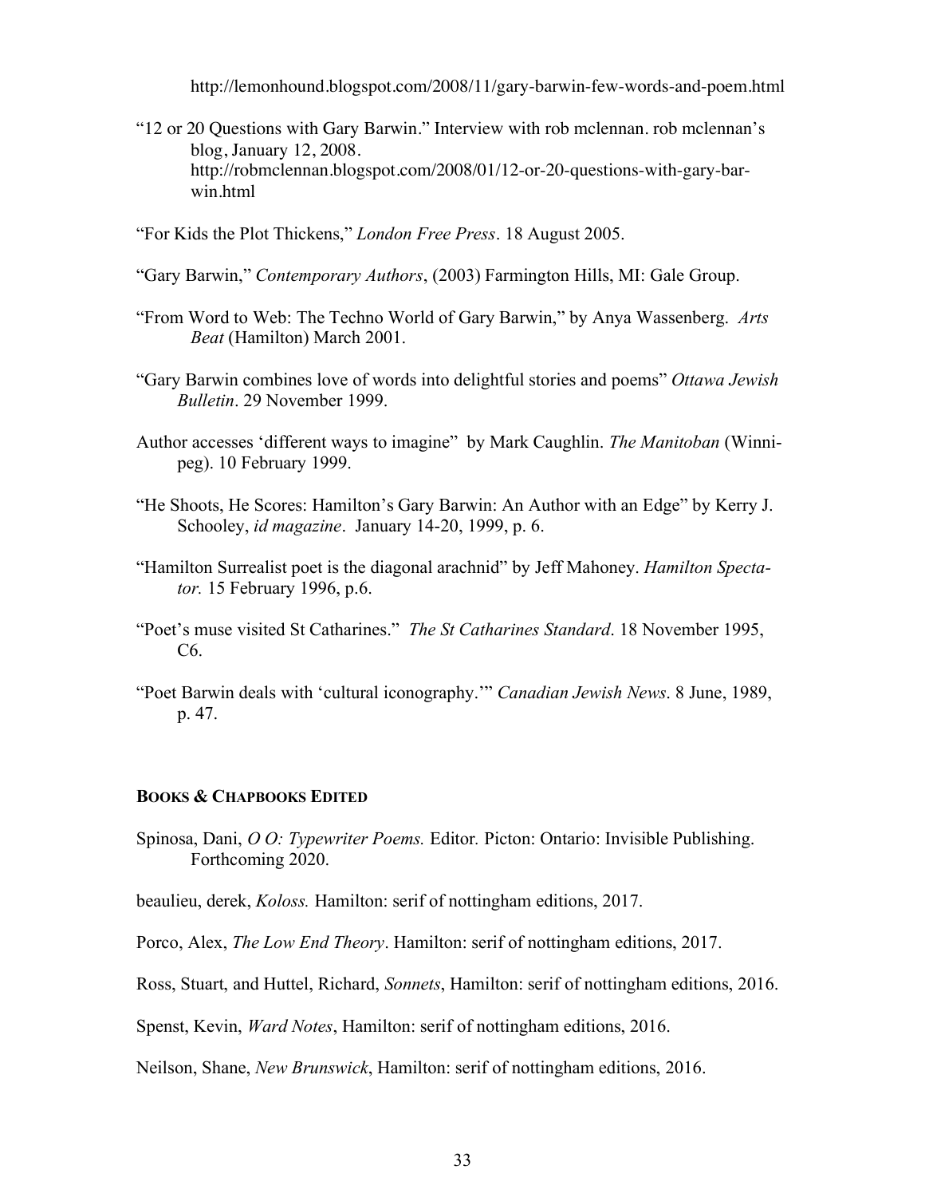http://lemonhound.blogspot.com/2008/11/gary-barwin-few-words-and-poem.html

"12 or 20 Questions with Gary Barwin." Interview with rob mclennan. rob mclennan's blog, January 12, 2008. http://robmclennan.blogspot.com/2008/01/12-or-20-questions-with-gary-barwin.html

"For Kids the Plot Thickens," *London Free Press*. 18 August 2005.

"Gary Barwin," *Contemporary Authors*, (2003) Farmington Hills, MI: Gale Group.

"From Word to Web: The Techno World of Gary Barwin," by Anya Wassenberg. *Arts Beat* (Hamilton) March 2001.

"Gary Barwin combines love of words into delightful stories and poems" *Ottawa Jewish Bulletin*. 29 November 1999.

Author accesses 'different ways to imagine" by Mark Caughlin. *The Manitoban* (Winnipeg). 10 February 1999.

"He Shoots, He Scores: Hamilton's Gary Barwin: An Author with an Edge" by Kerry J. Schooley, *id magazine*. January 14-20, 1999, p. 6.

"Hamilton Surrealist poet is the diagonal arachnid" by Jeff Mahoney. *Hamilton Spectator.* 15 February 1996, p.6.

"Poet's muse visited St Catharines." *The St Catharines Standard*. 18 November 1995, C6.

"Poet Barwin deals with 'cultural iconography.'" *Canadian Jewish News*. 8 June, 1989, p. 47.

### BOOKS & CHAPBOOKS EDITED

Spinosa, Dani, *O O: Typewriter Poems.* Editor. Picton: Ontario: Invisible Publishing. Forthcoming 2020.

beaulieu, derek, *Koloss.* Hamilton: serif of nottingham editions, 2017.

Porco, Alex, *The Low End Theory*. Hamilton: serif of nottingham editions, 2017.

Ross, Stuart, and Huttel, Richard, *Sonnets*, Hamilton: serif of nottingham editions, 2016.

Spenst, Kevin, *Ward Notes*, Hamilton: serif of nottingham editions, 2016.

Neilson, Shane, *New Brunswick*, Hamilton: serif of nottingham editions, 2016.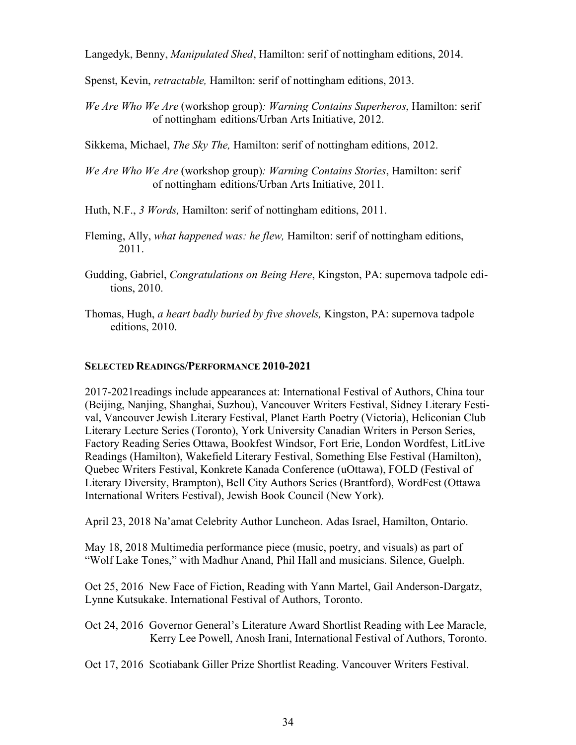Langedyk, Benny, *Manipulated Shed*, Hamilton: serif of nottingham editions, 2014.

Spenst, Kevin, *retractable,* Hamilton: serif of nottingham editions, 2013.

*We Are Who We Are* (workshop group)*: Warning Contains Superheros*, Hamilton: serif of nottingham editions/Urban Arts Initiative, 2012.

Sikkema, Michael, *The Sky The,* Hamilton: serif of nottingham editions, 2012.

*We Are Who We Are* (workshop group)*: Warning Contains Stories*, Hamilton: serif of nottingham editions/Urban Arts Initiative, 2011.

Huth, N.F., *3 Words,* Hamilton: serif of nottingham editions, 2011.

Fleming, Ally, *what happened was: he flew,* Hamilton: serif of nottingham editions, 2011.

Gudding, Gabriel, *Congratulations on Being Here*, Kingston, PA: supernova tadpole editions, 2010.

Thomas, Hugh, *a heart badly buried by five shovels,* Kingston, PA: supernova tadpole editions, 2010.

### Selected Readings/Performance 2010-2021

2017-2021readings include appearances at: International Festival of Authors, China tour (Beijing, Nanjing, Shanghai, Suzhou), Vancouver Writers Festival, Sidney Literary Festival, Vancouver Jewish Literary Festival, Planet Earth Poetry (Victoria), Heliconian Club Literary Lecture Series (Toronto), York University Canadian Writers in Person Series, Factory Reading Series Ottawa, Bookfest Windsor, Fort Erie, London Wordfest, LitLive Readings (Hamilton), Wakefield Literary Festival, Something Else Festival (Hamilton), Quebec Writers Festival, Konkrete Kanada Conference (uOttawa), FOLD (Festival of Literary Diversity, Brampton), Bell City Authors Series (Brantford), WordFest (Ottawa International Writers Festival), Jewish Book Council (New York).

April 23, 2018 Na'amat Celebrity Author Luncheon. Adas Israel, Hamilton, Ontario.

May 18, 2018 Multimedia performance piece (music, poetry, and visuals) as part of "Wolf Lake Tones," with Madhur Anand, Phil Hall and musicians. Silence, Guelph.

Oct 25, 2016 New Face of Fiction, Reading with Yann Martel, Gail Anderson-Dargatz, Lynne Kutsukake. International Festival of Authors, Toronto.

Oct 24, 2016 Governor General's Literature Award Shortlist Reading with Lee Maracle, Kerry Lee Powell, Anosh Irani, International Festival of Authors, Toronto.

Oct 17, 2016 Scotiabank Giller Prize Shortlist Reading. Vancouver Writers Festival.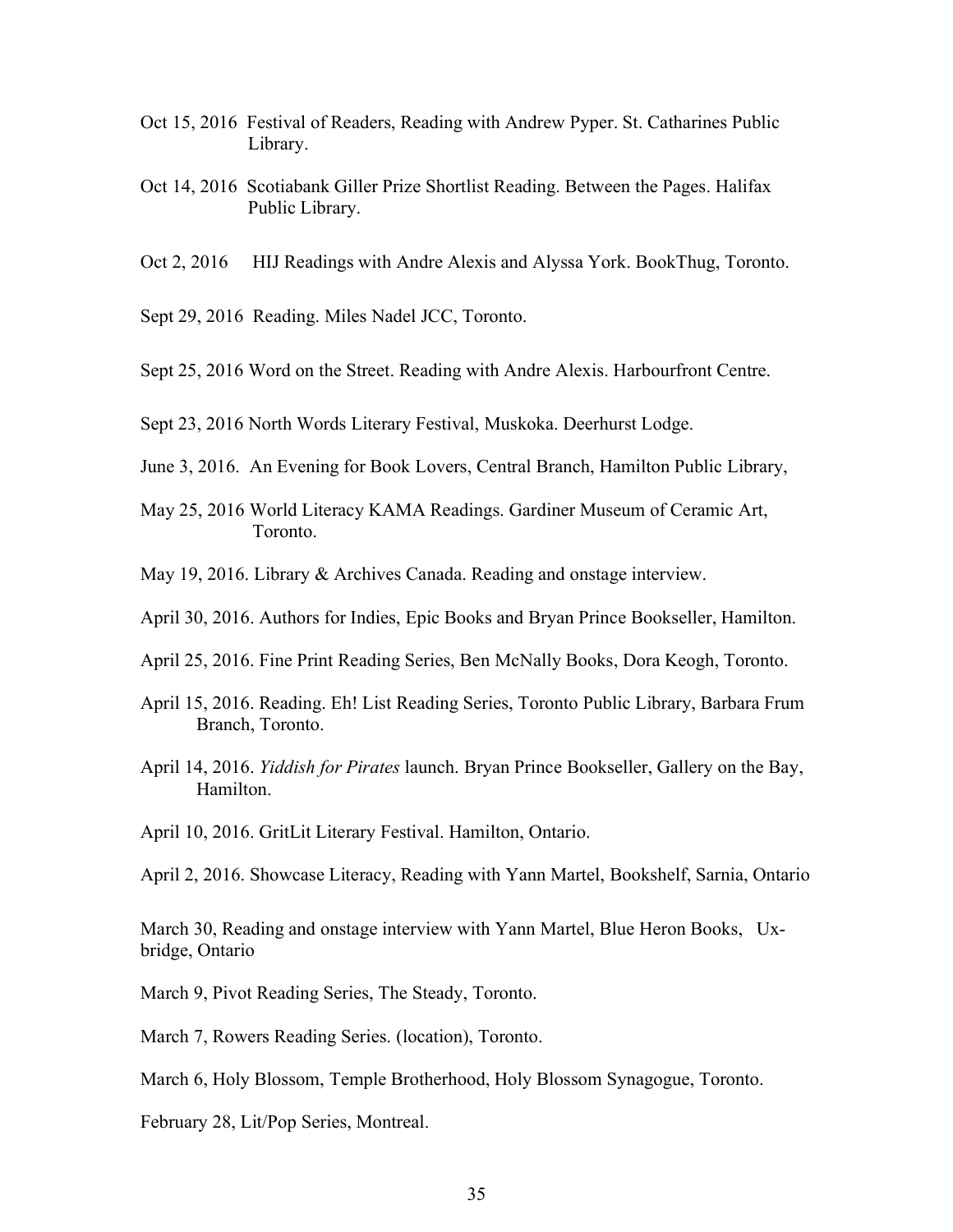Oct 15, 2016 Festival of Readers, Reading with Andrew Pyper. St. Catharines Public Library.

Oct 14, 2016 Scotiabank Giller Prize Shortlist Reading. Between the Pages. Halifax Public Library.

Oct 2, 2016 HIJ Readings with Andre Alexis and Alyssa York. BookThug, Toronto.

Sept 29, 2016 Reading. Miles Nadel JCC, Toronto.

Sept 25, 2016 Word on the Street. Reading with Andre Alexis. Harbourfront Centre.

Sept 23, 2016 North Words Literary Festival, Muskoka. Deerhurst Lodge.

June 3, 2016. An Evening for Book Lovers, Central Branch, Hamilton Public Library,

May 25, 2016 World Literacy KAMA Readings. Gardiner Museum of Ceramic Art, Toronto.

May 19, 2016. Library & Archives Canada. Reading and onstage interview.

April 30, 2016. Authors for Indies, Epic Books and Bryan Prince Bookseller, Hamilton.

April 25, 2016. Fine Print Reading Series, Ben McNally Books, Dora Keogh, Toronto.

April 15, 2016. Reading. Eh! List Reading Series, Toronto Public Library, Barbara Frum Branch, Toronto.

April 14, 2016. *Yiddish for Pirates* launch. Bryan Prince Bookseller, Gallery on the Bay, Hamilton.

April 10, 2016. GritLit Literary Festival. Hamilton, Ontario.

April 2, 2016. Showcase Literacy, Reading with Yann Martel, Bookshelf, Sarnia, Ontario

March 30, Reading and onstage interview with Yann Martel, Blue Heron Books, Uxbridge, Ontario

March 9, Pivot Reading Series, The Steady, Toronto.

March 7, Rowers Reading Series. (location), Toronto.

March 6, Holy Blossom, Temple Brotherhood, Holy Blossom Synagogue, Toronto.

February 28, Lit/Pop Series, Montreal.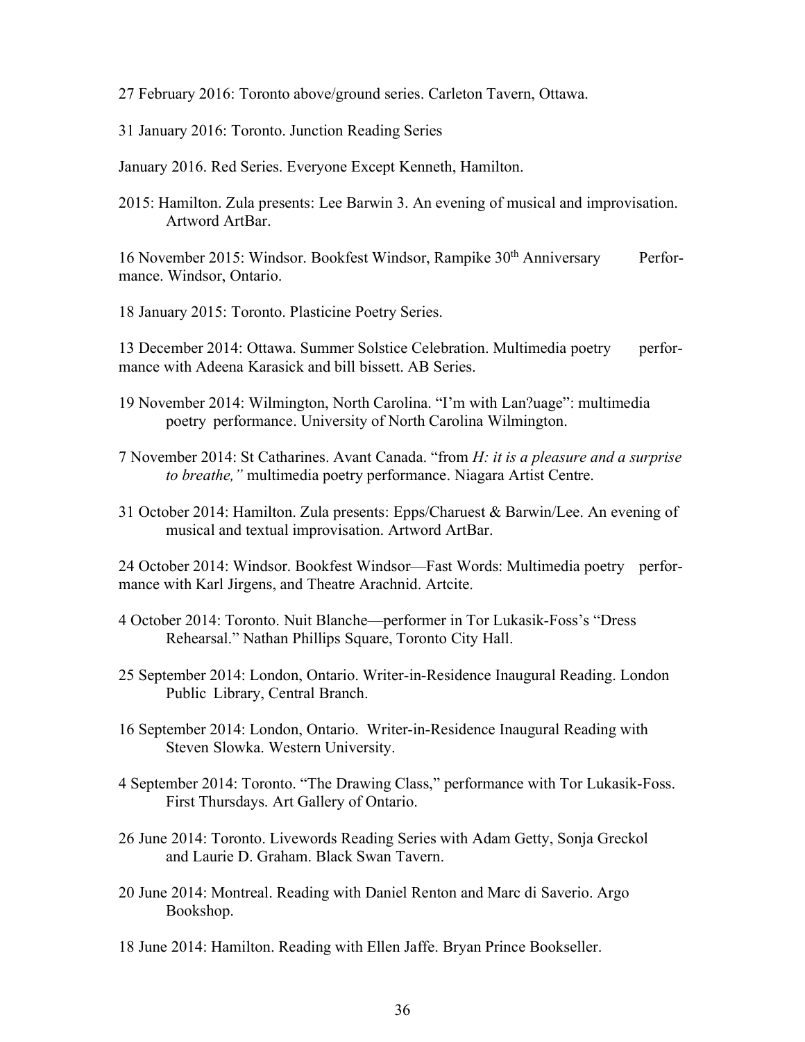27 February 2016: Toronto above/ground series. Carleton Tavern, Ottawa.

31 January 2016: Toronto. Junction Reading Series

January 2016. Red Series. Everyone Except Kenneth, Hamilton.

2015: Hamilton. Zula presents: Lee Barwin 3. An evening of musical and improvisation. Artword ArtBar.

16 November 2015: Windsor. Bookfest Windsor, Rampike 30th Anniversary Performance. Windsor, Ontario.

18 January 2015: Toronto. Plasticine Poetry Series.

13 December 2014: Ottawa. Summer Solstice Celebration. Multimedia poetry performance with Adeena Karasick and bill bissett. AB Series.

19 November 2014: Wilmington, North Carolina. "I'm with Lan?uage": multimedia poetry performance. University of North Carolina Wilmington.

7 November 2014: St Catharines. Avant Canada. "from *H: it is a pleasure and a surprise to breathe,"* multimedia poetry performance. Niagara Artist Centre.

31 October 2014: Hamilton. Zula presents: Epps/Charuest & Barwin/Lee. An evening of musical and textual improvisation. Artword ArtBar.

24 October 2014: Windsor. Bookfest Windsor—Fast Words: Multimedia poetry performance with Karl Jirgens, and Theatre Arachnid. Artcite.

4 October 2014: Toronto. Nuit Blanche—performer in Tor Lukasik-Foss's "Dress Rehearsal." Nathan Phillips Square, Toronto City Hall.

25 September 2014: London, Ontario. Writer-in-Residence Inaugural Reading. London Public Library, Central Branch.

16 September 2014: London, Ontario. Writer-in-Residence Inaugural Reading with Steven Slowka. Western University.

4 September 2014: Toronto. "The Drawing Class," performance with Tor Lukasik-Foss. First Thursdays. Art Gallery of Ontario.

26 June 2014: Toronto. Livewords Reading Series with Adam Getty, Sonja Greckol and Laurie D. Graham. Black Swan Tavern.

20 June 2014: Montreal. Reading with Daniel Renton and Marc di Saverio. Argo Bookshop.

18 June 2014: Hamilton. Reading with Ellen Jaffe. Bryan Prince Bookseller.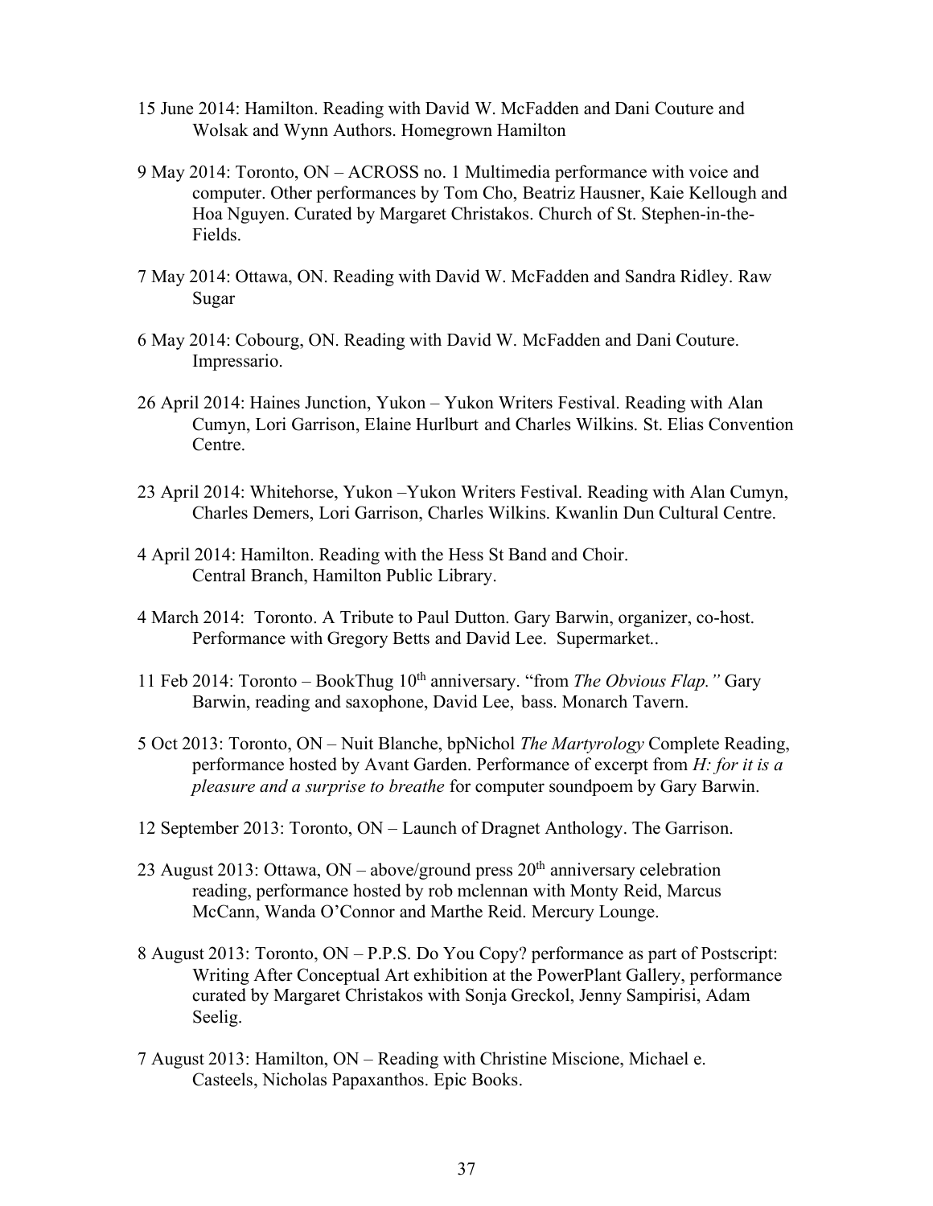15 June 2014: Hamilton. Reading with David W. McFadden and Dani Couture and Wolsak and Wynn Authors. Homegrown Hamilton

9 May 2014: Toronto, ON – ACROSS no. 1 Multimedia performance with voice and computer. Other performances by Tom Cho, Beatriz Hausner, Kaie Kellough and Hoa Nguyen. Curated by Margaret Christakos. Church of St. Stephen-in-the-Fields.

7 May 2014: Ottawa, ON. Reading with David W. McFadden and Sandra Ridley. Raw Sugar

6 May 2014: Cobourg, ON. Reading with David W. McFadden and Dani Couture. Impressario.

26 April 2014: Haines Junction, Yukon – Yukon Writers Festival. Reading with Alan Cumyn, Lori Garrison, Elaine Hurlburt and Charles Wilkins. St. Elias Convention Centre.

23 April 2014: Whitehorse, Yukon –Yukon Writers Festival. Reading with Alan Cumyn, Charles Demers, Lori Garrison, Charles Wilkins. Kwanlin Dun Cultural Centre.

4 April 2014: Hamilton. Reading with the Hess St Band and Choir. Central Branch, Hamilton Public Library.

4 March 2014: Toronto. A Tribute to Paul Dutton. Gary Barwin, organizer, co-host. Performance with Gregory Betts and David Lee. Supermarket..

11 Feb 2014: Toronto – BookThug 10th anniversary. "from *The Obvious Flap."* Gary Barwin, reading and saxophone, David Lee, bass. Monarch Tavern.

5 Oct 2013: Toronto, ON – Nuit Blanche, bpNichol *The Martyrology* Complete Reading, performance hosted by Avant Garden. Performance of excerpt from *H: for it is a pleasure and a surprise to breathe* for computer soundpoem by Gary Barwin.

12 September 2013: Toronto, ON – Launch of Dragnet Anthology. The Garrison.

23 August 2013: Ottawa, ON – above/ground press 20th anniversary celebration reading, performance hosted by rob mclennan with Monty Reid, Marcus McCann, Wanda O'Connor and Marthe Reid. Mercury Lounge.

8 August 2013: Toronto, ON – P.P.S. Do You Copy? performance as part of Postscript: Writing After Conceptual Art exhibition at the PowerPlant Gallery, performance curated by Margaret Christakos with Sonja Greckol, Jenny Sampirisi, Adam Seelig.

7 August 2013: Hamilton, ON – Reading with Christine Miscione, Michael e. Casteels, Nicholas Papaxanthos. Epic Books.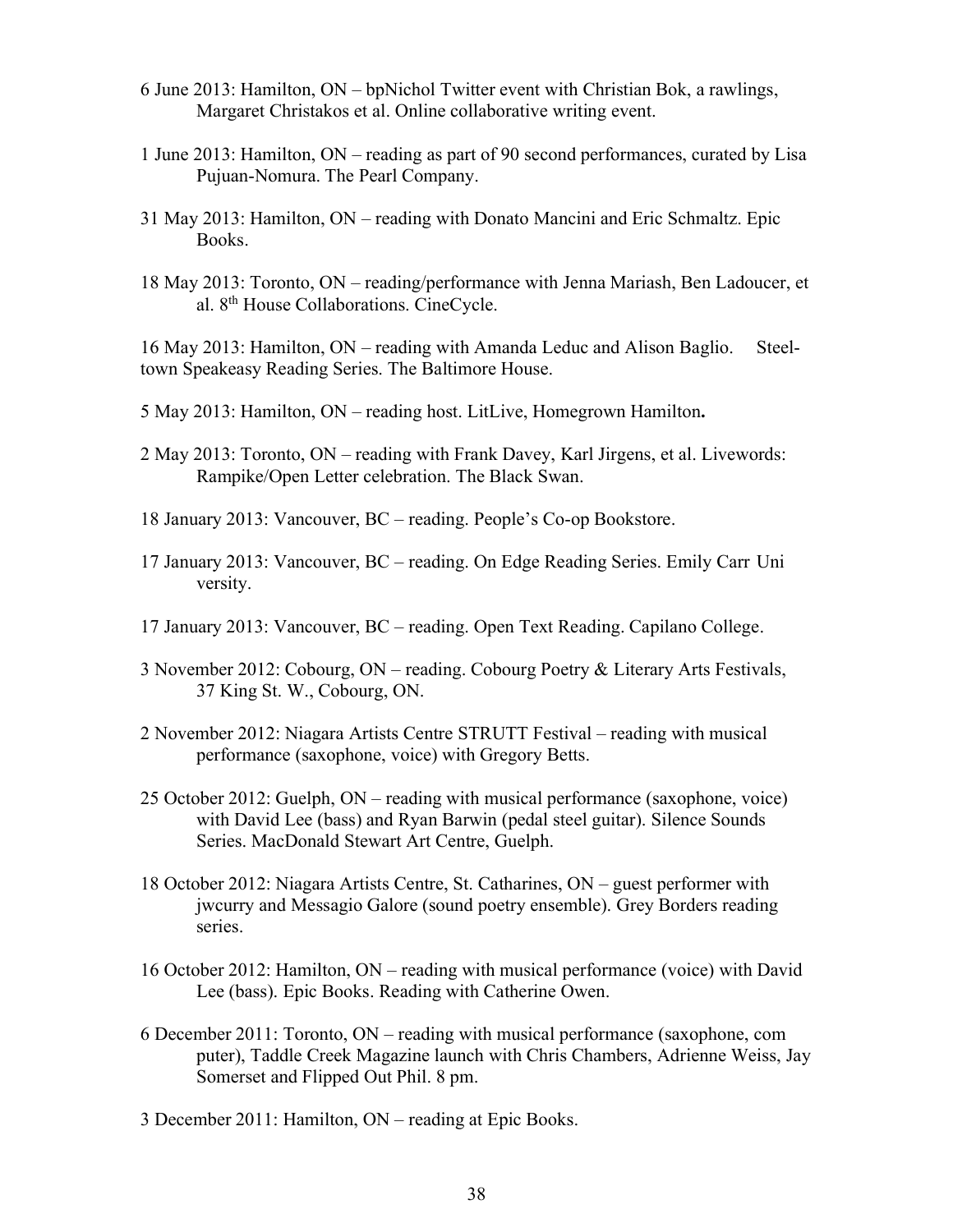6 June 2013: Hamilton, ON – bpNichol Twitter event with Christian Bok, a rawlings, Margaret Christakos et al. Online collaborative writing event.

1 June 2013: Hamilton, ON – reading as part of 90 second performances, curated by Lisa Pujuan-Nomura. The Pearl Company.

31 May 2013: Hamilton, ON – reading with Donato Mancini and Eric Schmaltz. Epic Books.

18 May 2013: Toronto, ON – reading/performance with Jenna Mariash, Ben Ladoucer, et al. 8th House Collaborations. CineCycle.

16 May 2013: Hamilton, ON – reading with Amanda Leduc and Alison Baglio. Steel-town Speakeasy Reading Series. The Baltimore House.

5 May 2013: Hamilton, ON – reading host. LitLive, Homegrown Hamilton**.**

2 May 2013: Toronto, ON – reading with Frank Davey, Karl Jirgens, et al. Livewords: Rampike/Open Letter celebration. The Black Swan.

18 January 2013: Vancouver, BC – reading. People's Co-op Bookstore.

17 January 2013: Vancouver, BC – reading. On Edge Reading Series. Emily Carr Uni versity.

17 January 2013: Vancouver, BC – reading. Open Text Reading. Capilano College.

3 November 2012: Cobourg, ON – reading. Cobourg Poetry & Literary Arts Festivals, 37 King St. W., Cobourg, ON.

2 November 2012: Niagara Artists Centre STRUTT Festival – reading with musical performance (saxophone, voice) with Gregory Betts.

25 October 2012: Guelph, ON – reading with musical performance (saxophone, voice) with David Lee (bass) and Ryan Barwin (pedal steel guitar). Silence Sounds Series. MacDonald Stewart Art Centre, Guelph.

18 October 2012: Niagara Artists Centre, St. Catharines, ON – guest performer with jwcurry and Messagio Galore (sound poetry ensemble). Grey Borders reading series.

16 October 2012: Hamilton, ON – reading with musical performance (voice) with David Lee (bass). Epic Books. Reading with Catherine Owen.

6 December 2011: Toronto, ON – reading with musical performance (saxophone, com puter), Taddle Creek Magazine launch with Chris Chambers, Adrienne Weiss, Jay Somerset and Flipped Out Phil. 8 pm.

3 December 2011: Hamilton, ON – reading at Epic Books.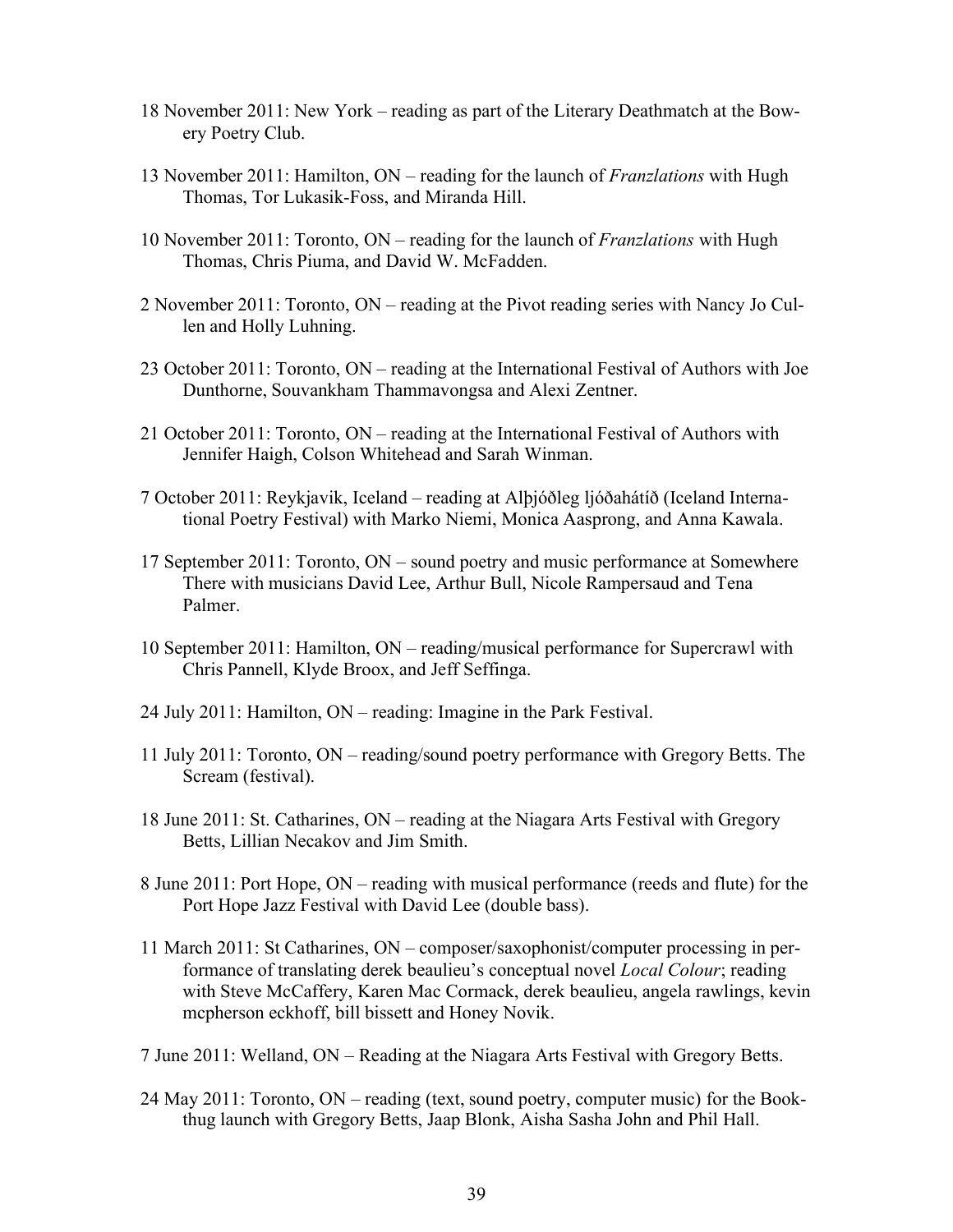18 November 2011: New York – reading as part of the Literary Deathmatch at the Bowery Poetry Club.

13 November 2011: Hamilton, ON – reading for the launch of *Franzlations* with Hugh Thomas, Tor Lukasik-Foss, and Miranda Hill.

10 November 2011: Toronto, ON – reading for the launch of *Franzlations* with Hugh Thomas, Chris Piuma, and David W. McFadden.

2 November 2011: Toronto, ON – reading at the Pivot reading series with Nancy Jo Cullen and Holly Luhning.

23 October 2011: Toronto, ON – reading at the International Festival of Authors with Joe Dunthorne, Souvankham Thammavongsa and Alexi Zentner.

21 October 2011: Toronto, ON – reading at the International Festival of Authors with Jennifer Haigh, Colson Whitehead and Sarah Winman.

7 October 2011: Reykjavik, Iceland – reading at Alþjóðleg ljóðahátíð (Iceland International Poetry Festival) with Marko Niemi, Monica Aasprong, and Anna Kawala.

17 September 2011: Toronto, ON – sound poetry and music performance at Somewhere There with musicians David Lee, Arthur Bull, Nicole Rampersaud and Tena Palmer.

10 September 2011: Hamilton, ON – reading/musical performance for Supercrawl with Chris Pannell, Klyde Broox, and Jeff Seffinga.

24 July 2011: Hamilton, ON – reading: Imagine in the Park Festival.

11 July 2011: Toronto, ON – reading/sound poetry performance with Gregory Betts. The Scream (festival).

18 June 2011: St. Catharines, ON – reading at the Niagara Arts Festival with Gregory Betts, Lillian Necakov and Jim Smith.

8 June 2011: Port Hope, ON – reading with musical performance (reeds and flute) for the Port Hope Jazz Festival with David Lee (double bass).

11 March 2011: St Catharines, ON – composer/saxophonist/computer processing in performance of translating derek beaulieu's conceptual novel *Local Colour*; reading with Steve McCaffery, Karen Mac Cormack, derek beaulieu, angela rawlings, kevin mcpherson eckhoff, bill bissett and Honey Novik.

7 June 2011: Welland, ON – Reading at the Niagara Arts Festival with Gregory Betts.

24 May 2011: Toronto, ON – reading (text, sound poetry, computer music) for the Bookthug launch with Gregory Betts, Jaap Blonk, Aisha Sasha John and Phil Hall.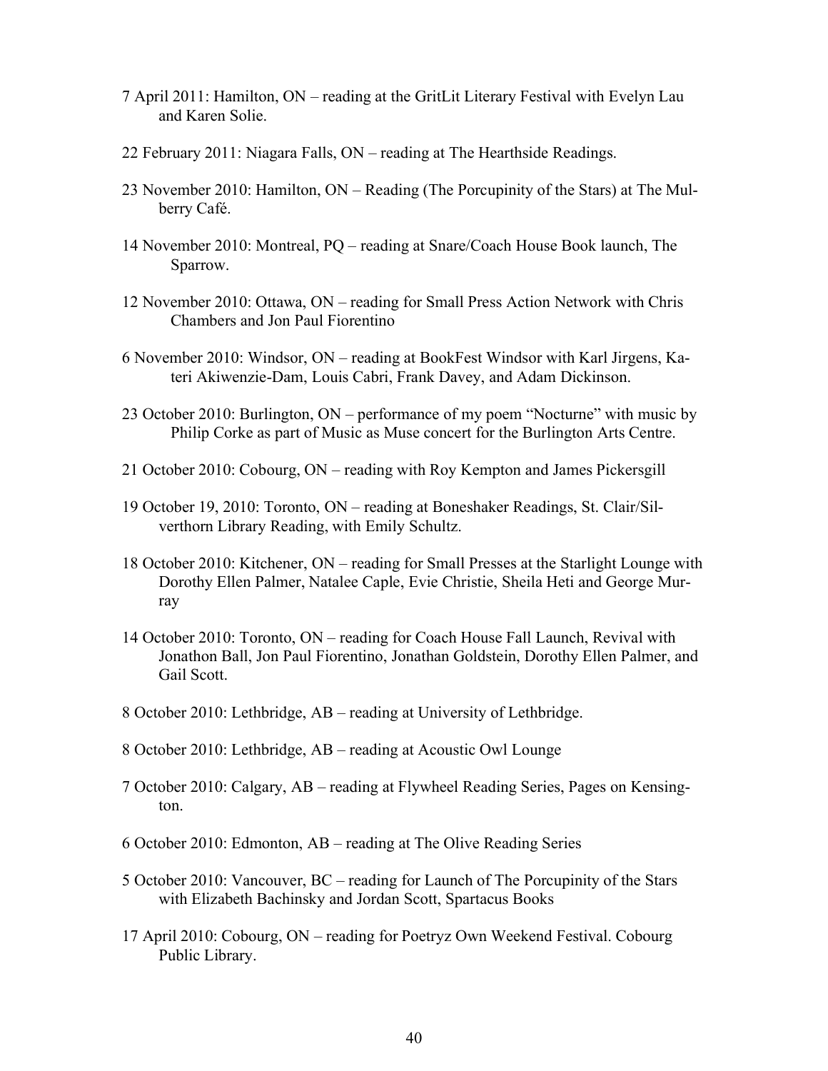7 April 2011: Hamilton, ON – reading at the GritLit Literary Festival with Evelyn Lau and Karen Solie.

22 February 2011: Niagara Falls, ON – reading at The Hearthside Readings.

23 November 2010: Hamilton, ON – Reading (The Porcupinity of the Stars) at The Mulberry Café.

14 November 2010: Montreal, PQ – reading at Snare/Coach House Book launch, The Sparrow.

12 November 2010: Ottawa, ON – reading for Small Press Action Network with Chris Chambers and Jon Paul Fiorentino

6 November 2010: Windsor, ON – reading at BookFest Windsor with Karl Jirgens, Kateri Akiwenzie-Dam, Louis Cabri, Frank Davey, and Adam Dickinson.

23 October 2010: Burlington, ON – performance of my poem "Nocturne" with music by Philip Corke as part of Music as Muse concert for the Burlington Arts Centre.

21 October 2010: Cobourg, ON – reading with Roy Kempton and James Pickersgill

19 October 19, 2010: Toronto, ON – reading at Boneshaker Readings, St. Clair/Silverthorn Library Reading, with Emily Schultz.

18 October 2010: Kitchener, ON – reading for Small Presses at the Starlight Lounge with Dorothy Ellen Palmer, Natalee Caple, Evie Christie, Sheila Heti and George Murray

14 October 2010: Toronto, ON – reading for Coach House Fall Launch, Revival with Jonathon Ball, Jon Paul Fiorentino, Jonathan Goldstein, Dorothy Ellen Palmer, and Gail Scott.

8 October 2010: Lethbridge, AB – reading at University of Lethbridge.

8 October 2010: Lethbridge, AB – reading at Acoustic Owl Lounge

7 October 2010: Calgary, AB – reading at Flywheel Reading Series, Pages on Kensington.

6 October 2010: Edmonton, AB – reading at The Olive Reading Series

5 October 2010: Vancouver, BC – reading for Launch of The Porcupinity of the Stars with Elizabeth Bachinsky and Jordan Scott, Spartacus Books

17 April 2010: Cobourg, ON – reading for Poetryz Own Weekend Festival. Cobourg Public Library.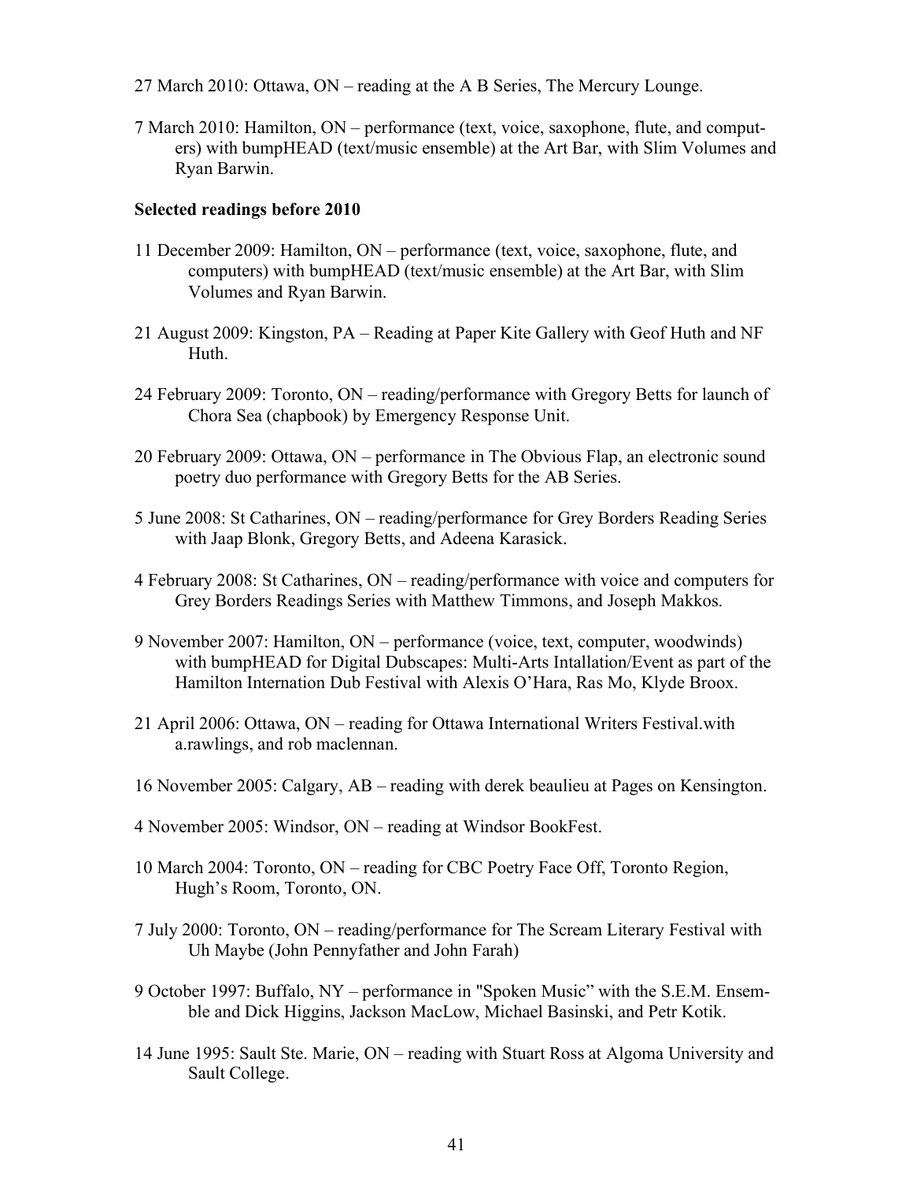27 March 2010: Ottawa, ON – reading at the A B Series, The Mercury Lounge.

7 March 2010: Hamilton, ON – performance (text, voice, saxophone, flute, and computers) with bumpHEAD (text/music ensemble) at the Art Bar, with Slim Volumes and Ryan Barwin.

**Selected readings before 2010**

11 December 2009: Hamilton, ON – performance (text, voice, saxophone, flute, and computers) with bumpHEAD (text/music ensemble) at the Art Bar, with Slim Volumes and Ryan Barwin.

21 August 2009: Kingston, PA – Reading at Paper Kite Gallery with Geof Huth and NF Huth.

24 February 2009: Toronto, ON – reading/performance with Gregory Betts for launch of Chora Sea (chapbook) by Emergency Response Unit.

20 February 2009: Ottawa, ON – performance in The Obvious Flap, an electronic sound poetry duo performance with Gregory Betts for the AB Series.

5 June 2008: St Catharines, ON – reading/performance for Grey Borders Reading Series with Jaap Blonk, Gregory Betts, and Adeena Karasick.

4 February 2008: St Catharines, ON – reading/performance with voice and computers for Grey Borders Readings Series with Matthew Timmons, and Joseph Makkos.

9 November 2007: Hamilton, ON – performance (voice, text, computer, woodwinds) with bumpHEAD for Digital Dubscapes: Multi-Arts Intallation/Event as part of the Hamilton Internation Dub Festival with Alexis O'Hara, Ras Mo, Klyde Broox.

21 April 2006: Ottawa, ON – reading for Ottawa International Writers Festival.with a.rawlings, and rob maclennan.

16 November 2005: Calgary, AB – reading with derek beaulieu at Pages on Kensington.

4 November 2005: Windsor, ON – reading at Windsor BookFest.

10 March 2004: Toronto, ON – reading for CBC Poetry Face Off, Toronto Region, Hugh's Room, Toronto, ON.

7 July 2000: Toronto, ON – reading/performance for The Scream Literary Festival with Uh Maybe (John Pennyfather and John Farah)

9 October 1997: Buffalo, NY – performance in "Spoken Music" with the S.E.M. Ensemble and Dick Higgins, Jackson MacLow, Michael Basinski, and Petr Kotik.

14 June 1995: Sault Ste. Marie, ON – reading with Stuart Ross at Algoma University and Sault College.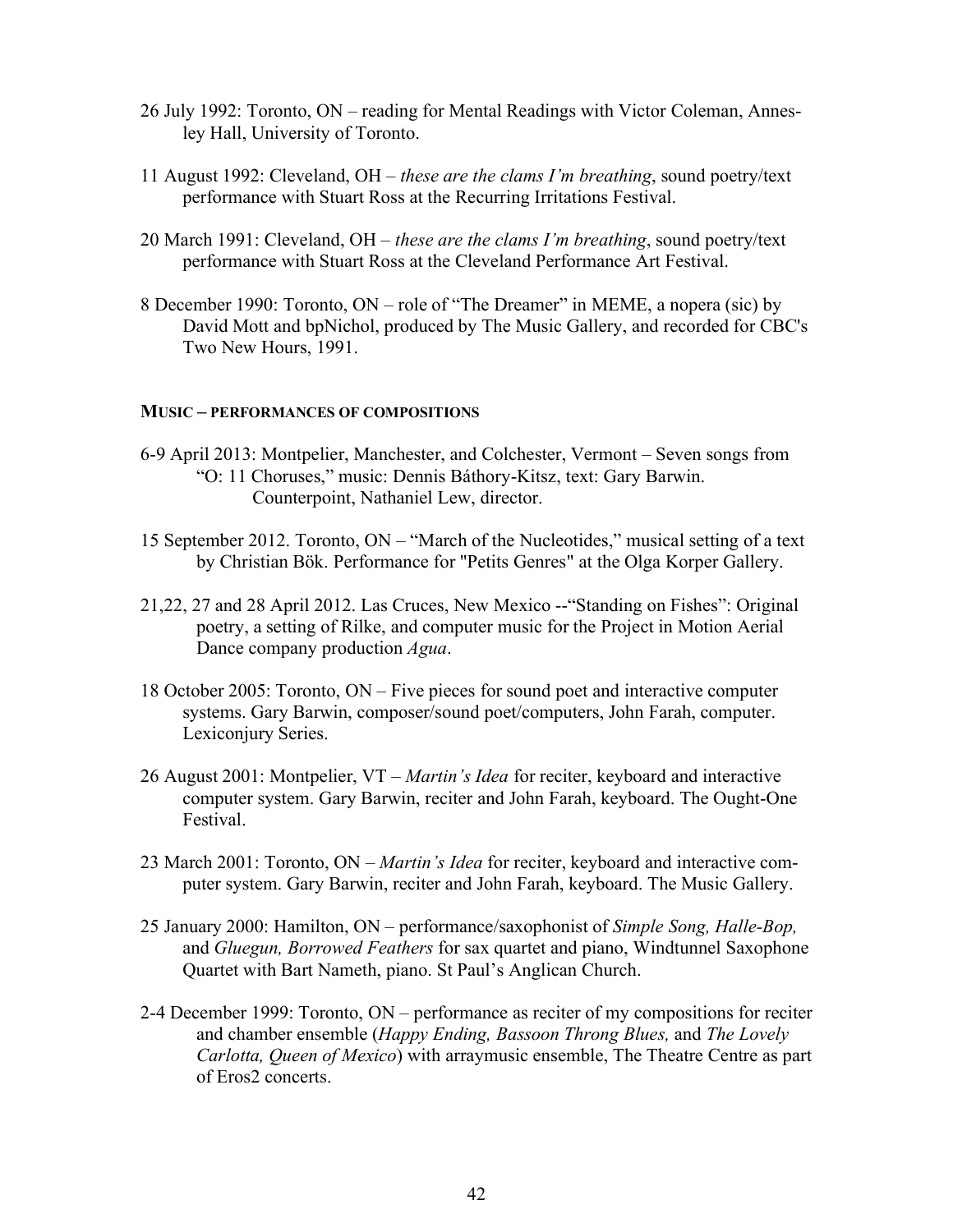26 July 1992: Toronto, ON – reading for Mental Readings with Victor Coleman, Annesley Hall, University of Toronto.

11 August 1992: Cleveland, OH – *these are the clams I'm breathing*, sound poetry/text performance with Stuart Ross at the Recurring Irritations Festival.

20 March 1991: Cleveland, OH – *these are the clams I'm breathing*, sound poetry/text performance with Stuart Ross at the Cleveland Performance Art Festival.

8 December 1990: Toronto, ON – role of "The Dreamer" in MEME, a nopera (sic) by David Mott and bpNichol, produced by The Music Gallery, and recorded for CBC's Two New Hours, 1991.

#### MUSIC – PERFORMANCES OF COMPOSITIONS

6-9 April 2013: Montpelier, Manchester, and Colchester, Vermont – Seven songs from "O: 11 Choruses," music: Dennis Báthory-Kitsz, text: Gary Barwin. Counterpoint, Nathaniel Lew, director.

15 September 2012. Toronto, ON – "March of the Nucleotides," musical setting of a text by Christian Bök. Performance for "Petits Genres" at the Olga Korper Gallery.

21,22, 27 and 28 April 2012. Las Cruces, New Mexico --"Standing on Fishes": Original poetry, a setting of Rilke, and computer music for the Project in Motion Aerial Dance company production *Agua*.

18 October 2005: Toronto, ON – Five pieces for sound poet and interactive computer systems. Gary Barwin, composer/sound poet/computers, John Farah, computer. Lexiconjury Series.

26 August 2001: Montpelier, VT – *Martin's Idea* for reciter, keyboard and interactive computer system. Gary Barwin, reciter and John Farah, keyboard. The Ought-One Festival.

23 March 2001: Toronto, ON – *Martin's Idea* for reciter, keyboard and interactive computer system. Gary Barwin, reciter and John Farah, keyboard. The Music Gallery.

25 January 2000: Hamilton, ON – performance/saxophonist of *Simple Song, Halle-Bop,* and *Gluegun, Borrowed Feathers* for sax quartet and piano, Windtunnel Saxophone Quartet with Bart Nameth, piano. St Paul's Anglican Church.

2-4 December 1999: Toronto, ON – performance as reciter of my compositions for reciter and chamber ensemble (*Happy Ending, Bassoon Throng Blues,* and *The Lovely Carlotta, Queen of Mexico*) with arraymusic ensemble, The Theatre Centre as part of Eros2 concerts.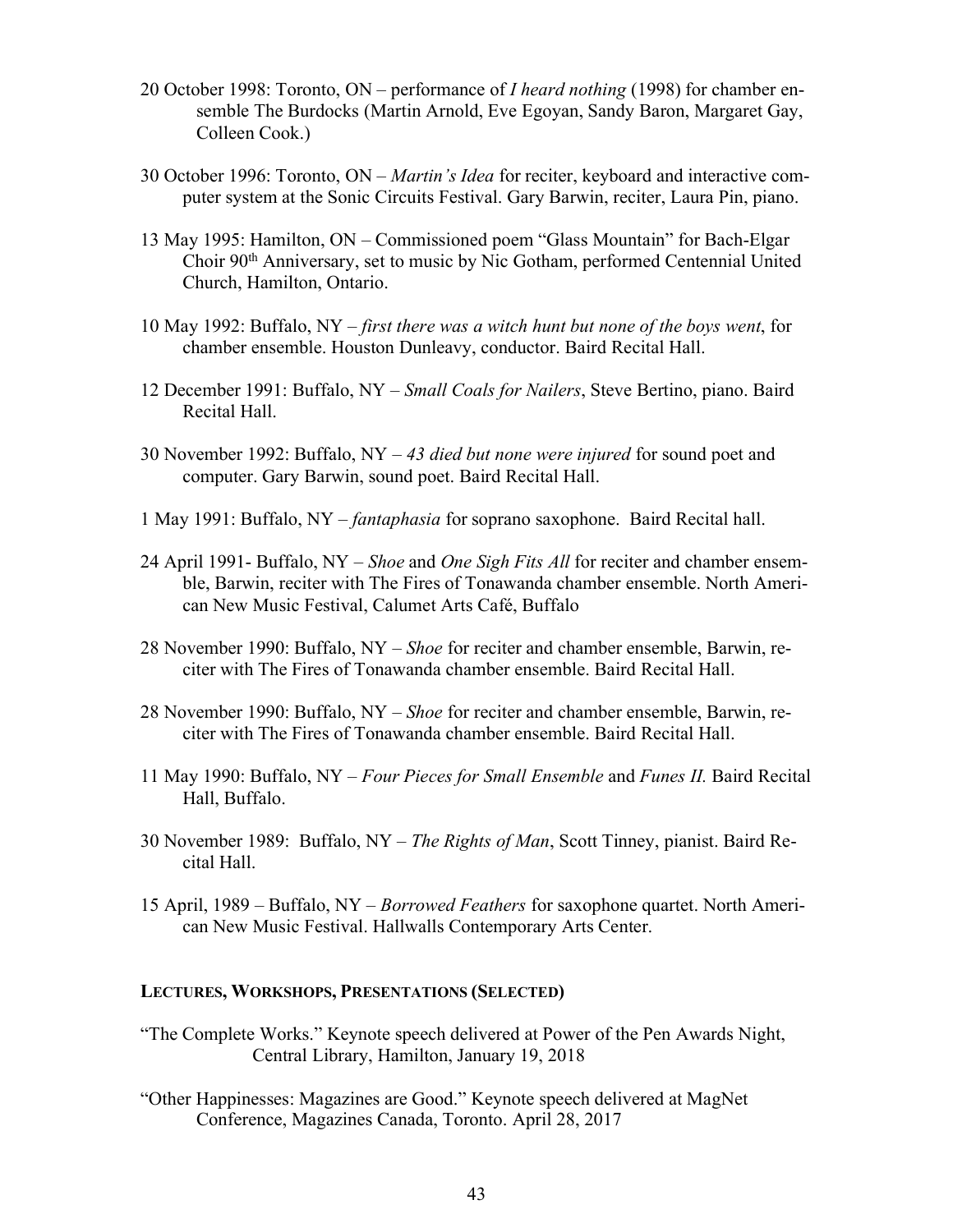20 October 1998: Toronto, ON – performance of *I heard nothing* (1998) for chamber ensemble The Burdocks (Martin Arnold, Eve Egoyan, Sandy Baron, Margaret Gay, Colleen Cook.)

30 October 1996: Toronto, ON – *Martin's Idea* for reciter, keyboard and interactive computer system at the Sonic Circuits Festival. Gary Barwin, reciter, Laura Pin, piano.

13 May 1995: Hamilton, ON – Commissioned poem "Glass Mountain" for Bach-Elgar Choir 90th Anniversary, set to music by Nic Gotham, performed Centennial United Church, Hamilton, Ontario.

10 May 1992: Buffalo, NY – *first there was a witch hunt but none of the boys went*, for chamber ensemble. Houston Dunleavy, conductor. Baird Recital Hall.

12 December 1991: Buffalo, NY – *Small Coals for Nailers*, Steve Bertino, piano. Baird Recital Hall.

30 November 1992: Buffalo, NY – *43 died but none were injured* for sound poet and computer. Gary Barwin, sound poet. Baird Recital Hall.

1 May 1991: Buffalo, NY – *fantaphasia* for soprano saxophone. Baird Recital hall.

24 April 1991- Buffalo, NY – *Shoe* and *One Sigh Fits All* for reciter and chamber ensemble, Barwin, reciter with The Fires of Tonawanda chamber ensemble. North American New Music Festival, Calumet Arts Café, Buffalo

28 November 1990: Buffalo, NY – *Shoe* for reciter and chamber ensemble, Barwin, reciter with The Fires of Tonawanda chamber ensemble. Baird Recital Hall.

28 November 1990: Buffalo, NY – *Shoe* for reciter and chamber ensemble, Barwin, reciter with The Fires of Tonawanda chamber ensemble. Baird Recital Hall.

11 May 1990: Buffalo, NY – *Four Pieces for Small Ensemble* and *Funes II.* Baird Recital Hall, Buffalo.

30 November 1989: Buffalo, NY – *The Rights of Man*, Scott Tinney, pianist. Baird Recital Hall.

15 April, 1989 – Buffalo, NY – *Borrowed Feathers* for saxophone quartet. North American New Music Festival. Hallwalls Contemporary Arts Center.

### LECTURES, WORKSHOPS, PRESENTATIONS (SELECTED)

"The Complete Works." Keynote speech delivered at Power of the Pen Awards Night, Central Library, Hamilton, January 19, 2018

"Other Happinesses: Magazines are Good." Keynote speech delivered at MagNet Conference, Magazines Canada, Toronto. April 28, 2017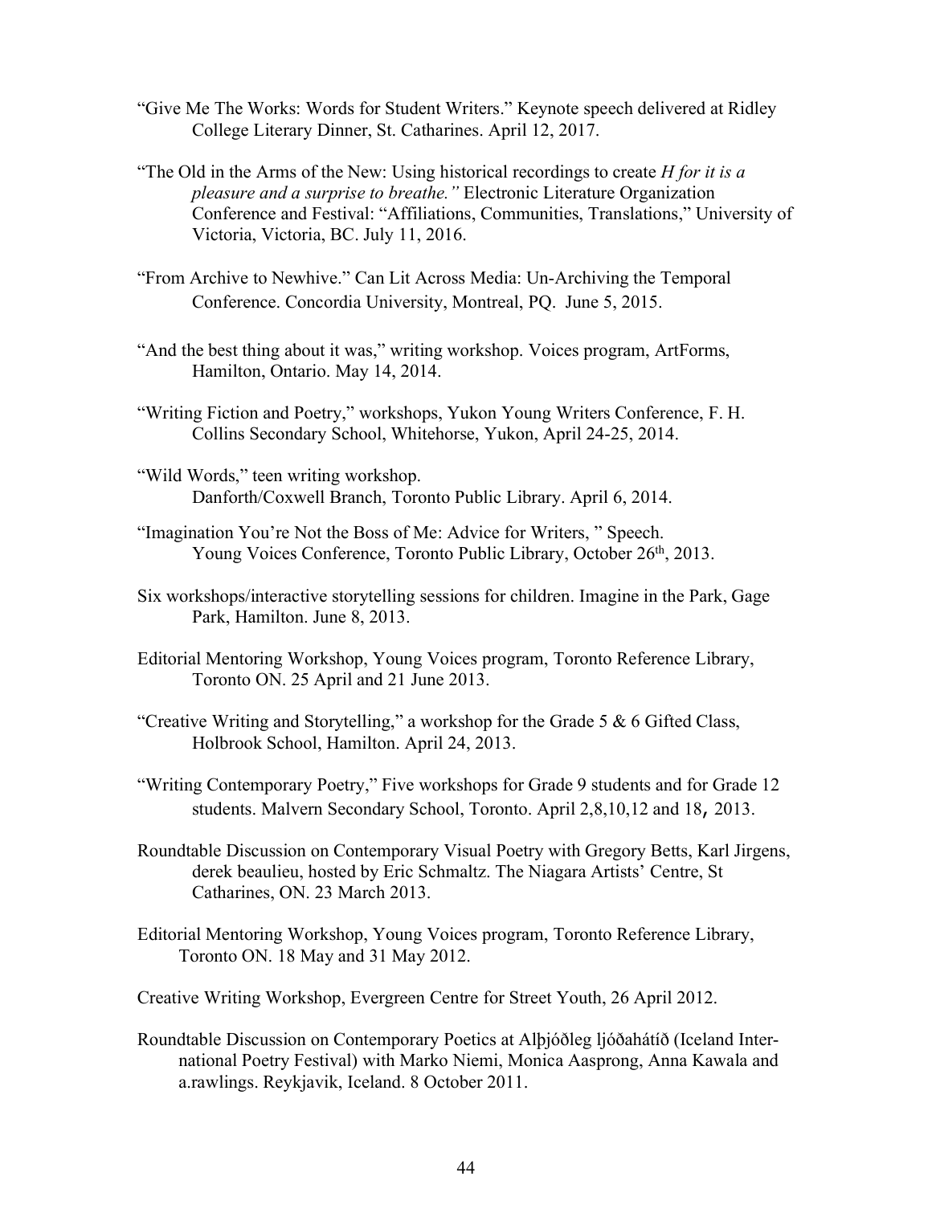"Give Me The Works: Words for Student Writers." Keynote speech delivered at Ridley College Literary Dinner, St. Catharines. April 12, 2017.

"The Old in the Arms of the New: Using historical recordings to create *H for it is a pleasure and a surprise to breathe."* Electronic Literature Organization Conference and Festival: "Affiliations, Communities, Translations," University of Victoria, Victoria, BC. July 11, 2016.

"From Archive to Newhive." Can Lit Across Media: Un-Archiving the Temporal Conference. Concordia University, Montreal, PQ. June 5, 2015.

"And the best thing about it was," writing workshop. Voices program, ArtForms, Hamilton, Ontario. May 14, 2014.

"Writing Fiction and Poetry," workshops, Yukon Young Writers Conference, F. H. Collins Secondary School, Whitehorse, Yukon, April 24-25, 2014.

"Wild Words," teen writing workshop. Danforth/Coxwell Branch, Toronto Public Library. April 6, 2014.

"Imagination You're Not the Boss of Me: Advice for Writers, " Speech. Young Voices Conference, Toronto Public Library, October 26th, 2013.

Six workshops/interactive storytelling sessions for children. Imagine in the Park, Gage Park, Hamilton. June 8, 2013.

Editorial Mentoring Workshop, Young Voices program, Toronto Reference Library, Toronto ON. 25 April and 21 June 2013.

"Creative Writing and Storytelling," a workshop for the Grade 5 & 6 Gifted Class, Holbrook School, Hamilton. April 24, 2013.

"Writing Contemporary Poetry," Five workshops for Grade 9 students and for Grade 12 students. Malvern Secondary School, Toronto. April 2,8,10,12 and 18, 2013.

Roundtable Discussion on Contemporary Visual Poetry with Gregory Betts, Karl Jirgens, derek beaulieu, hosted by Eric Schmaltz. The Niagara Artists' Centre, St Catharines, ON. 23 March 2013.

Editorial Mentoring Workshop, Young Voices program, Toronto Reference Library, Toronto ON. 18 May and 31 May 2012.

Creative Writing Workshop, Evergreen Centre for Street Youth, 26 April 2012.

Roundtable Discussion on Contemporary Poetics at Alþjóðleg ljóðahátíð (Iceland International Poetry Festival) with Marko Niemi, Monica Aasprong, Anna Kawala and a.rawlings. Reykjavik, Iceland. 8 October 2011.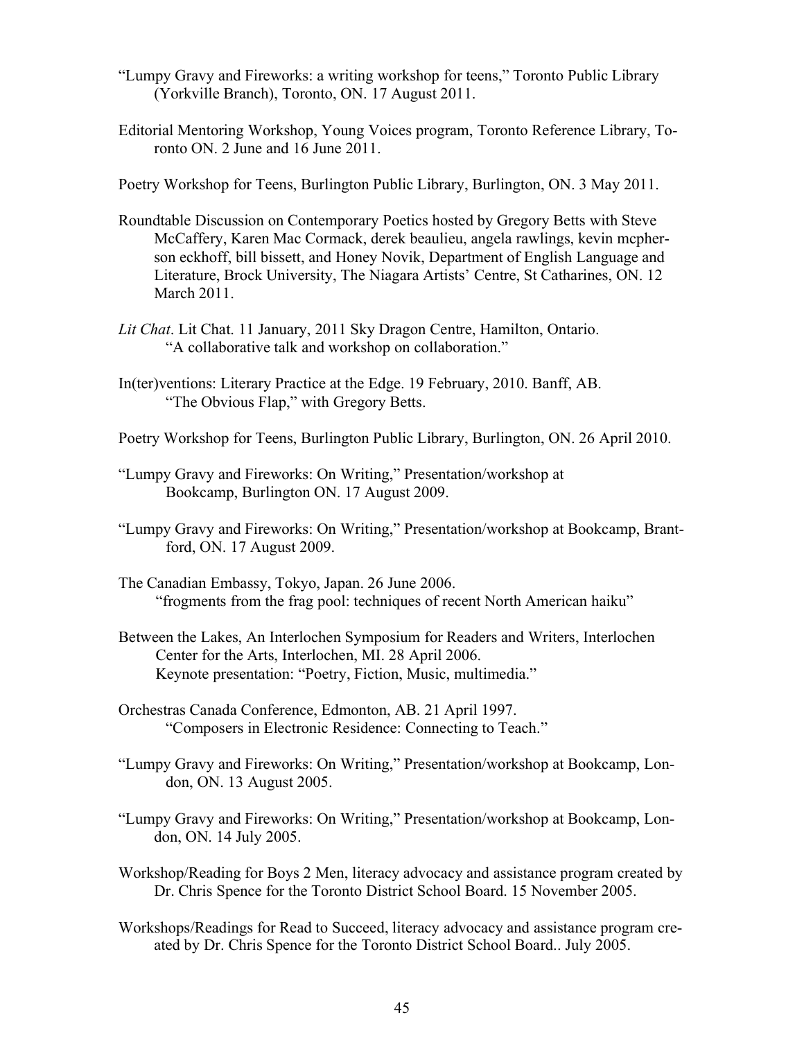"Lumpy Gravy and Fireworks: a writing workshop for teens," Toronto Public Library (Yorkville Branch), Toronto, ON. 17 August 2011.

Editorial Mentoring Workshop, Young Voices program, Toronto Reference Library, Toronto ON. 2 June and 16 June 2011.

Poetry Workshop for Teens, Burlington Public Library, Burlington, ON. 3 May 2011.

Roundtable Discussion on Contemporary Poetics hosted by Gregory Betts with Steve McCaffery, Karen Mac Cormack, derek beaulieu, angela rawlings, kevin mcpherson eckhoff, bill bissett, and Honey Novik, Department of English Language and Literature, Brock University, The Niagara Artists' Centre, St Catharines, ON. 12 March 2011.

*Lit Chat*. Lit Chat. 11 January, 2011 Sky Dragon Centre, Hamilton, Ontario. "A collaborative talk and workshop on collaboration."

In(ter)ventions: Literary Practice at the Edge. 19 February, 2010. Banff, AB. "The Obvious Flap," with Gregory Betts.

Poetry Workshop for Teens, Burlington Public Library, Burlington, ON. 26 April 2010.

"Lumpy Gravy and Fireworks: On Writing," Presentation/workshop at Bookcamp, Burlington ON. 17 August 2009.

"Lumpy Gravy and Fireworks: On Writing," Presentation/workshop at Bookcamp, Brantford, ON. 17 August 2009.

The Canadian Embassy, Tokyo, Japan. 26 June 2006. "frogments from the frag pool: techniques of recent North American haiku"

Between the Lakes, An Interlochen Symposium for Readers and Writers, Interlochen Center for the Arts, Interlochen, MI. 28 April 2006. Keynote presentation: "Poetry, Fiction, Music, multimedia."

Orchestras Canada Conference, Edmonton, AB. 21 April 1997. "Composers in Electronic Residence: Connecting to Teach."

"Lumpy Gravy and Fireworks: On Writing," Presentation/workshop at Bookcamp, London, ON. 13 August 2005.

"Lumpy Gravy and Fireworks: On Writing," Presentation/workshop at Bookcamp, London, ON. 14 July 2005.

Workshop/Reading for Boys 2 Men, literacy advocacy and assistance program created by Dr. Chris Spence for the Toronto District School Board. 15 November 2005.

Workshops/Readings for Read to Succeed, literacy advocacy and assistance program created by Dr. Chris Spence for the Toronto District School Board.. July 2005.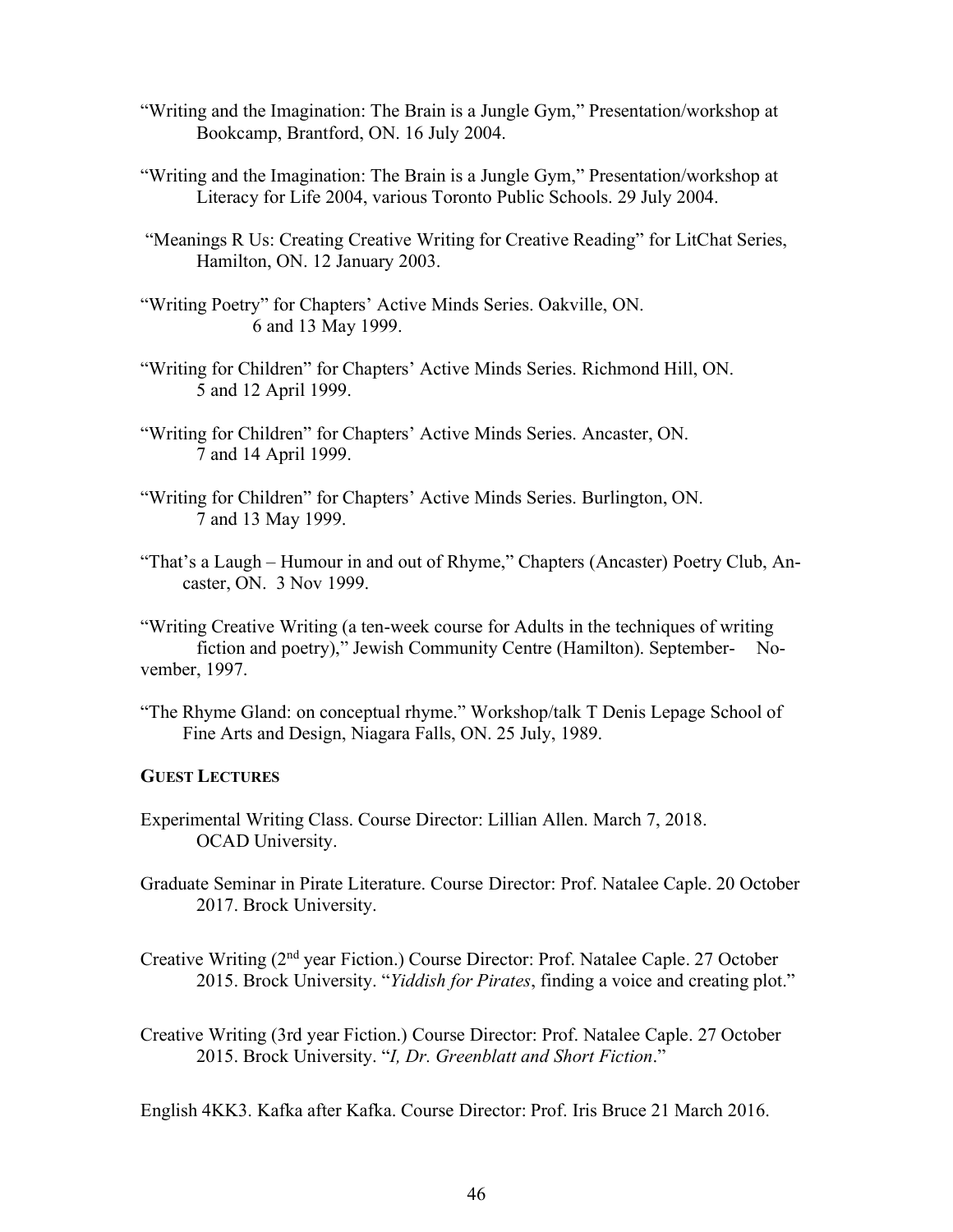"Writing and the Imagination: The Brain is a Jungle Gym," Presentation/workshop at Bookcamp, Brantford, ON. 16 July 2004.

"Writing and the Imagination: The Brain is a Jungle Gym," Presentation/workshop at Literacy for Life 2004, various Toronto Public Schools. 29 July 2004.

"Meanings R Us: Creating Creative Writing for Creative Reading" for LitChat Series, Hamilton, ON. 12 January 2003.

"Writing Poetry" for Chapters' Active Minds Series. Oakville, ON. 6 and 13 May 1999.

"Writing for Children" for Chapters' Active Minds Series. Richmond Hill, ON. 5 and 12 April 1999.

"Writing for Children" for Chapters' Active Minds Series. Ancaster, ON. 7 and 14 April 1999.

"Writing for Children" for Chapters' Active Minds Series. Burlington, ON. 7 and 13 May 1999.

"That's a Laugh – Humour in and out of Rhyme," Chapters (Ancaster) Poetry Club, Ancaster, ON. 3 Nov 1999.

"Writing Creative Writing (a ten-week course for Adults in the techniques of writing fiction and poetry)," Jewish Community Centre (Hamilton). September- November, 1997.

"The Rhyme Gland: on conceptual rhyme." Workshop/talk T Denis Lepage School of Fine Arts and Design, Niagara Falls, ON. 25 July, 1989.

**GUEST LECTURES**

Experimental Writing Class. Course Director: Lillian Allen. March 7, 2018. OCAD University.

Graduate Seminar in Pirate Literature. Course Director: Prof. Natalee Caple. 20 October 2017. Brock University.

Creative Writing (2nd year Fiction.) Course Director: Prof. Natalee Caple. 27 October 2015. Brock University. "*Yiddish for Pirates*, finding a voice and creating plot."

Creative Writing (3rd year Fiction.) Course Director: Prof. Natalee Caple. 27 October 2015. Brock University. "*I, Dr. Greenblatt and Short Fiction*."

English 4KK3. Kafka after Kafka. Course Director: Prof. Iris Bruce 21 March 2016.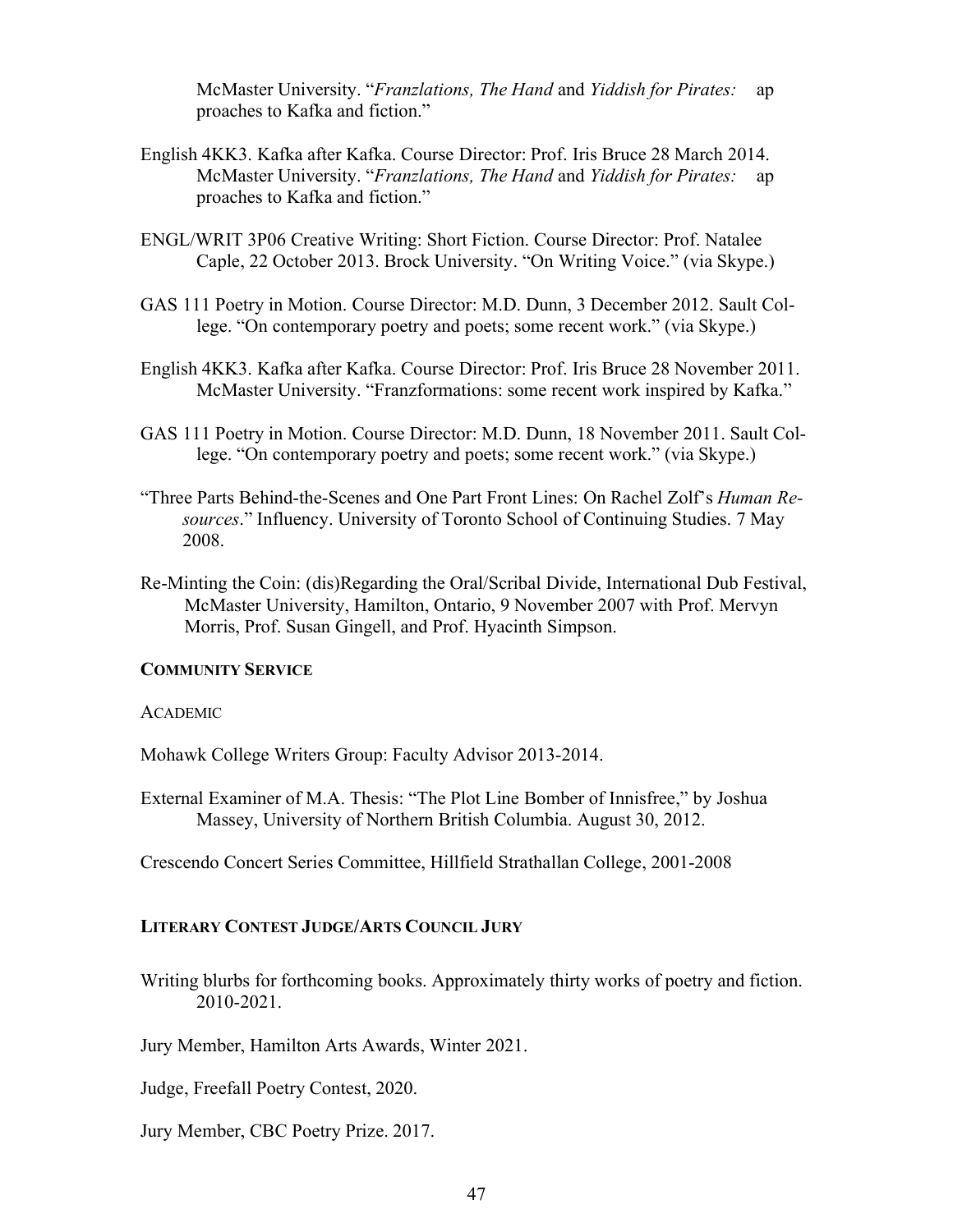McMaster University. "*Franzlations, The Hand* and *Yiddish for Pirates:* approaches to Kafka and fiction."

English 4KK3. Kafka after Kafka. Course Director: Prof. Iris Bruce 28 March 2014. McMaster University. "*Franzlations, The Hand* and *Yiddish for Pirates:* approaches to Kafka and fiction."

ENGL/WRIT 3P06 Creative Writing: Short Fiction. Course Director: Prof. Natalee Caple, 22 October 2013. Brock University. "On Writing Voice." (via Skype.)

GAS 111 Poetry in Motion. Course Director: M.D. Dunn, 3 December 2012. Sault College. "On contemporary poetry and poets; some recent work." (via Skype.)

English 4KK3. Kafka after Kafka. Course Director: Prof. Iris Bruce 28 November 2011. McMaster University. "Franzformations: some recent work inspired by Kafka."

GAS 111 Poetry in Motion. Course Director: M.D. Dunn, 18 November 2011. Sault College. "On contemporary poetry and poets; some recent work." (via Skype.)

"Three Parts Behind-the-Scenes and One Part Front Lines: On Rachel Zolf's *Human Resources*." Influency. University of Toronto School of Continuing Studies. 7 May 2008.

Re-Minting the Coin: (dis)Regarding the Oral/Scribal Divide, International Dub Festival, McMaster University, Hamilton, Ontario, 9 November 2007 with Prof. Mervyn Morris, Prof. Susan Gingell, and Prof. Hyacinth Simpson.

### COMMUNITY SERVICE

ACADEMIC

Mohawk College Writers Group: Faculty Advisor 2013-2014.

External Examiner of M.A. Thesis: "The Plot Line Bomber of Innisfree," by Joshua Massey, University of Northern British Columbia. August 30, 2012.

Crescendo Concert Series Committee, Hillfield Strathallan College, 2001-2008

### LITERARY CONTEST JUDGE/ARTS COUNCIL JURY

Writing blurbs for forthcoming books. Approximately thirty works of poetry and fiction. 2010-2021.

Jury Member, Hamilton Arts Awards, Winter 2021.

Judge, Freefall Poetry Contest, 2020.

Jury Member, CBC Poetry Prize. 2017.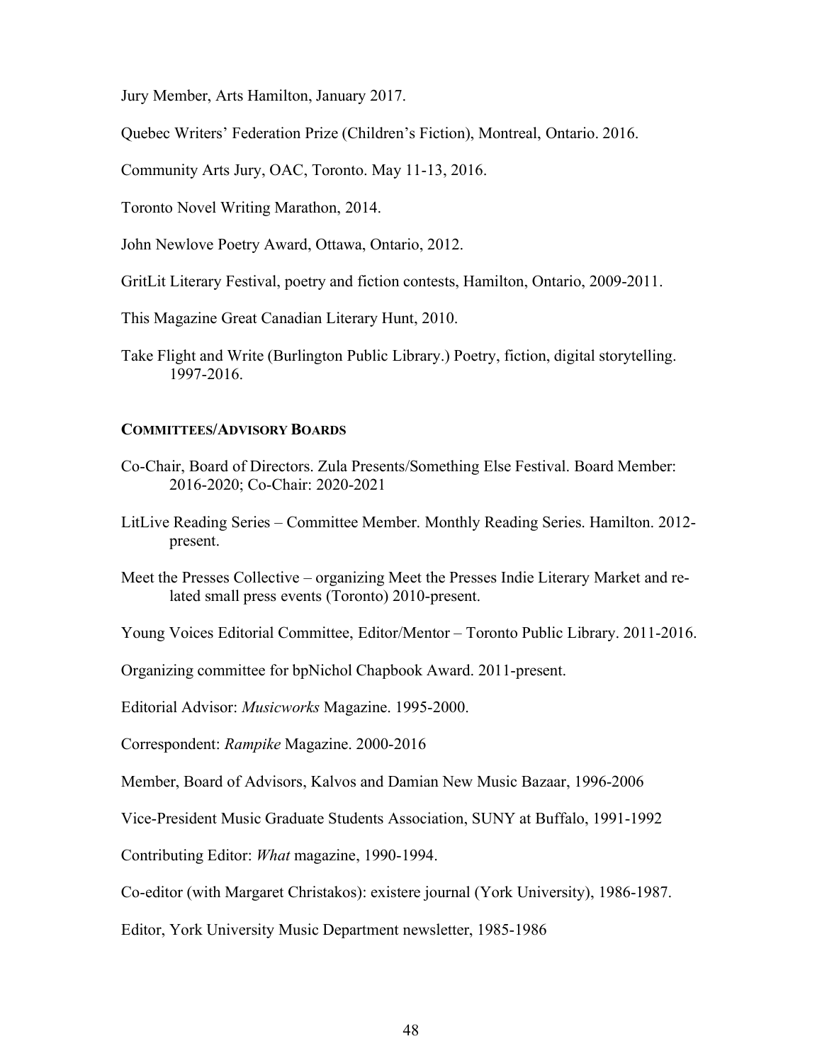Jury Member, Arts Hamilton, January 2017.

Quebec Writers' Federation Prize (Children's Fiction), Montreal, Ontario. 2016.

Community Arts Jury, OAC, Toronto. May 11-13, 2016.

Toronto Novel Writing Marathon, 2014.

John Newlove Poetry Award, Ottawa, Ontario, 2012.

GritLit Literary Festival, poetry and fiction contests, Hamilton, Ontario, 2009-2011.

This Magazine Great Canadian Literary Hunt, 2010.

Take Flight and Write (Burlington Public Library.) Poetry, fiction, digital storytelling. 1997-2016.

**COMMITTEES/ADVISORY BOARDS**

Co-Chair, Board of Directors. Zula Presents/Something Else Festival. Board Member: 2016-2020; Co-Chair: 2020-2021

LitLive Reading Series – Committee Member. Monthly Reading Series. Hamilton. 2012-present.

Meet the Presses Collective – organizing Meet the Presses Indie Literary Market and related small press events (Toronto) 2010-present.

Young Voices Editorial Committee, Editor/Mentor – Toronto Public Library. 2011-2016.

Organizing committee for bpNichol Chapbook Award. 2011-present.

Editorial Advisor: *Musicworks* Magazine. 1995-2000.

Correspondent: *Rampike* Magazine. 2000-2016

Member, Board of Advisors, Kalvos and Damian New Music Bazaar, 1996-2006

Vice-President Music Graduate Students Association, SUNY at Buffalo, 1991-1992

Contributing Editor: *What* magazine, 1990-1994.

Co-editor (with Margaret Christakos): existere journal (York University), 1986-1987.

Editor, York University Music Department newsletter, 1985-1986